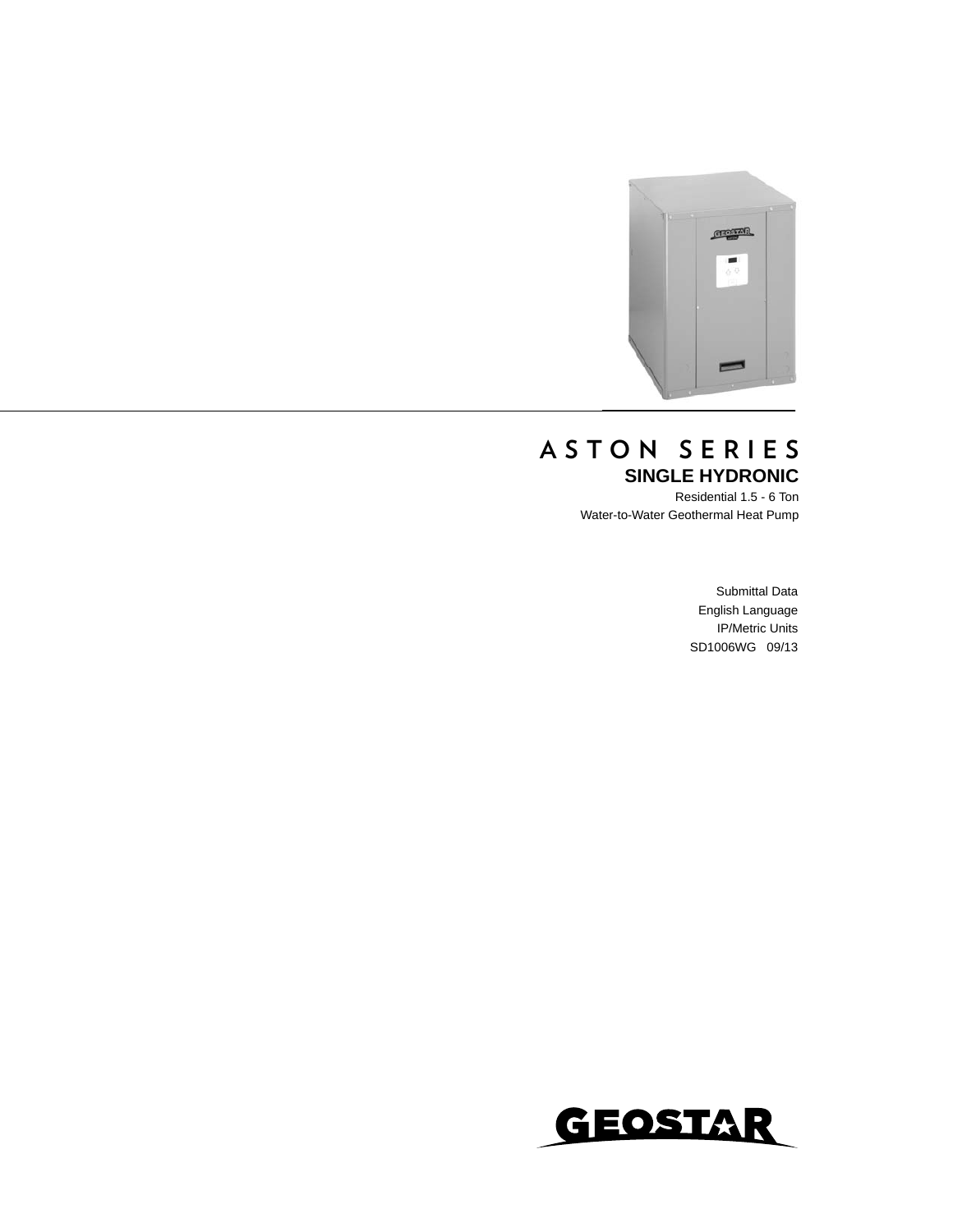# ASTON SERIES

## SINGLE HYDRONIC

Residential 1.5 - 6 Ton

Water-to-Water Geothermal Heat Pump

Submittal Data

English Language

IP/Metric Units

SD1006WG 09/13

GEOSTAR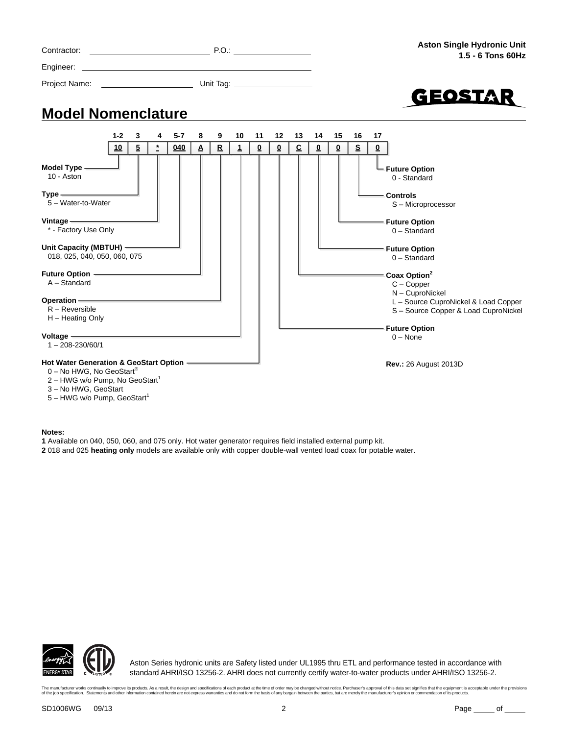Contractor: ____________ P.O.: ____________

Engineer: ____________

Project Name: ____________ Unit Tag: ____________

**Aston Single Hydronic Unit**
**1.5 - 6 Tons 60Hz**

GEOSTAR

## Model Nomenclature

| 1-2 | 3 | 4 | 5-7 | 8 | 9 | 10 | 11 | 12 | 13 | 14 | 15 | 16 | 17 |
|---|---|---|---|---|---|---|---|---|---|---|---|---|---|
| 10 | 5 | * | 040 | A | R | 1 | 0 | 0 | C | 0 | 0 | S | 0 |

**Model Type**
10 - Aston

**Type**
5 – Water-to-Water

**Vintage**
* - Factory Use Only

**Unit Capacity (MBTUH)**
018, 025, 040, 050, 060, 075

**Future Option**
A – Standard

**Operation**
R – Reversible
H – Heating Only

**Voltage**
1 – 208-230/60/1

**Hot Water Generation & GeoStart Option**
0 – No HWG, No GeoStart®
2 – HWG w/o Pump, No GeoStart[1]
3 – No HWG, GeoStart
5 – HWG w/o Pump, GeoStart[1]

**Future Option**
0 – None

**Coax Option[2]**
C – Copper
N – CuproNickel
L – Source CuproNickel & Load Copper
S – Source Copper & Load CuproNickel

**Future Option**
0 – Standard

**Future Option**
0 – Standard

**Controls**
S – Microprocessor

**Future Option**
0 - Standard

**Rev.:** 26 August 2013D

**Notes:**
**1** Available on 040, 050, 060, and 075 only. Hot water generator requires field installed external pump kit.
**2** 018 and 025 **heating only** models are available only with copper double-wall vented load coax for potable water.

Aston Series hydronic units are Safety listed under UL1995 thru ETL and performance tested in accordance with standard AHRI/ISO 13256-2. AHRI does not currently certify water-to-water products under AHRI/ISO 13256-2.

The manufacturer works continually to improve its products. As a result, the design and specifications of each product at the time of order may be changed without notice. Purchaser's approval of this data set signifies that the equipment is acceptable under the provisions of the job specification. Statements and other information contained herein are not express warranties and do not form the basis of any bargain between the parties, but are merely the manufacturer's opinion or commendation of its products.

SD1006WG 09/13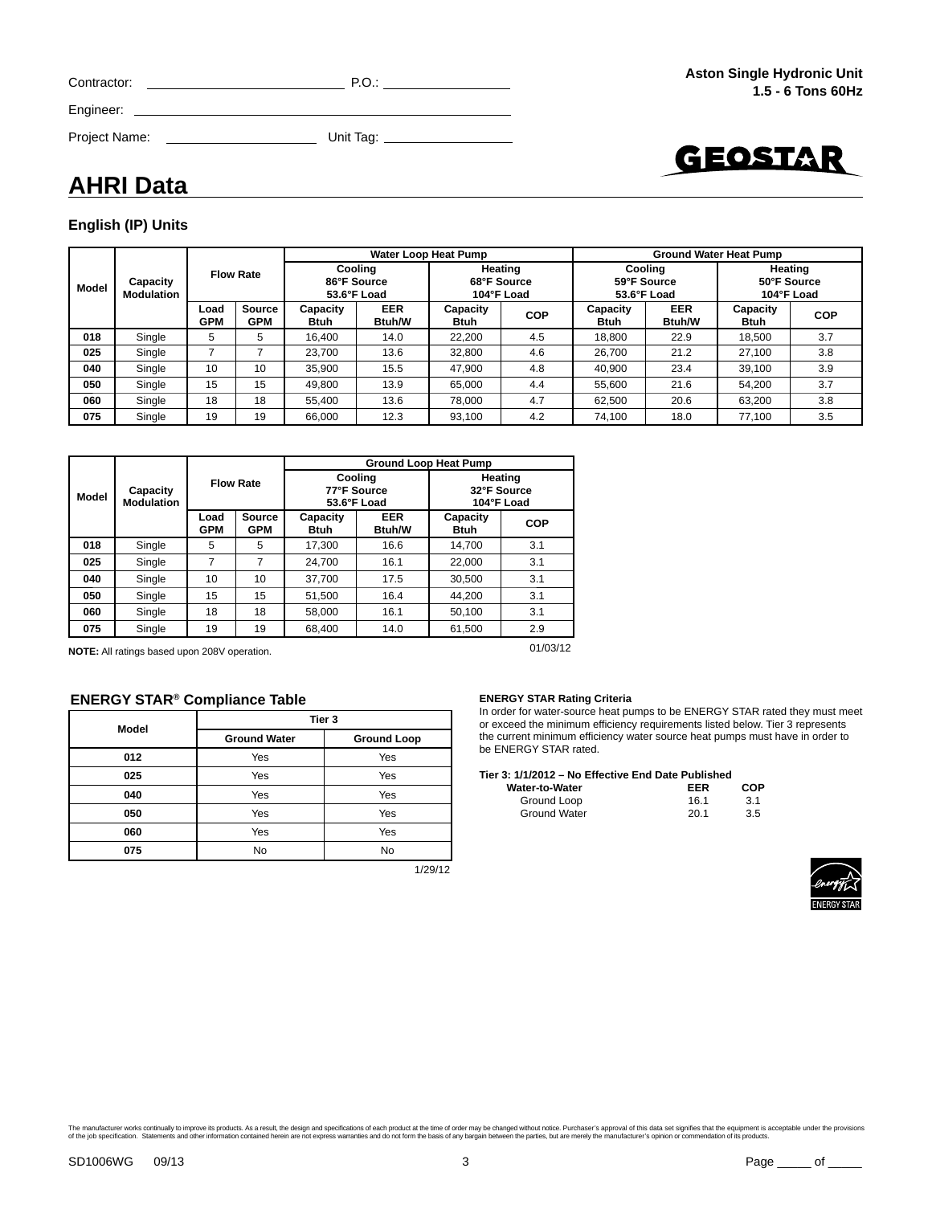Contractor: ____________________ P.O.: ____________________

Engineer: ________________________________________

Project Name: ____________________ Unit Tag: ____________________

**Aston Single Hydronic Unit**
**1.5 - 6 Tons 60Hz**

# AHRI Data

### English (IP) Units

| Model | Capacity Modulation | Flow Rate | | Water Loop Heat Pump | | | | Ground Water Heat Pump | | | |
|---|---|---|---|---|---|---|---|---|---|---|---|
| | | | | Cooling 86°F Source 53.6°F Load | | Heating 68°F Source 104°F Load | | Cooling 59°F Source 53.6°F Load | | Heating 50°F Source 104°F Load | |
| | | Load GPM | Source GPM | Capacity Btuh | EER Btuh/W | Capacity Btuh | COP | Capacity Btuh | EER Btuh/W | Capacity Btuh | COP |
| 018 | Single | 5 | 5 | 16,400 | 14.0 | 22,200 | 4.5 | 18,800 | 22.9 | 18,500 | 3.7 |
| 025 | Single | 7 | 7 | 23,700 | 13.6 | 32,800 | 4.6 | 26,700 | 21.2 | 27,100 | 3.8 |
| 040 | Single | 10 | 10 | 35,900 | 15.5 | 47,900 | 4.8 | 40,900 | 23.4 | 39,100 | 3.9 |
| 050 | Single | 15 | 15 | 49,800 | 13.9 | 65,000 | 4.4 | 55,600 | 21.6 | 54,200 | 3.7 |
| 060 | Single | 18 | 18 | 55,400 | 13.6 | 78,000 | 4.7 | 62,500 | 20.6 | 63,200 | 3.8 |
| 075 | Single | 19 | 19 | 66,000 | 12.3 | 93,100 | 4.2 | 74,100 | 18.0 | 77,100 | 3.5 |

| Model | Capacity Modulation | Flow Rate | | Ground Loop Heat Pump | | | |
|---|---|---|---|---|---|---|---|
| | | | | Cooling 77°F Source 53.6°F Load | | Heating 32°F Source 104°F Load | |
| | | Load GPM | Source GPM | Capacity Btuh | EER Btuh/W | Capacity Btuh | COP |
| 018 | Single | 5 | 5 | 17,300 | 16.6 | 14,700 | 3.1 |
| 025 | Single | 7 | 7 | 24,700 | 16.1 | 22,000 | 3.1 |
| 040 | Single | 10 | 10 | 37,700 | 17.5 | 30,500 | 3.1 |
| 050 | Single | 15 | 15 | 51,500 | 16.4 | 44,200 | 3.1 |
| 060 | Single | 18 | 18 | 58,000 | 16.1 | 50,100 | 3.1 |
| 075 | Single | 19 | 19 | 68,400 | 14.0 | 61,500 | 2.9 |

**NOTE:** All ratings based upon 208V operation.

01/03/12

### ENERGY STAR® Compliance Table

| Model | Tier 3 | |
|---|---|---|
| | Ground Water | Ground Loop |
| 012 | Yes | Yes |
| 025 | Yes | Yes |
| 040 | Yes | Yes |
| 050 | Yes | Yes |
| 060 | Yes | Yes |
| 075 | No | No |

1/29/12

**ENERGY STAR Rating Criteria**

In order for water-source heat pumps to be ENERGY STAR rated they must meet or exceed the minimum efficiency requirements listed below. Tier 3 represents the current minimum efficiency water source heat pumps must have in order to be ENERGY STAR rated.

**Tier 3: 1/1/2012 – No Effective End Date Published**

| Water-to-Water | EER | COP |
|---|---|---|
| Ground Loop | 16.1 | 3.1 |
| Ground Water | 20.1 | 3.5 |

The manufacturer works continually to improve its products. As a result, the design and specifications of each product at the time of order may be changed without notice. Purchaser's approval of this data set signifies that the equipment is acceptable under the provisions of the job specification. Statements and other information contained herein are not express warranties and do not form the basis of any bargain between the parties, but are merely the manufacturer's opinion or commendation of its products.

SD1006WG 09/13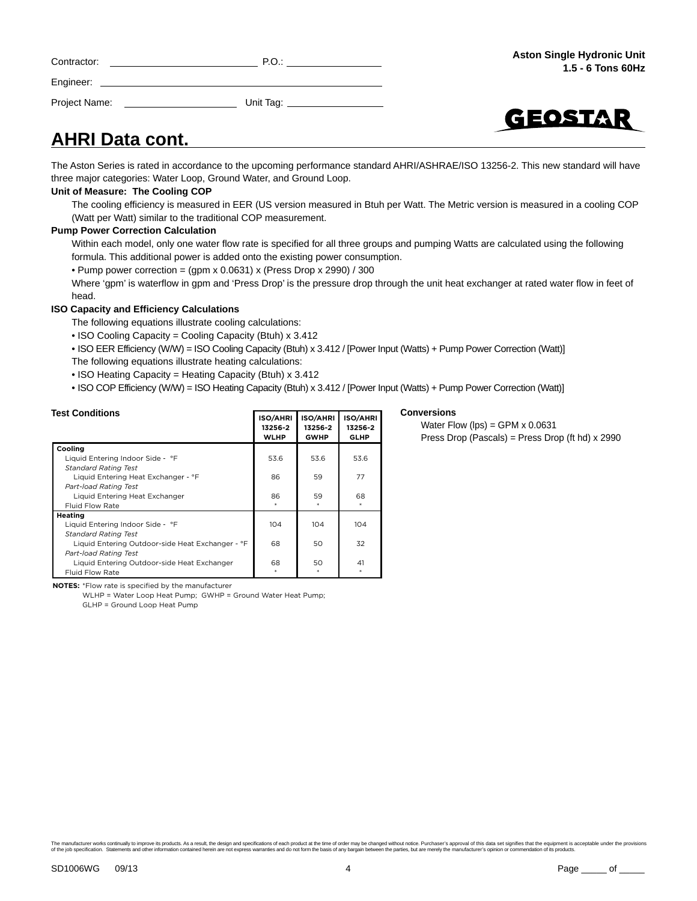Contractor: ______________________ P.O.: ________________

Engineer: ________________________________________________

Project Name: ________________ Unit Tag: ________________

**Aston Single Hydronic Unit**
**1.5 - 6 Tons 60Hz**

## AHRI Data cont.

The Aston Series is rated in accordance to the upcoming performance standard AHRI/ASHRAE/ISO 13256-2. This new standard will have three major categories: Water Loop, Ground Water, and Ground Loop.

**Unit of Measure: The Cooling COP**

The cooling efficiency is measured in EER (US version measured in Btuh per Watt. The Metric version is measured in a cooling COP (Watt per Watt) similar to the traditional COP measurement.

**Pump Power Correction Calculation**

Within each model, only one water flow rate is specified for all three groups and pumping Watts are calculated using the following formula. This additional power is added onto the existing power consumption.

- Pump power correction = (gpm x 0.0631) x (Press Drop x 2990) / 300

Where 'gpm' is waterflow in gpm and 'Press Drop' is the pressure drop through the unit heat exchanger at rated water flow in feet of head.

**ISO Capacity and Efficiency Calculations**

The following equations illustrate cooling calculations:

- ISO Cooling Capacity = Cooling Capacity (Btuh) x 3.412
- ISO EER Efficiency (W/W) = ISO Cooling Capacity (Btuh) x 3.412 / [Power Input (Watts) + Pump Power Correction (Watt)]

The following equations illustrate heating calculations:

- ISO Heating Capacity = Heating Capacity (Btuh) x 3.412
- ISO COP Efficiency (W/W) = ISO Heating Capacity (Btuh) x 3.412 / [Power Input (Watts) + Pump Power Correction (Watt)]

**Test Conditions**

| | ISO/AHRI 13256-2 WLHP | ISO/AHRI 13256-2 GWHP | ISO/AHRI 13256-2 GLHP |
|---|---|---|---|
| **Cooling** | | | |
| Liquid Entering Indoor Side - °F | 53.6 | 53.6 | 53.6 |
| *Standard Rating Test* | | | |
| Liquid Entering Heat Exchanger - °F | 86 | 59 | 77 |
| *Part-load Rating Test* | | | |
| Liquid Entering Heat Exchanger | 86 | 59 | 68 |
| Fluid Flow Rate | * | * | * |
| **Heating** | | | |
| Liquid Entering Indoor Side - °F | 104 | 104 | 104 |
| *Standard Rating Test* | | | |
| Liquid Entering Outdoor-side Heat Exchanger - °F | 68 | 50 | 32 |
| *Part-load Rating Test* | | | |
| Liquid Entering Outdoor-side Heat Exchanger | 68 | 50 | 41 |
| Fluid Flow Rate | * | * | * |

**NOTES:** *Flow rate is specified by the manufacturer
WLHP = Water Loop Heat Pump; GWHP = Ground Water Heat Pump;
GLHP = Ground Loop Heat Pump

**Conversions**

Water Flow (lps) = GPM x 0.0631
Press Drop (Pascals) = Press Drop (ft hd) x 2990

The manufacturer works continually to improve its products. As a result, the design and specifications of each product at the time of order may be changed without notice. Purchaser's approval of this data set signifies that the equipment is acceptable under the provisions of the job specification. Statements and other information contained herein are not express warranties and do not form the basis of any bargain between the parties, but are merely the manufacturer's opinion or commendation of its products.

SD1006WG 09/13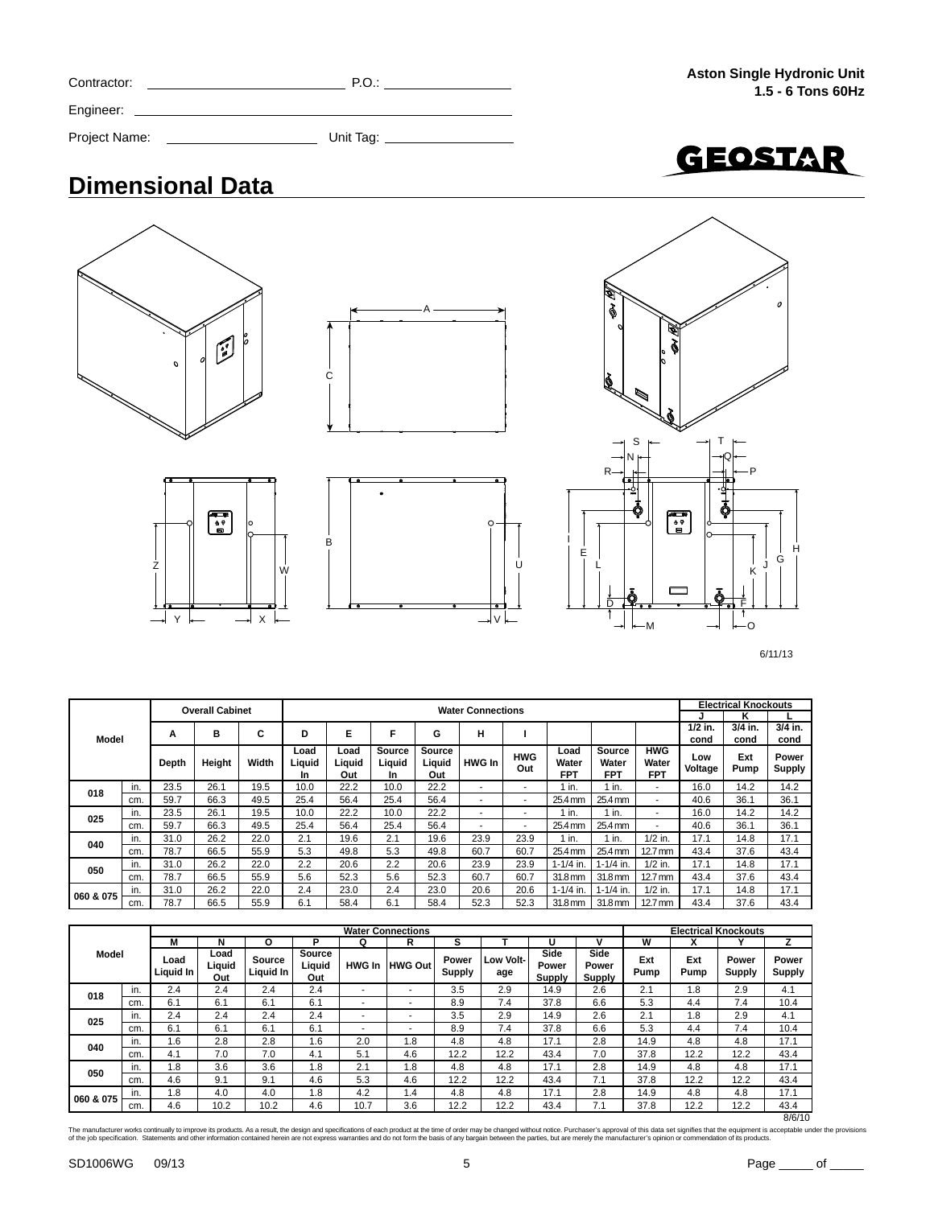Contractor: ______________________ P.O.: ________________

Engineer: ________________________________________________

Project Name: ____________________ Unit Tag: _______________

**Aston Single Hydronic Unit**
**1.5 - 6 Tons 60Hz**

GEOSTAR

## Dimensional Data

6/11/13

| Model | | Overall Cabinet | | | Water Connections | | | | | | | | | | Electrical Knockouts | | |
|---|---|---|---|---|---|---|---|---|---|---|---|---|---|---|---|---|---|
| | | | | | | | | | | | | | | | J | K | L |
| | | A | B | C | D | E | F | G | H | I | | | | | 1/2 in. cond | 3/4 in. cond | 3/4 in. cond |
| | | Depth | Height | Width | Load Liquid In | Load Liquid Out | Source Liquid In | Source Liquid Out | HWG In | HWG Out | Load Water FPT | Source Water FPT | HWG Water FPT | | Low Voltage | Ext Pump | Power Supply |
| 018 | in. | 23.5 | 26.1 | 19.5 | 10.0 | 22.2 | 10.0 | 22.2 | - | - | 1 in. | 1 in. | - | | 16.0 | 14.2 | 14.2 |
| | cm. | 59.7 | 66.3 | 49.5 | 25.4 | 56.4 | 25.4 | 56.4 | - | - | 25.4 mm | 25.4 mm | - | | 40.6 | 36.1 | 36.1 |
| 025 | in. | 23.5 | 26.1 | 19.5 | 10.0 | 22.2 | 10.0 | 22.2 | - | - | 1 in. | 1 in. | - | | 16.0 | 14.2 | 14.2 |
| | cm. | 59.7 | 66.3 | 49.5 | 25.4 | 56.4 | 25.4 | 56.4 | - | - | 25.4 mm | 25.4 mm | - | | 40.6 | 36.1 | 36.1 |
| 040 | in. | 31.0 | 26.2 | 22.0 | 2.1 | 19.6 | 2.1 | 19.6 | 23.9 | 23.9 | 1 in. | 1 in. | 1/2 in. | | 17.1 | 14.8 | 17.1 |
| | cm. | 78.7 | 66.5 | 55.9 | 5.3 | 49.8 | 5.3 | 49.8 | 60.7 | 60.7 | 25.4 mm | 25.4 mm | 12.7 mm | | 43.4 | 37.6 | 43.4 |
| 050 | in. | 31.0 | 26.2 | 22.0 | 2.2 | 20.6 | 2.2 | 20.6 | 23.9 | 23.9 | 1-1/4 in. | 1-1/4 in. | 1/2 in. | | 17.1 | 14.8 | 17.1 |
| | cm. | 78.7 | 66.5 | 55.9 | 5.6 | 52.3 | 5.6 | 52.3 | 60.7 | 60.7 | 31.8 mm | 31.8 mm | 12.7 mm | | 43.4 | 37.6 | 43.4 |
| 060 & 075 | in. | 31.0 | 26.2 | 22.0 | 2.4 | 23.0 | 2.4 | 23.0 | 20.6 | 20.6 | 1-1/4 in. | 1-1/4 in. | 1/2 in. | | 17.1 | 14.8 | 17.1 |
| | cm. | 78.7 | 66.5 | 55.9 | 6.1 | 58.4 | 6.1 | 58.4 | 52.3 | 52.3 | 31.8 mm | 31.8 mm | 12.7 mm | | 43.4 | 37.6 | 43.4 |

| Model | | Water Connections | | | | | | | | | | Electrical Knockouts | | | |
|---|---|---|---|---|---|---|---|---|---|---|---|---|---|---|---|
| | | M | N | O | P | Q | R | S | T | U | V | W | X | Y | Z |
| | | Load Liquid In | Load Liquid Out | Source Liquid In | Source Liquid Out | HWG In | HWG Out | Power Supply | Low Voltage | Side Power Supply | Side Power Supply | Ext Pump | Ext Pump | Power Supply | Power Supply |
| 018 | in. | 2.4 | 2.4 | 2.4 | 2.4 | - | - | 3.5 | 2.9 | 14.9 | 2.6 | 2.1 | 1.8 | 2.9 | 4.1 |
| | cm. | 6.1 | 6.1 | 6.1 | 6.1 | - | - | 8.9 | 7.4 | 37.8 | 6.6 | 5.3 | 4.4 | 7.4 | 10.4 |
| 025 | in. | 2.4 | 2.4 | 2.4 | 2.4 | - | - | 3.5 | 2.9 | 14.9 | 2.6 | 2.1 | 1.8 | 2.9 | 4.1 |
| | cm. | 6.1 | 6.1 | 6.1 | 6.1 | - | - | 8.9 | 7.4 | 37.8 | 6.6 | 5.3 | 4.4 | 7.4 | 10.4 |
| 040 | in. | 1.6 | 2.8 | 2.8 | 1.6 | 2.0 | 1.8 | 4.8 | 4.8 | 17.1 | 2.8 | 14.9 | 4.8 | 4.8 | 17.1 |
| | cm. | 4.1 | 7.0 | 7.0 | 4.1 | 5.1 | 4.6 | 12.2 | 12.2 | 43.4 | 7.0 | 37.8 | 12.2 | 12.2 | 43.4 |
| 050 | in. | 1.8 | 3.6 | 3.6 | 1.8 | 2.1 | 1.8 | 4.8 | 4.8 | 17.1 | 2.8 | 14.9 | 4.8 | 4.8 | 17.1 |
| | cm. | 4.6 | 9.1 | 9.1 | 4.6 | 5.3 | 4.6 | 12.2 | 12.2 | 43.4 | 7.1 | 37.8 | 12.2 | 12.2 | 43.4 |
| 060 & 075 | in. | 1.8 | 4.0 | 4.0 | 1.8 | 4.2 | 1.4 | 4.8 | 4.8 | 17.1 | 2.8 | 14.9 | 4.8 | 4.8 | 17.1 |
| | cm. | 4.6 | 10.2 | 10.2 | 4.6 | 10.7 | 3.6 | 12.2 | 12.2 | 43.4 | 7.1 | 37.8 | 12.2 | 12.2 | 43.4 |

8/6/10

The manufacturer works continually to improve its products. As a result, the design and specifications of each product at the time of order may be changed without notice. Purchaser's approval of this data set signifies that the equipment is acceptable under the provisions of the job specification. Statements and other information contained herein are not express warranties and do not form the basis of any bargain between the parties, but are merely the manufacturer's opinion or commendation of its products.

SD1006WG 09/13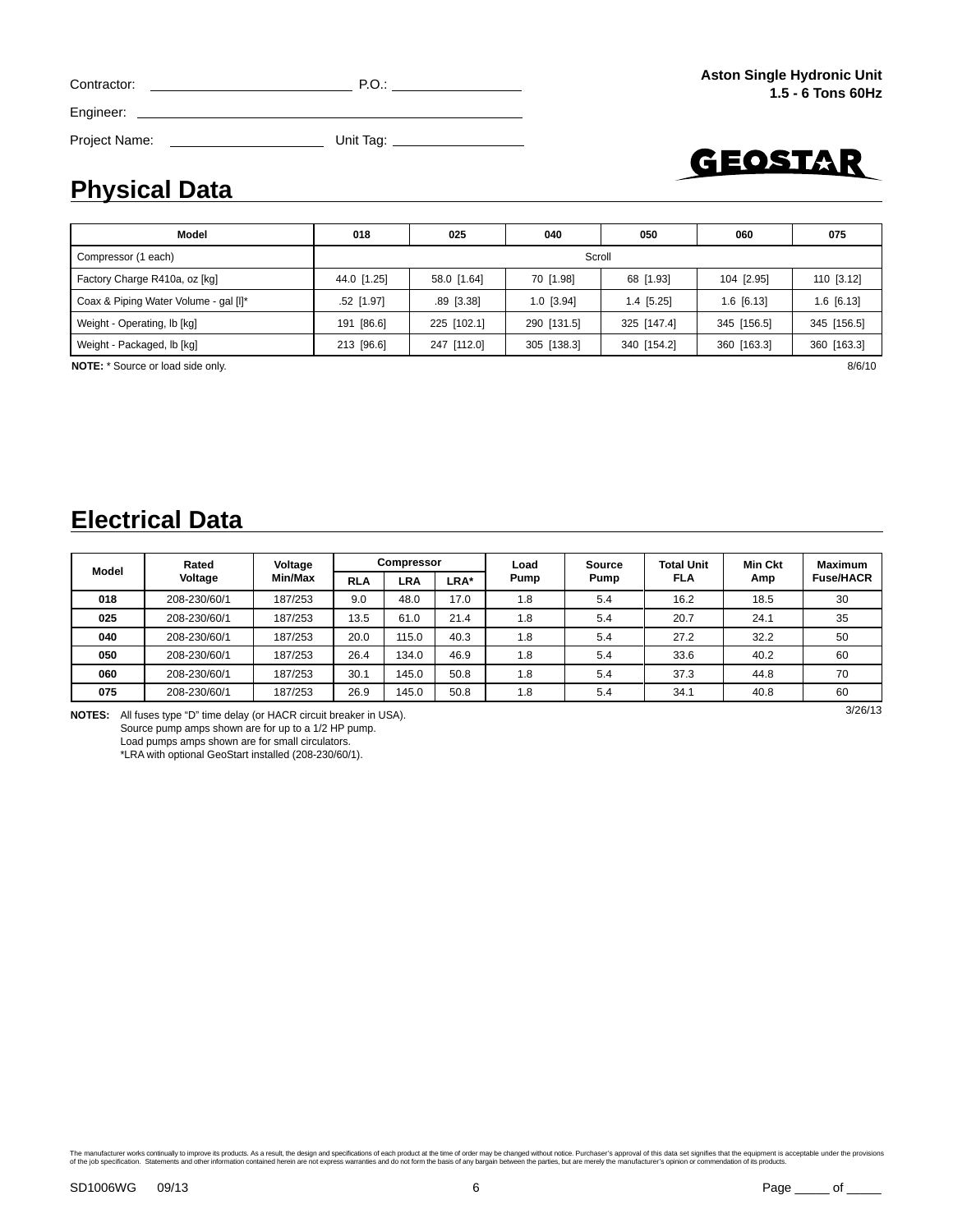Contractor: ____________________ P.O.: ______________

Engineer: ______________________________________

Project Name: ________________ Unit Tag: ______________

**Aston Single Hydronic Unit**
**1.5 - 6 Tons 60Hz**

## Physical Data

| Model | 018 | 025 | 040 | 050 | 060 | 075 |
|---|---|---|---|---|---|---|
| Compressor (1 each) | Scroll | | | | | |
| Factory Charge R410a, oz [kg] | 44.0 [1.25] | 58.0 [1.64] | 70 [1.98] | 68 [1.93] | 104 [2.95] | 110 [3.12] |
| Coax & Piping Water Volume - gal [l]* | .52 [1.97] | .89 [3.38] | 1.0 [3.94] | 1.4 [5.25] | 1.6 [6.13] | 1.6 [6.13] |
| Weight - Operating, lb [kg] | 191 [86.6] | 225 [102.1] | 290 [131.5] | 325 [147.4] | 345 [156.5] | 345 [156.5] |
| Weight - Packaged, lb [kg] | 213 [96.6] | 247 [112.0] | 305 [138.3] | 340 [154.2] | 360 [163.3] | 360 [163.3] |

**NOTE:** * Source or load side only.

8/6/10

## Electrical Data

| Model | Rated Voltage | Voltage Min/Max | Compressor | | | Load Pump | Source Pump | Total Unit FLA | Min Ckt Amp | Maximum Fuse/HACR |
|---|---|---|---|---|---|---|---|---|---|---|
| | | | RLA | LRA | LRA* | | | | | |
| **018** | 208-230/60/1 | 187/253 | 9.0 | 48.0 | 17.0 | 1.8 | 5.4 | 16.2 | 18.5 | 30 |
| **025** | 208-230/60/1 | 187/253 | 13.5 | 61.0 | 21.4 | 1.8 | 5.4 | 20.7 | 24.1 | 35 |
| **040** | 208-230/60/1 | 187/253 | 20.0 | 115.0 | 40.3 | 1.8 | 5.4 | 27.2 | 32.2 | 50 |
| **050** | 208-230/60/1 | 187/253 | 26.4 | 134.0 | 46.9 | 1.8 | 5.4 | 33.6 | 40.2 | 60 |
| **060** | 208-230/60/1 | 187/253 | 30.1 | 145.0 | 50.8 | 1.8 | 5.4 | 37.3 | 44.8 | 70 |
| **075** | 208-230/60/1 | 187/253 | 26.9 | 145.0 | 50.8 | 1.8 | 5.4 | 34.1 | 40.8 | 60 |

3/26/13

**NOTES:** All fuses type "D" time delay (or HACR circuit breaker in USA).
Source pump amps shown are for up to a 1/2 HP pump.
Load pumps amps shown are for small circulators.
*LRA with optional GeoStart installed (208-230/60/1).

The manufacturer works continually to improve its products. As a result, the design and specifications of each product at the time of order may be changed without notice. Purchaser's approval of this data set signifies that the equipment is acceptable under the provisions of the job specification. Statements and other information contained herein are not express warranties and do not form the basis of any bargain between the parties, but are merely the manufacturer's opinion or commendation of its products.

SD1006WG 09/13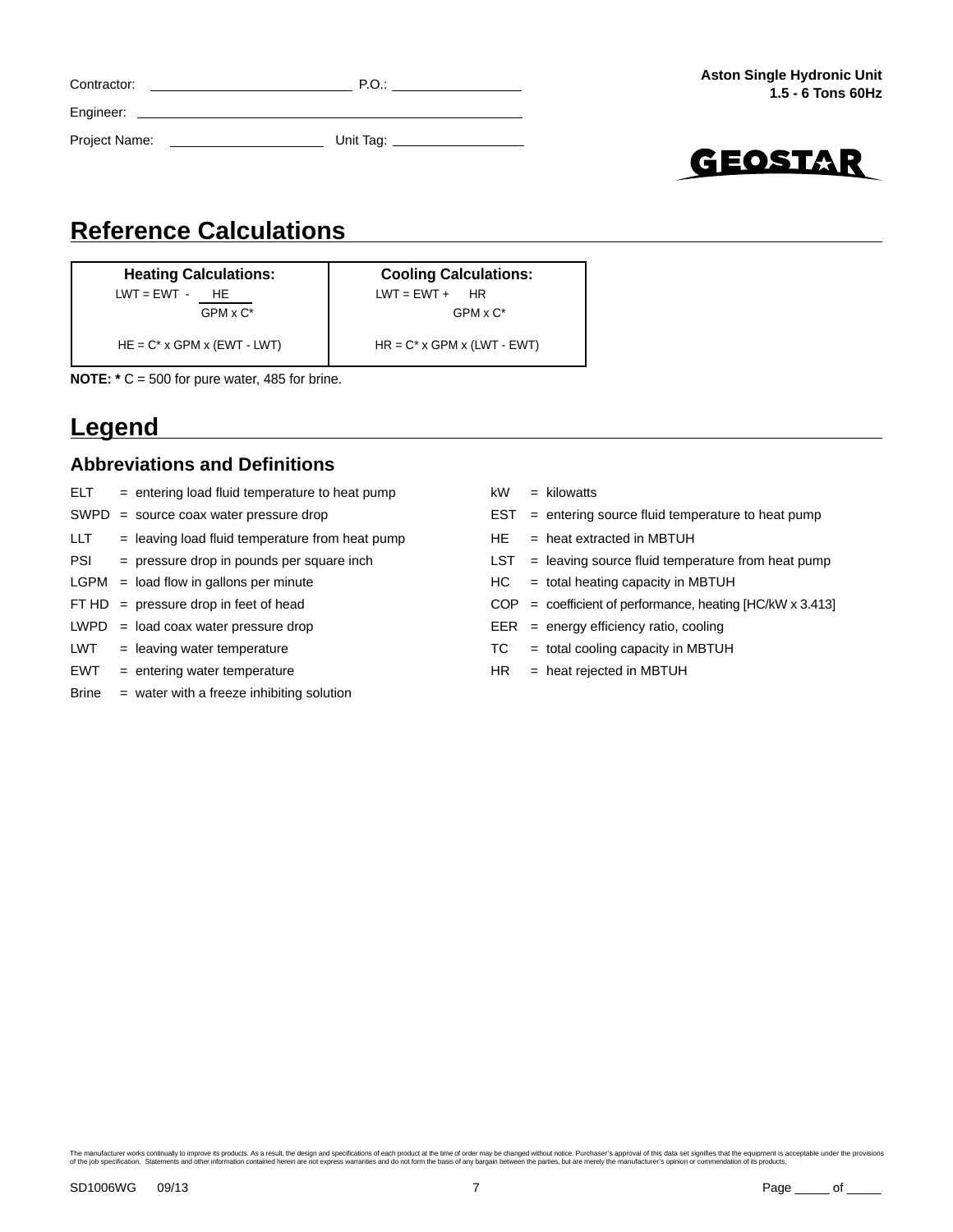Contractor: ______________________ P.O.: ______________

Engineer: ____________________________________________

Project Name: __________________ Unit Tag: ______________

**Aston Single Hydronic Unit**
**1.5 - 6 Tons 60Hz**

GEOSTAR

## Reference Calculations

| Heating Calculations: | Cooling Calculations: |
|---|---|
| $LWT = EWT - \frac{HE}{GPM \times C^*}$ | $LWT = EWT + \frac{HR}{GPM \times C^*}$ |
| $HE = C^* \times GPM \times (EWT - LWT)$ | $HR = C^* \times GPM \times (LWT - EWT)$ |

**NOTE: *** C = 500 for pure water, 485 for brine.

## Legend

### Abbreviations and Definitions

ELT = entering load fluid temperature to heat pump

SWPD = source coax water pressure drop

LLT = leaving load fluid temperature from heat pump

PSI = pressure drop in pounds per square inch

LGPM = load flow in gallons per minute

FT HD = pressure drop in feet of head

LWPD = load coax water pressure drop

LWT = leaving water temperature

EWT = entering water temperature

Brine = water with a freeze inhibiting solution

kW = kilowatts

EST = entering source fluid temperature to heat pump

HE = heat extracted in MBTUH

LST = leaving source fluid temperature from heat pump

HC = total heating capacity in MBTUH

COP = coefficient of performance, heating [HC/kW x 3.413]

EER = energy efficiency ratio, cooling

TC = total cooling capacity in MBTUH

HR = heat rejected in MBTUH

The manufacturer works continually to improve its products. As a result, the design and specifications of each product at the time of order may be changed without notice. Purchaser's approval of this data set signifies that the equipment is acceptable under the provisions of the job specification. Statements and other information contained herein are not express warranties and do not form the basis of any bargain between the parties, but are merely the manufacturer's opinion or commendation of its products.

SD1006WG 09/13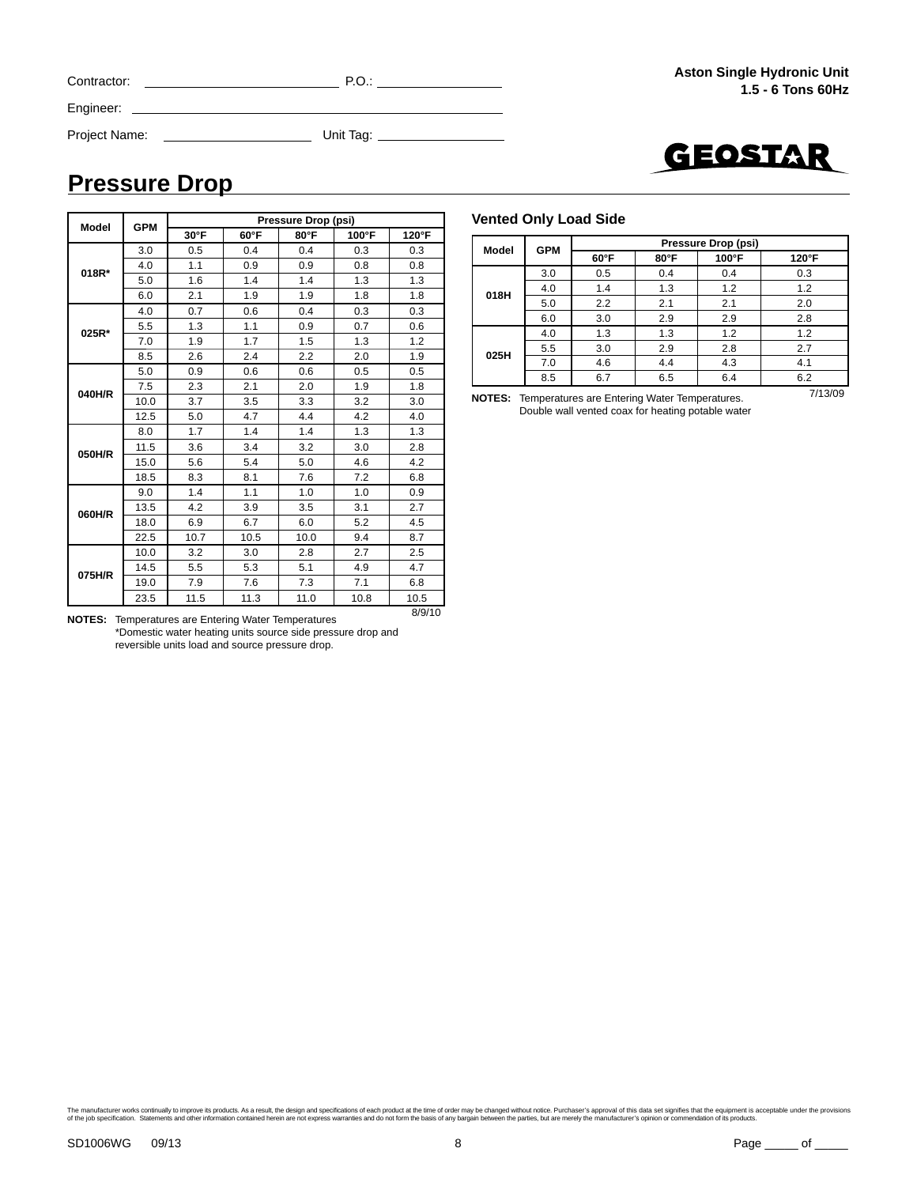Contractor: ____________________ P.O.: ______________

Engineer: ________________________________

Project Name: ________________ Unit Tag: ______________

**Aston Single Hydronic Unit**
**1.5 - 6 Tons 60Hz**

GEOSTAR

## Pressure Drop

| Model | GPM | Pressure Drop (psi) | | | | |
|---|---|---|---|---|---|---|
| | | 30°F | 60°F | 80°F | 100°F | 120°F |
| 018R* | 3.0 | 0.5 | 0.4 | 0.4 | 0.3 | 0.3 |
| | 4.0 | 1.1 | 0.9 | 0.9 | 0.8 | 0.8 |
| | 5.0 | 1.6 | 1.4 | 1.4 | 1.3 | 1.3 |
| | 6.0 | 2.1 | 1.9 | 1.9 | 1.8 | 1.8 |
| 025R* | 4.0 | 0.7 | 0.6 | 0.4 | 0.3 | 0.3 |
| | 5.5 | 1.3 | 1.1 | 0.9 | 0.7 | 0.6 |
| | 7.0 | 1.9 | 1.7 | 1.5 | 1.3 | 1.2 |
| | 8.5 | 2.6 | 2.4 | 2.2 | 2.0 | 1.9 |
| 040H/R | 5.0 | 0.9 | 0.6 | 0.6 | 0.5 | 0.5 |
| | 7.5 | 2.3 | 2.1 | 2.0 | 1.9 | 1.8 |
| | 10.0 | 3.7 | 3.5 | 3.3 | 3.2 | 3.0 |
| | 12.5 | 5.0 | 4.7 | 4.4 | 4.2 | 4.0 |
| 050H/R | 8.0 | 1.7 | 1.4 | 1.4 | 1.3 | 1.3 |
| | 11.5 | 3.6 | 3.4 | 3.2 | 3.0 | 2.8 |
| | 15.0 | 5.6 | 5.4 | 5.0 | 4.6 | 4.2 |
| | 18.5 | 8.3 | 8.1 | 7.6 | 7.2 | 6.8 |
| 060H/R | 9.0 | 1.4 | 1.1 | 1.0 | 1.0 | 0.9 |
| | 13.5 | 4.2 | 3.9 | 3.5 | 3.1 | 2.7 |
| | 18.0 | 6.9 | 6.7 | 6.0 | 5.2 | 4.5 |
| | 22.5 | 10.7 | 10.5 | 10.0 | 9.4 | 8.7 |
| 075H/R | 10.0 | 3.2 | 3.0 | 2.8 | 2.7 | 2.5 |
| | 14.5 | 5.5 | 5.3 | 5.1 | 4.9 | 4.7 |
| | 19.0 | 7.9 | 7.6 | 7.3 | 7.1 | 6.8 |
| | 23.5 | 11.5 | 11.3 | 11.0 | 10.8 | 10.5 |

8/9/10

**NOTES:** Temperatures are Entering Water Temperatures
*Domestic water heating units source side pressure drop and reversible units load and source pressure drop.

### Vented Only Load Side

| Model | GPM | Pressure Drop (psi) | | | |
|---|---|---|---|---|---|
| | | 60°F | 80°F | 100°F | 120°F |
| 018H | 3.0 | 0.5 | 0.4 | 0.4 | 0.3 |
| | 4.0 | 1.4 | 1.3 | 1.2 | 1.2 |
| | 5.0 | 2.2 | 2.1 | 2.1 | 2.0 |
| | 6.0 | 3.0 | 2.9 | 2.9 | 2.8 |
| 025H | 4.0 | 1.3 | 1.3 | 1.2 | 1.2 |
| | 5.5 | 3.0 | 2.9 | 2.8 | 2.7 |
| | 7.0 | 4.6 | 4.4 | 4.3 | 4.1 |
| | 8.5 | 6.7 | 6.5 | 6.4 | 6.2 |

7/13/09

**NOTES:** Temperatures are Entering Water Temperatures.
Double wall vented coax for heating potable water

The manufacturer works continually to improve its products. As a result, the design and specifications of each product at the time of order may be changed without notice. Purchaser's approval of this data set signifies that the equipment is acceptable under the provisions of the job specification. Statements and other information contained herein are not express warranties and do not form the basis of any bargain between the parties, but are merely the manufacturer's opinion or commendation of its products.

SD1006WG 09/13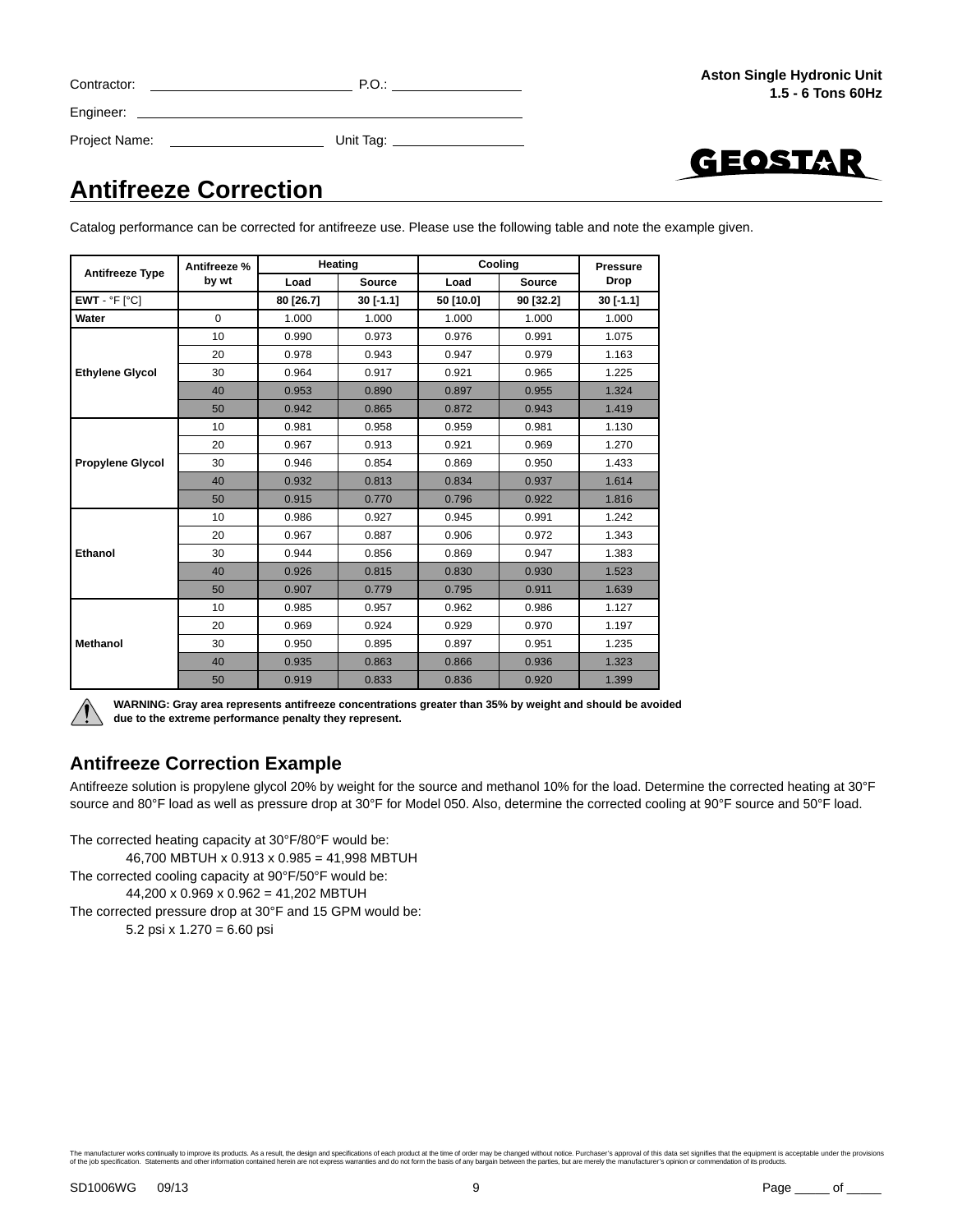Contractor: ______________________ P.O.: ________________

Engineer: ______________________________________________

Project Name: __________________ Unit Tag: ________________

**Aston Single Hydronic Unit**
**1.5 - 6 Tons 60Hz**

# Antifreeze Correction

Catalog performance can be corrected for antifreeze use. Please use the following table and note the example given.

| Antifreeze Type | Antifreeze % by wt | Heating | | Cooling | | Pressure Drop |
|---|---|---|---|---|---|---|
| | | Load | Source | Load | Source | |
| **EWT** - °F [°C] | | 80 [26.7] | 30 [-1.1] | 50 [10.0] | 90 [32.2] | 30 [-1.1] |
| **Water** | 0 | 1.000 | 1.000 | 1.000 | 1.000 | 1.000 |
| **Ethylene Glycol** | 10 | 0.990 | 0.973 | 0.976 | 0.991 | 1.075 |
| | 20 | 0.978 | 0.943 | 0.947 | 0.979 | 1.163 |
| | 30 | 0.964 | 0.917 | 0.921 | 0.965 | 1.225 |
| | 40 | 0.953 | 0.890 | 0.897 | 0.955 | 1.324 |
| | 50 | 0.942 | 0.865 | 0.872 | 0.943 | 1.419 |
| **Propylene Glycol** | 10 | 0.981 | 0.958 | 0.959 | 0.981 | 1.130 |
| | 20 | 0.967 | 0.913 | 0.921 | 0.969 | 1.270 |
| | 30 | 0.946 | 0.854 | 0.869 | 0.950 | 1.433 |
| | 40 | 0.932 | 0.813 | 0.834 | 0.937 | 1.614 |
| | 50 | 0.915 | 0.770 | 0.796 | 0.922 | 1.816 |
| **Ethanol** | 10 | 0.986 | 0.927 | 0.945 | 0.991 | 1.242 |
| | 20 | 0.967 | 0.887 | 0.906 | 0.972 | 1.343 |
| | 30 | 0.944 | 0.856 | 0.869 | 0.947 | 1.383 |
| | 40 | 0.926 | 0.815 | 0.830 | 0.930 | 1.523 |
| | 50 | 0.907 | 0.779 | 0.795 | 0.911 | 1.639 |
| **Methanol** | 10 | 0.985 | 0.957 | 0.962 | 0.986 | 1.127 |
| | 20 | 0.969 | 0.924 | 0.929 | 0.970 | 1.197 |
| | 30 | 0.950 | 0.895 | 0.897 | 0.951 | 1.235 |
| | 40 | 0.935 | 0.863 | 0.866 | 0.936 | 1.323 |
| | 50 | 0.919 | 0.833 | 0.836 | 0.920 | 1.399 |

**WARNING: Gray area represents antifreeze concentrations greater than 35% by weight and should be avoided due to the extreme performance penalty they represent.**

## Antifreeze Correction Example

Antifreeze solution is propylene glycol 20% by weight for the source and methanol 10% for the load. Determine the corrected heating at 30°F source and 80°F load as well as pressure drop at 30°F for Model 050. Also, determine the corrected cooling at 90°F source and 50°F load.

The corrected heating capacity at 30°F/80°F would be:

46,700 MBTUH x 0.913 x 0.985 = 41,998 MBTUH

The corrected cooling capacity at 90°F/50°F would be:

44,200 x 0.969 x 0.962 = 41,202 MBTUH

The corrected pressure drop at 30°F and 15 GPM would be:

5.2 psi x 1.270 = 6.60 psi

The manufacturer works continually to improve its products. As a result, the design and specifications of each product at the time of order may be changed without notice. Purchaser's approval of this data set signifies that the equipment is acceptable under the provisions of the job specification. Statements and other information contained herein are not express warranties and do not form the basis of any bargain between the parties, but are merely the manufacturer's opinion or commendation of its products.

SD1006WG 09/13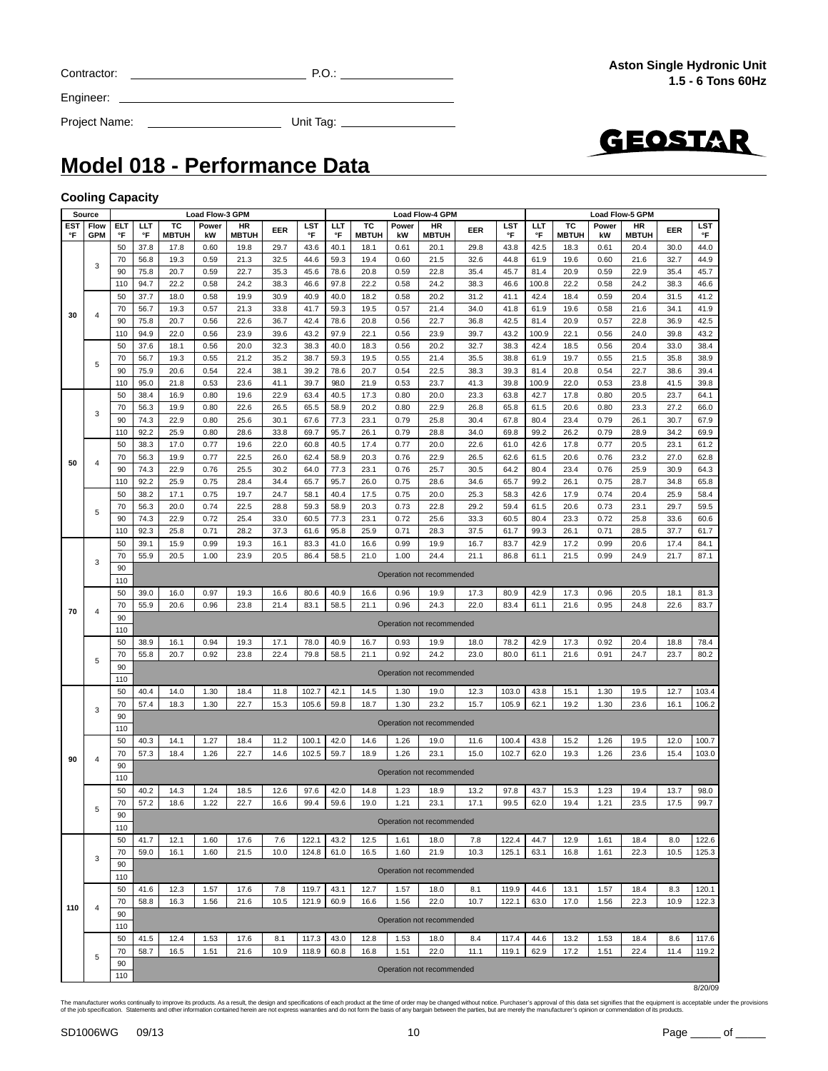Contractor: ____________________ P.O.: ______________

Engineer: ____________________________________

Project Name: ________________ Unit Tag: ______________

**Aston Single Hydronic Unit**
**1.5 - 6 Tons 60Hz**

GEOSTAR

# Model 018 - Performance Data

### Cooling Capacity

| Source | | | Load Flow-3 GPM | | | | | | Load Flow-4 GPM | | | | | | Load Flow-5 GPM | | | | | |
|---|---|---|---|---|---|---|---|---|---|---|---|---|---|---|---|---|---|---|---|---|
| EST °F | Flow GPM | ELT °F | LLT °F | TC MBTUH | Power kW | HR MBTUH | EER | LST °F | LLT °F | TC MBTUH | Power kW | HR MBTUH | EER | LST °F | LLT °F | TC MBTUH | Power kW | HR MBTUH | EER | LST °F |
| 30 | 3 | 50 | 37.8 | 17.8 | 0.60 | 19.8 | 29.7 | 43.6 | 40.1 | 18.1 | 0.61 | 20.1 | 29.8 | 43.8 | 42.5 | 18.3 | 0.61 | 20.4 | 30.0 | 44.0 |
| | | 70 | 56.8 | 19.3 | 0.59 | 21.3 | 32.5 | 44.6 | 59.3 | 19.4 | 0.60 | 21.5 | 32.6 | 44.8 | 61.9 | 19.6 | 0.60 | 21.6 | 32.7 | 44.9 |
| | | 90 | 75.8 | 20.7 | 0.59 | 22.7 | 35.3 | 45.6 | 78.6 | 20.8 | 0.59 | 22.8 | 35.4 | 45.7 | 81.4 | 20.9 | 0.59 | 22.9 | 35.4 | 45.7 |
| | | 110 | 94.7 | 22.2 | 0.58 | 24.2 | 38.3 | 46.6 | 97.8 | 22.2 | 0.58 | 24.2 | 38.3 | 46.6 | 100.8 | 22.2 | 0.58 | 24.2 | 38.3 | 46.6 |
| | 4 | 50 | 37.7 | 18.0 | 0.58 | 19.9 | 30.9 | 40.9 | 40.0 | 18.2 | 0.58 | 20.2 | 31.2 | 41.1 | 42.4 | 18.4 | 0.59 | 20.4 | 31.5 | 41.2 |
| | | 70 | 56.7 | 19.3 | 0.57 | 21.3 | 33.8 | 41.7 | 59.3 | 19.5 | 0.57 | 21.4 | 34.0 | 41.8 | 61.9 | 19.6 | 0.58 | 21.6 | 34.1 | 41.9 |
| | | 90 | 75.8 | 20.7 | 0.56 | 22.6 | 36.7 | 42.4 | 78.6 | 20.8 | 0.56 | 22.7 | 36.8 | 42.5 | 81.4 | 20.9 | 0.57 | 22.8 | 36.9 | 42.5 |
| | | 110 | 94.9 | 22.0 | 0.56 | 23.9 | 39.6 | 43.2 | 97.9 | 22.1 | 0.56 | 23.9 | 39.7 | 43.2 | 100.9 | 22.1 | 0.56 | 24.0 | 39.8 | 43.2 |
| | 5 | 50 | 37.6 | 18.1 | 0.56 | 20.0 | 32.3 | 38.3 | 40.0 | 18.3 | 0.56 | 20.2 | 32.7 | 38.3 | 42.4 | 18.5 | 0.56 | 20.4 | 33.0 | 38.4 |
| | | 70 | 56.7 | 19.3 | 0.55 | 21.2 | 35.2 | 38.7 | 59.3 | 19.5 | 0.55 | 21.4 | 35.5 | 38.8 | 61.9 | 19.7 | 0.55 | 21.5 | 35.8 | 38.9 |
| | | 90 | 75.9 | 20.6 | 0.54 | 22.4 | 38.1 | 39.2 | 78.6 | 20.7 | 0.54 | 22.5 | 38.3 | 39.3 | 81.4 | 20.8 | 0.54 | 22.7 | 38.6 | 39.4 |
| | | 110 | 95.0 | 21.8 | 0.53 | 23.6 | 41.1 | 39.7 | 98.0 | 21.9 | 0.53 | 23.7 | 41.3 | 39.8 | 100.9 | 22.0 | 0.53 | 23.8 | 41.5 | 39.8 |
| 50 | 3 | 50 | 38.4 | 16.9 | 0.80 | 19.6 | 22.9 | 63.4 | 40.5 | 17.3 | 0.80 | 20.0 | 23.3 | 63.8 | 42.7 | 17.8 | 0.80 | 20.5 | 23.7 | 64.1 |
| | | 70 | 56.3 | 19.9 | 0.80 | 22.6 | 26.5 | 65.5 | 58.9 | 20.2 | 0.80 | 22.9 | 26.8 | 65.8 | 61.5 | 20.6 | 0.80 | 23.3 | 27.2 | 66.0 |
| | | 90 | 74.3 | 22.9 | 0.80 | 25.6 | 30.1 | 67.6 | 77.3 | 23.1 | 0.79 | 25.8 | 30.4 | 67.8 | 80.4 | 23.4 | 0.79 | 26.1 | 30.7 | 67.9 |
| | | 110 | 92.2 | 25.9 | 0.80 | 28.6 | 33.8 | 69.7 | 95.7 | 26.1 | 0.79 | 28.8 | 34.0 | 69.8 | 99.2 | 26.2 | 0.79 | 28.9 | 34.2 | 69.9 |
| | 4 | 50 | 38.3 | 17.0 | 0.77 | 19.6 | 22.0 | 60.8 | 40.5 | 17.4 | 0.77 | 20.0 | 22.6 | 61.0 | 42.6 | 17.8 | 0.77 | 20.5 | 23.1 | 61.2 |
| | | 70 | 56.3 | 19.9 | 0.77 | 22.5 | 26.0 | 62.4 | 58.9 | 20.3 | 0.76 | 22.9 | 26.5 | 62.6 | 61.5 | 20.6 | 0.76 | 23.2 | 27.0 | 62.8 |
| | | 90 | 74.3 | 22.9 | 0.76 | 25.5 | 30.2 | 64.0 | 77.3 | 23.1 | 0.76 | 25.7 | 30.5 | 64.2 | 80.4 | 23.4 | 0.76 | 25.9 | 30.9 | 64.3 |
| | | 110 | 92.2 | 25.9 | 0.75 | 28.4 | 34.4 | 65.7 | 95.7 | 26.0 | 0.75 | 28.6 | 34.6 | 65.7 | 99.2 | 26.1 | 0.75 | 28.7 | 34.8 | 65.8 |
| | 5 | 50 | 38.2 | 17.1 | 0.75 | 19.7 | 24.7 | 58.1 | 40.4 | 17.5 | 0.75 | 20.0 | 25.3 | 58.3 | 42.6 | 17.9 | 0.74 | 20.4 | 25.9 | 58.4 |
| | | 70 | 56.3 | 20.0 | 0.74 | 22.5 | 28.8 | 59.3 | 58.9 | 20.3 | 0.73 | 22.8 | 29.2 | 59.4 | 61.5 | 20.6 | 0.73 | 23.1 | 29.7 | 59.5 |
| | | 90 | 74.3 | 22.9 | 0.72 | 25.4 | 33.0 | 60.5 | 77.3 | 23.1 | 0.72 | 25.6 | 33.3 | 60.5 | 80.4 | 23.3 | 0.72 | 25.8 | 33.6 | 60.6 |
| | | 110 | 92.3 | 25.8 | 0.71 | 28.2 | 37.3 | 61.6 | 95.8 | 25.9 | 0.71 | 28.3 | 37.5 | 61.7 | 99.3 | 26.1 | 0.71 | 28.5 | 37.7 | 61.7 |
| 70 | 3 | 50 | 39.1 | 15.9 | 0.99 | 19.3 | 16.1 | 83.3 | 41.0 | 16.6 | 0.99 | 19.9 | 16.7 | 83.7 | 42.9 | 17.2 | 0.99 | 20.6 | 17.4 | 84.1 |
| | | 70 | 55.9 | 20.5 | 1.00 | 23.9 | 20.5 | 86.4 | 58.5 | 21.0 | 1.00 | 24.4 | 21.1 | 86.8 | 61.1 | 21.5 | 0.99 | 24.9 | 21.7 | 87.1 |
| | | 90 | Operation not recommended | | | | | | | | | | | | | | | | | |
| | | 110 | | | | | | | | | | | | | | | | | | |
| | 4 | 50 | 39.0 | 16.0 | 0.97 | 19.3 | 16.6 | 80.6 | 40.9 | 16.6 | 0.96 | 19.9 | 17.3 | 80.9 | 42.9 | 17.3 | 0.96 | 20.5 | 18.1 | 81.3 |
| | | 70 | 55.9 | 20.6 | 0.96 | 23.8 | 21.4 | 83.1 | 58.5 | 21.1 | 0.96 | 24.3 | 22.0 | 83.4 | 61.1 | 21.6 | 0.95 | 24.8 | 22.6 | 83.7 |
| | | 90 | Operation not recommended | | | | | | | | | | | | | | | | | |
| | | 110 | | | | | | | | | | | | | | | | | | |
| | 5 | 50 | 38.9 | 16.1 | 0.94 | 19.3 | 17.1 | 78.0 | 40.9 | 16.7 | 0.93 | 19.9 | 18.0 | 78.2 | 42.9 | 17.3 | 0.92 | 20.4 | 18.8 | 78.4 |
| | | 70 | 55.8 | 20.7 | 0.92 | 23.8 | 22.4 | 79.8 | 58.5 | 21.1 | 0.92 | 24.2 | 23.0 | 80.0 | 61.1 | 21.6 | 0.91 | 24.7 | 23.7 | 80.2 |
| | | 90 | Operation not recommended | | | | | | | | | | | | | | | | | |
| | | 110 | | | | | | | | | | | | | | | | | | |
| 90 | 3 | 50 | 40.4 | 14.0 | 1.30 | 18.4 | 11.8 | 102.7 | 42.1 | 14.5 | 1.30 | 19.0 | 12.3 | 103.0 | 43.8 | 15.1 | 1.30 | 19.5 | 12.7 | 103.4 |
| | | 70 | 57.4 | 18.3 | 1.30 | 22.7 | 15.3 | 105.6 | 59.8 | 18.7 | 1.30 | 23.2 | 15.7 | 105.9 | 62.1 | 19.2 | 1.30 | 23.6 | 16.1 | 106.2 |
| | | 90 | Operation not recommended | | | | | | | | | | | | | | | | | |
| | | 110 | | | | | | | | | | | | | | | | | | |
| | 4 | 50 | 40.3 | 14.1 | 1.27 | 18.4 | 11.2 | 100.1 | 42.0 | 14.6 | 1.26 | 19.0 | 11.6 | 100.4 | 43.8 | 15.2 | 1.26 | 19.5 | 12.0 | 100.7 |
| | | 70 | 57.3 | 18.4 | 1.26 | 22.7 | 14.6 | 102.5 | 59.7 | 18.9 | 1.26 | 23.1 | 15.0 | 102.7 | 62.0 | 19.3 | 1.26 | 23.6 | 15.4 | 103.0 |
| | | 90 | Operation not recommended | | | | | | | | | | | | | | | | | |
| | | 110 | | | | | | | | | | | | | | | | | | |
| | 5 | 50 | 40.2 | 14.3 | 1.24 | 18.5 | 12.6 | 97.6 | 42.0 | 14.8 | 1.23 | 18.9 | 13.2 | 97.8 | 43.7 | 15.3 | 1.23 | 19.4 | 13.7 | 98.0 |
| | | 70 | 57.2 | 18.6 | 1.22 | 22.7 | 16.6 | 99.4 | 59.6 | 19.0 | 1.21 | 23.1 | 17.1 | 99.5 | 62.0 | 19.4 | 1.21 | 23.5 | 17.5 | 99.7 |
| | | 90 | Operation not recommended | | | | | | | | | | | | | | | | | |
| | | 110 | | | | | | | | | | | | | | | | | | |
| 110 | 3 | 50 | 41.7 | 12.1 | 1.60 | 17.6 | 7.6 | 122.1 | 43.2 | 12.5 | 1.61 | 18.0 | 7.8 | 122.4 | 44.7 | 12.9 | 1.61 | 18.4 | 8.0 | 122.6 |
| | | 70 | 59.0 | 16.1 | 1.60 | 21.5 | 10.0 | 124.8 | 61.0 | 16.5 | 1.60 | 21.9 | 10.3 | 125.1 | 63.1 | 16.8 | 1.61 | 22.3 | 10.5 | 125.3 |
| | | 90 | Operation not recommended | | | | | | | | | | | | | | | | | |
| | | 110 | | | | | | | | | | | | | | | | | | |
| | 4 | 50 | 41.6 | 12.3 | 1.57 | 17.6 | 7.8 | 119.7 | 43.1 | 12.7 | 1.57 | 18.0 | 8.1 | 119.9 | 44.6 | 13.1 | 1.57 | 18.4 | 8.3 | 120.1 |
| | | 70 | 58.8 | 16.3 | 1.56 | 21.6 | 10.5 | 121.9 | 60.9 | 16.6 | 1.56 | 22.0 | 10.7 | 122.1 | 63.0 | 17.0 | 1.56 | 22.3 | 10.9 | 122.3 |
| | | 90 | Operation not recommended | | | | | | | | | | | | | | | | | |
| | | 110 | | | | | | | | | | | | | | | | | | |
| | 5 | 50 | 41.5 | 12.4 | 1.53 | 17.6 | 8.1 | 117.3 | 43.0 | 12.8 | 1.53 | 18.0 | 8.4 | 117.4 | 44.6 | 13.2 | 1.53 | 18.4 | 8.6 | 117.6 |
| | | 70 | 58.7 | 16.5 | 1.51 | 21.6 | 10.9 | 118.9 | 60.8 | 16.8 | 1.51 | 22.0 | 11.1 | 119.1 | 62.9 | 17.2 | 1.51 | 22.4 | 11.4 | 119.2 |
| | | 90 | Operation not recommended | | | | | | | | | | | | | | | | | |
| | | 110 | | | | | | | | | | | | | | | | | | |

8/20/09

The manufacturer works continually to improve its products. As a result, the design and specifications of each product at the time of order may be changed without notice. Purchaser's approval of this data set signifies that the equipment is acceptable under the provisions of the job specification. Statements and other information contained herein are not express warranties and do not form the basis of any bargain between the parties, but are merely the manufacturer's opinion or commendation of its products.

SD1006WG 09/13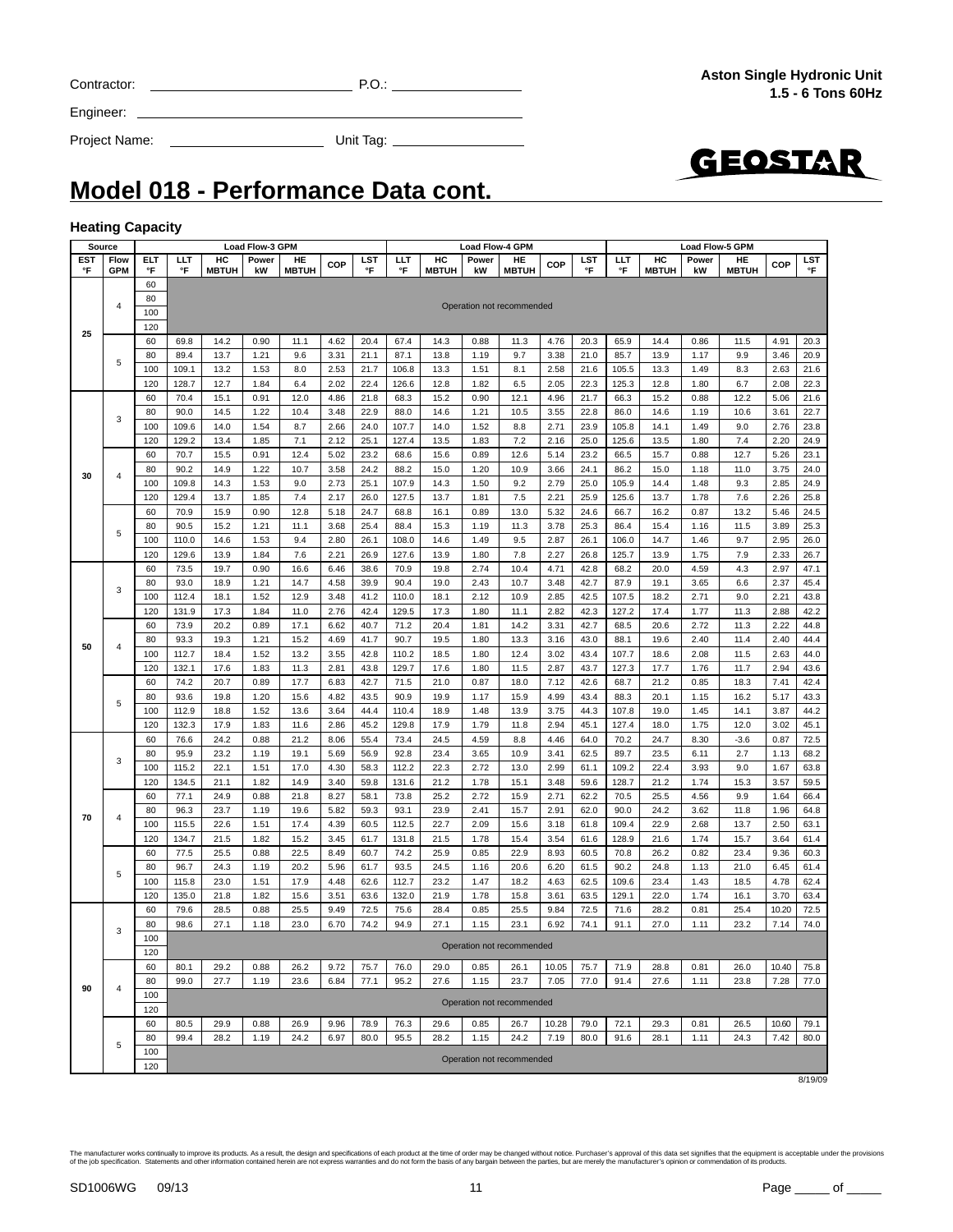Contractor: ______________________ P.O.: ______________

Engineer: ______________________________________

Project Name: __________________ Unit Tag: ______________

**Aston Single Hydronic Unit**
**1.5 - 6 Tons 60Hz**

# Model 018 - Performance Data cont.

### Heating Capacity

| Source | | | Load Flow-3 GPM | | | | | | Load Flow-4 GPM | | | | | | Load Flow-5 GPM | | | | | |
|---|---|---|---|---|---|---|---|---|---|---|---|---|---|---|---|---|---|---|---|---|
| EST °F | Flow GPM | ELT °F | LLT °F | HC MBTUH | Power kW | HE MBTUH | COP | LST °F | LLT °F | HC MBTUH | Power kW | HE MBTUH | COP | LST °F | LLT °F | HC MBTUH | Power kW | HE MBTUH | COP | LST °F |
| 25 | 4 | 60 | Operation not recommended | | | | | | | | | | | | | | | | | |
| | | 80 | | | | | | | | | | | | | | | | | | |
| | | 100 | | | | | | | | | | | | | | | | | | |
| | | 120 | | | | | | | | | | | | | | | | | | |
| | 5 | 60 | 69.8 | 14.2 | 0.90 | 11.1 | 4.62 | 20.4 | 67.4 | 14.3 | 0.88 | 11.3 | 4.76 | 20.3 | 65.9 | 14.4 | 0.86 | 11.5 | 4.91 | 20.3 |
| | | 80 | 89.4 | 13.7 | 1.21 | 9.6 | 3.31 | 21.1 | 87.1 | 13.8 | 1.19 | 9.7 | 3.38 | 21.0 | 85.7 | 13.9 | 1.17 | 9.9 | 3.46 | 20.9 |
| | | 100 | 109.1 | 13.2 | 1.53 | 8.0 | 2.53 | 21.7 | 106.8 | 13.3 | 1.51 | 8.1 | 2.58 | 21.6 | 105.5 | 13.3 | 1.49 | 8.3 | 2.63 | 21.6 |
| | | 120 | 128.7 | 12.7 | 1.84 | 6.4 | 2.02 | 22.4 | 126.6 | 12.8 | 1.82 | 6.5 | 2.05 | 22.3 | 125.3 | 12.8 | 1.80 | 6.7 | 2.08 | 22.3 |
| 30 | 3 | 60 | 70.4 | 15.1 | 0.91 | 12.0 | 4.86 | 21.8 | 68.3 | 15.2 | 0.90 | 12.1 | 4.96 | 21.7 | 66.3 | 15.2 | 0.88 | 12.2 | 5.06 | 21.6 |
| | | 80 | 90.0 | 14.5 | 1.22 | 10.4 | 3.48 | 22.9 | 88.0 | 14.6 | 1.21 | 10.5 | 3.55 | 22.8 | 86.0 | 14.6 | 1.19 | 10.6 | 3.61 | 22.7 |
| | | 100 | 109.6 | 14.0 | 1.54 | 8.7 | 2.66 | 24.0 | 107.7 | 14.0 | 1.52 | 8.8 | 2.71 | 23.9 | 105.8 | 14.1 | 1.49 | 9.0 | 2.76 | 23.8 |
| | | 120 | 129.2 | 13.4 | 1.85 | 7.1 | 2.12 | 25.1 | 127.4 | 13.5 | 1.83 | 7.2 | 2.16 | 25.0 | 125.6 | 13.5 | 1.80 | 7.4 | 2.20 | 24.9 |
| | 4 | 60 | 70.7 | 15.5 | 0.91 | 12.4 | 5.02 | 23.2 | 68.6 | 15.6 | 0.89 | 12.6 | 5.14 | 23.2 | 66.5 | 15.7 | 0.88 | 12.7 | 5.26 | 23.1 |
| | | 80 | 90.2 | 14.9 | 1.22 | 10.7 | 3.58 | 24.2 | 88.2 | 15.0 | 1.20 | 10.9 | 3.66 | 24.1 | 86.2 | 15.0 | 1.18 | 11.0 | 3.75 | 24.0 |
| | | 100 | 109.8 | 14.3 | 1.53 | 9.0 | 2.73 | 25.1 | 107.9 | 14.3 | 1.50 | 9.2 | 2.79 | 25.0 | 105.9 | 14.4 | 1.48 | 9.3 | 2.85 | 24.9 |
| | | 120 | 129.4 | 13.7 | 1.85 | 7.4 | 2.17 | 26.0 | 127.5 | 13.7 | 1.81 | 7.5 | 2.21 | 25.9 | 125.6 | 13.7 | 1.78 | 7.6 | 2.26 | 25.8 |
| | 5 | 60 | 70.9 | 15.9 | 0.90 | 12.8 | 5.18 | 24.7 | 68.8 | 16.1 | 0.89 | 13.0 | 5.32 | 24.6 | 66.7 | 16.2 | 0.87 | 13.2 | 5.46 | 24.5 |
| | | 80 | 90.5 | 15.2 | 1.21 | 11.1 | 3.68 | 25.4 | 88.4 | 15.3 | 1.19 | 11.3 | 3.78 | 25.3 | 86.4 | 15.4 | 1.16 | 11.5 | 3.89 | 25.3 |
| | | 100 | 110.0 | 14.6 | 1.53 | 9.4 | 2.80 | 26.1 | 108.0 | 14.6 | 1.49 | 9.5 | 2.87 | 26.1 | 106.0 | 14.7 | 1.46 | 9.7 | 2.95 | 26.0 |
| | | 120 | 129.6 | 13.9 | 1.84 | 7.6 | 2.21 | 26.9 | 127.6 | 13.9 | 1.80 | 7.8 | 2.27 | 26.8 | 125.7 | 13.9 | 1.75 | 7.9 | 2.33 | 26.7 |
| 50 | 3 | 60 | 73.5 | 19.7 | 0.90 | 16.6 | 6.46 | 38.6 | 70.9 | 19.8 | 2.74 | 10.4 | 4.71 | 42.8 | 68.2 | 20.0 | 4.59 | 4.3 | 2.97 | 47.1 |
| | | 80 | 93.0 | 18.9 | 1.21 | 14.7 | 4.58 | 39.9 | 90.4 | 19.0 | 2.43 | 10.7 | 3.48 | 42.7 | 87.9 | 19.1 | 3.65 | 6.6 | 2.37 | 45.4 |
| | | 100 | 112.4 | 18.1 | 1.52 | 12.9 | 3.48 | 41.2 | 110.0 | 18.1 | 2.12 | 10.9 | 2.85 | 42.5 | 107.5 | 18.2 | 2.71 | 9.0 | 2.21 | 43.8 |
| | | 120 | 131.9 | 17.3 | 1.84 | 11.0 | 2.76 | 42.4 | 129.5 | 17.3 | 1.80 | 11.1 | 2.82 | 42.3 | 127.2 | 17.4 | 1.77 | 11.3 | 2.88 | 42.2 |
| | 4 | 60 | 73.9 | 20.2 | 0.89 | 17.1 | 6.62 | 40.7 | 71.2 | 20.4 | 1.81 | 14.2 | 3.31 | 42.7 | 68.5 | 20.6 | 2.72 | 11.3 | 2.22 | 44.8 |
| | | 80 | 93.3 | 19.3 | 1.21 | 15.2 | 4.69 | 41.7 | 90.7 | 19.5 | 1.80 | 13.3 | 3.16 | 43.0 | 88.1 | 19.6 | 2.40 | 11.4 | 2.40 | 44.4 |
| | | 100 | 112.7 | 18.4 | 1.52 | 13.2 | 3.55 | 42.8 | 110.2 | 18.5 | 1.80 | 12.4 | 3.02 | 43.4 | 107.7 | 18.6 | 2.08 | 11.5 | 2.63 | 44.0 |
| | | 120 | 132.1 | 17.6 | 1.83 | 11.3 | 2.81 | 43.8 | 129.7 | 17.6 | 1.80 | 11.5 | 2.87 | 43.7 | 127.3 | 17.7 | 1.76 | 11.7 | 2.94 | 43.6 |
| | 5 | 60 | 74.2 | 20.7 | 0.89 | 17.7 | 6.83 | 42.7 | 71.5 | 21.0 | 0.87 | 18.0 | 7.12 | 42.6 | 68.7 | 21.2 | 0.85 | 18.3 | 7.41 | 42.4 |
| | | 80 | 93.6 | 19.8 | 1.20 | 15.6 | 4.82 | 43.5 | 90.9 | 19.9 | 1.17 | 15.9 | 4.99 | 43.4 | 88.3 | 20.1 | 1.15 | 16.2 | 5.17 | 43.3 |
| | | 100 | 112.9 | 18.8 | 1.52 | 13.6 | 3.64 | 44.4 | 110.4 | 18.9 | 1.48 | 13.9 | 3.75 | 44.3 | 107.8 | 19.0 | 1.45 | 14.1 | 3.87 | 44.2 |
| | | 120 | 132.3 | 17.9 | 1.83 | 11.6 | 2.86 | 45.2 | 129.8 | 17.9 | 1.79 | 11.8 | 2.94 | 45.1 | 127.4 | 18.0 | 1.75 | 12.0 | 3.02 | 45.1 |
| 70 | 3 | 60 | 76.6 | 24.2 | 0.88 | 21.2 | 8.06 | 55.4 | 73.4 | 24.5 | 4.59 | 8.8 | 4.46 | 64.0 | 70.2 | 24.7 | 8.30 | -3.6 | 0.87 | 72.5 |
| | | 80 | 95.9 | 23.2 | 1.19 | 19.1 | 5.69 | 56.9 | 92.8 | 23.4 | 3.65 | 10.9 | 3.41 | 62.5 | 89.7 | 23.5 | 6.11 | 2.7 | 1.13 | 68.2 |
| | | 100 | 115.2 | 22.1 | 1.51 | 17.0 | 4.30 | 58.3 | 112.2 | 22.3 | 2.72 | 13.0 | 2.99 | 61.1 | 109.2 | 22.4 | 3.93 | 9.0 | 1.67 | 63.8 |
| | | 120 | 134.5 | 21.1 | 1.82 | 14.9 | 3.40 | 59.8 | 131.6 | 21.2 | 1.78 | 15.1 | 3.48 | 59.6 | 128.7 | 21.2 | 1.74 | 15.3 | 3.57 | 59.5 |
| | 4 | 60 | 77.1 | 24.9 | 0.88 | 21.8 | 8.27 | 58.1 | 73.8 | 25.2 | 2.72 | 15.9 | 2.71 | 62.2 | 70.5 | 25.5 | 4.56 | 9.9 | 1.64 | 66.4 |
| | | 80 | 96.3 | 23.7 | 1.19 | 19.6 | 5.82 | 59.3 | 93.1 | 23.9 | 2.41 | 15.7 | 2.91 | 62.0 | 90.0 | 24.2 | 3.62 | 11.8 | 1.96 | 64.8 |
| | | 100 | 115.5 | 22.6 | 1.51 | 17.4 | 4.39 | 60.5 | 112.5 | 22.7 | 2.09 | 15.6 | 3.18 | 61.8 | 109.4 | 22.9 | 2.68 | 13.7 | 2.50 | 63.1 |
| | | 120 | 134.7 | 21.5 | 1.82 | 15.2 | 3.45 | 61.7 | 131.8 | 21.5 | 1.78 | 15.4 | 3.54 | 61.6 | 128.9 | 21.6 | 1.74 | 15.7 | 3.64 | 61.4 |
| | 5 | 60 | 77.5 | 25.5 | 0.88 | 22.5 | 8.49 | 60.7 | 74.2 | 25.9 | 0.85 | 22.9 | 8.93 | 60.5 | 70.8 | 26.2 | 0.82 | 23.4 | 9.36 | 60.3 |
| | | 80 | 96.7 | 24.3 | 1.19 | 20.2 | 5.96 | 61.7 | 93.5 | 24.5 | 1.16 | 20.6 | 6.20 | 61.5 | 90.2 | 24.8 | 1.13 | 21.0 | 6.45 | 61.4 |
| | | 100 | 115.8 | 23.0 | 1.51 | 17.9 | 4.48 | 62.6 | 112.7 | 23.2 | 1.47 | 18.2 | 4.63 | 62.5 | 109.6 | 23.4 | 1.43 | 18.5 | 4.78 | 62.4 |
| | | 120 | 135.0 | 21.8 | 1.82 | 15.6 | 3.51 | 63.6 | 132.0 | 21.9 | 1.78 | 15.8 | 3.61 | 63.5 | 129.1 | 22.0 | 1.74 | 16.1 | 3.70 | 63.4 |
| 90 | 3 | 60 | 79.6 | 28.5 | 0.88 | 25.5 | 9.49 | 72.5 | 75.6 | 28.4 | 0.85 | 25.5 | 9.84 | 72.5 | 71.6 | 28.2 | 0.81 | 25.4 | 10.20 | 72.5 |
| | | 80 | 98.6 | 27.1 | 1.18 | 23.0 | 6.70 | 74.2 | 94.9 | 27.1 | 1.15 | 23.1 | 6.92 | 74.1 | 91.1 | 27.0 | 1.11 | 23.2 | 7.14 | 74.0 |
| | | 100 | Operation not recommended | | | | | | | | | | | | | | | | | |
| | | 120 | | | | | | | | | | | | | | | | | | |
| | 4 | 60 | 80.1 | 29.2 | 0.88 | 26.2 | 9.72 | 75.7 | 76.0 | 29.0 | 0.85 | 26.1 | 10.05 | 75.7 | 71.9 | 28.8 | 0.81 | 26.0 | 10.40 | 75.8 |
| | | 80 | 99.0 | 27.7 | 1.19 | 23.6 | 6.84 | 77.1 | 95.2 | 27.6 | 1.15 | 23.7 | 7.05 | 77.0 | 91.4 | 27.6 | 1.11 | 23.8 | 7.28 | 77.0 |
| | | 100 | Operation not recommended | | | | | | | | | | | | | | | | | |
| | | 120 | | | | | | | | | | | | | | | | | | |
| | 5 | 60 | 80.5 | 29.9 | 0.88 | 26.9 | 9.96 | 78.9 | 76.3 | 29.6 | 0.85 | 26.7 | 10.28 | 79.0 | 72.1 | 29.3 | 0.81 | 26.5 | 10.60 | 79.1 |
| | | 80 | 99.4 | 28.2 | 1.19 | 24.2 | 6.97 | 80.0 | 95.5 | 28.2 | 1.15 | 24.2 | 7.19 | 80.0 | 91.6 | 28.1 | 1.11 | 24.3 | 7.42 | 80.0 |
| | | 100 | Operation not recommended | | | | | | | | | | | | | | | | | |
| | | 120 | | | | | | | | | | | | | | | | | | |

8/19/09

The manufacturer works continually to improve its products. As a result, the design and specifications of each product at the time of order may be changed without notice. Purchaser's approval of this data set signifies that the equipment is acceptable under the provisions of the job specification. Statements and other information contained herein are not express warranties and do not form the basis of any bargain between the parties, but are merely the manufacturer's opinion or commendation of its products.

SD1006WG 09/13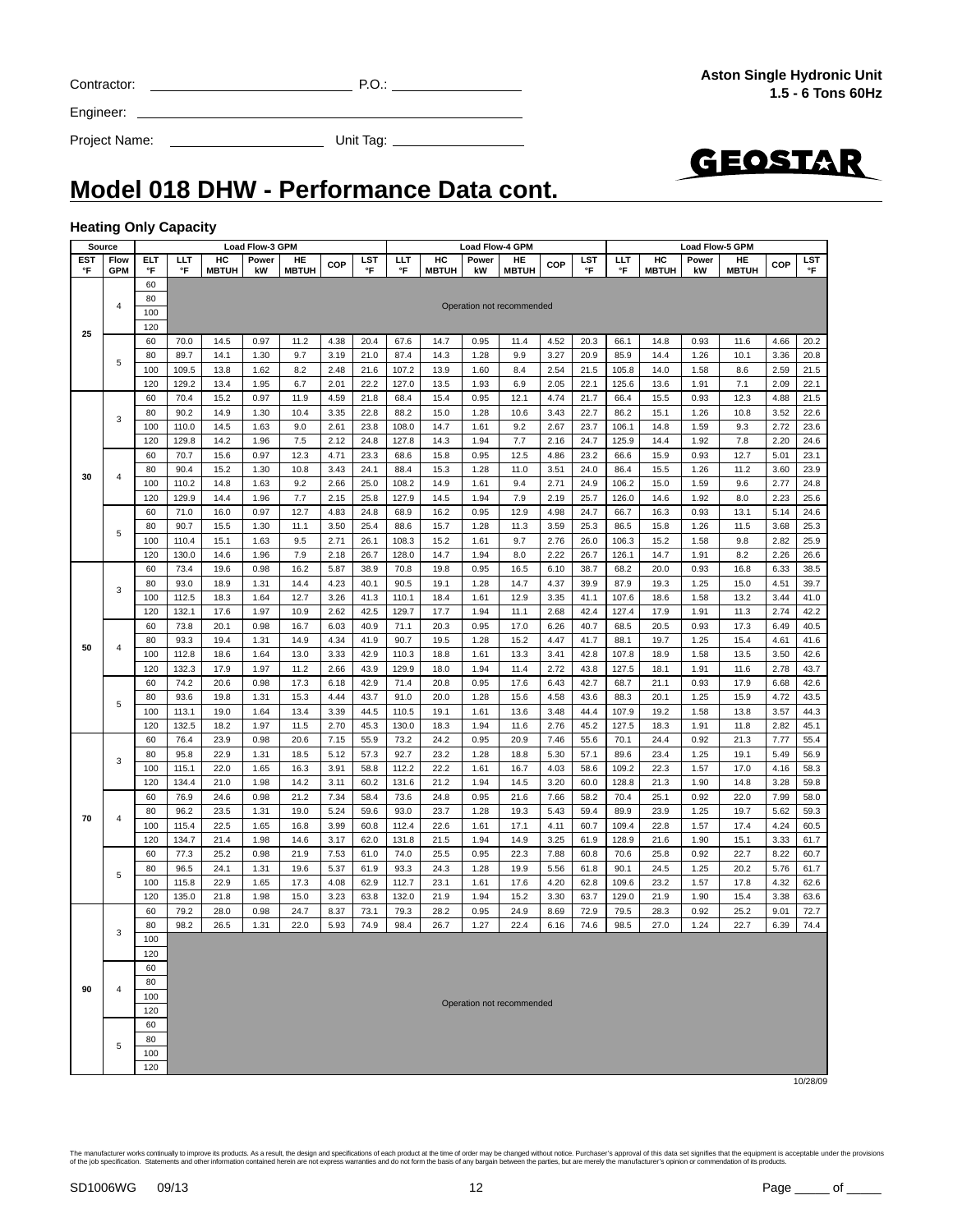Contractor: ____________________ P.O.: ____________

Engineer: ____________________________________

Project Name: ________________ Unit Tag: ____________

**Aston Single Hydronic Unit**
**1.5 - 6 Tons 60Hz**

# Model 018 DHW - Performance Data cont.

### Heating Only Capacity

| Source | | | Load Flow-3 GPM | | | | | | Load Flow-4 GPM | | | | | | Load Flow-5 GPM | | | | | |
|---|---|---|---|---|---|---|---|---|---|---|---|---|---|---|---|---|---|---|---|---|
| EST °F | Flow GPM | ELT °F | LLT °F | HC MBTUH | Power kW | HE MBTUH | COP | LST °F | LLT °F | HC MBTUH | Power kW | HE MBTUH | COP | LST °F | LLT °F | HC MBTUH | Power kW | HE MBTUH | COP | LST °F |
| 25 | 4 | 60 | Operation not recommended | | | | | | | | | | | | | | | | | |
| | | 80 | | | | | | | | | | | | | | | | | | |
| | | 100 | | | | | | | | | | | | | | | | | | |
| | | 120 | | | | | | | | | | | | | | | | | | |
| | 5 | 60 | 70.0 | 14.5 | 0.97 | 11.2 | 4.38 | 20.4 | 67.6 | 14.7 | 0.95 | 11.4 | 4.52 | 20.3 | 66.1 | 14.8 | 0.93 | 11.6 | 4.66 | 20.2 |
| | | 80 | 89.7 | 14.1 | 1.30 | 9.7 | 3.19 | 21.0 | 87.4 | 14.3 | 1.28 | 9.9 | 3.27 | 20.9 | 85.9 | 14.4 | 1.26 | 10.1 | 3.36 | 20.8 |
| | | 100 | 109.5 | 13.8 | 1.62 | 8.2 | 2.48 | 21.6 | 107.2 | 13.9 | 1.60 | 8.4 | 2.54 | 21.5 | 105.8 | 14.0 | 1.58 | 8.6 | 2.59 | 21.5 |
| | | 120 | 129.2 | 13.4 | 1.95 | 6.7 | 2.01 | 22.2 | 127.0 | 13.5 | 1.93 | 6.9 | 2.05 | 22.1 | 125.6 | 13.6 | 1.91 | 7.1 | 2.09 | 22.1 |
| 30 | 3 | 60 | 70.4 | 15.2 | 0.97 | 11.9 | 4.59 | 21.8 | 68.4 | 15.4 | 0.95 | 12.1 | 4.74 | 21.7 | 66.4 | 15.5 | 0.93 | 12.3 | 4.88 | 21.5 |
| | | 80 | 90.2 | 14.9 | 1.30 | 10.4 | 3.35 | 22.8 | 88.2 | 15.0 | 1.28 | 10.6 | 3.43 | 22.7 | 86.2 | 15.1 | 1.26 | 10.8 | 3.52 | 22.6 |
| | | 100 | 110.0 | 14.5 | 1.63 | 9.0 | 2.61 | 23.8 | 108.0 | 14.7 | 1.61 | 9.2 | 2.67 | 23.7 | 106.1 | 14.8 | 1.59 | 9.3 | 2.72 | 23.6 |
| | | 120 | 129.8 | 14.2 | 1.96 | 7.5 | 2.12 | 24.8 | 127.8 | 14.3 | 1.94 | 7.7 | 2.16 | 24.7 | 125.9 | 14.4 | 1.92 | 7.8 | 2.20 | 24.6 |
| | 4 | 60 | 70.7 | 15.6 | 0.97 | 12.3 | 4.71 | 23.3 | 68.6 | 15.8 | 0.95 | 12.5 | 4.86 | 23.2 | 66.6 | 15.9 | 0.93 | 12.7 | 5.01 | 23.1 |
| | | 80 | 90.4 | 15.2 | 1.30 | 10.8 | 3.43 | 24.1 | 88.4 | 15.3 | 1.28 | 11.0 | 3.51 | 24.0 | 86.4 | 15.5 | 1.26 | 11.2 | 3.60 | 23.9 |
| | | 100 | 110.2 | 14.8 | 1.63 | 9.2 | 2.66 | 25.0 | 108.2 | 14.9 | 1.61 | 9.4 | 2.71 | 24.9 | 106.2 | 15.0 | 1.59 | 9.6 | 2.77 | 24.8 |
| | | 120 | 129.9 | 14.4 | 1.96 | 7.7 | 2.15 | 25.8 | 127.9 | 14.5 | 1.94 | 7.9 | 2.19 | 25.7 | 126.0 | 14.6 | 1.92 | 8.0 | 2.23 | 25.6 |
| | 5 | 60 | 71.0 | 16.0 | 0.97 | 12.7 | 4.83 | 24.8 | 68.9 | 16.2 | 0.95 | 12.9 | 4.98 | 24.7 | 66.7 | 16.3 | 0.93 | 13.1 | 5.14 | 24.6 |
| | | 80 | 90.7 | 15.5 | 1.30 | 11.1 | 3.50 | 25.4 | 88.6 | 15.7 | 1.28 | 11.3 | 3.59 | 25.3 | 86.5 | 15.8 | 1.26 | 11.5 | 3.68 | 25.3 |
| | | 100 | 110.4 | 15.1 | 1.63 | 9.5 | 2.71 | 26.1 | 108.3 | 15.2 | 1.61 | 9.7 | 2.76 | 26.0 | 106.3 | 15.2 | 1.58 | 9.8 | 2.82 | 25.9 |
| | | 120 | 130.0 | 14.6 | 1.96 | 7.9 | 2.18 | 26.7 | 128.0 | 14.7 | 1.94 | 8.0 | 2.22 | 26.7 | 126.1 | 14.7 | 1.91 | 8.2 | 2.26 | 26.6 |
| 50 | 3 | 60 | 73.4 | 19.6 | 0.98 | 16.2 | 5.87 | 38.9 | 70.8 | 19.8 | 0.95 | 16.5 | 6.10 | 38.7 | 68.2 | 20.0 | 0.93 | 16.8 | 6.33 | 38.5 |
| | | 80 | 93.0 | 18.9 | 1.31 | 14.4 | 4.23 | 40.1 | 90.5 | 19.1 | 1.28 | 14.7 | 4.37 | 39.9 | 87.9 | 19.3 | 1.25 | 15.0 | 4.51 | 39.7 |
| | | 100 | 112.5 | 18.3 | 1.64 | 12.7 | 3.26 | 41.3 | 110.1 | 18.4 | 1.61 | 12.9 | 3.35 | 41.1 | 107.6 | 18.6 | 1.58 | 13.2 | 3.44 | 41.0 |
| | | 120 | 132.1 | 17.6 | 1.97 | 10.9 | 2.62 | 42.5 | 129.7 | 17.7 | 1.94 | 11.1 | 2.68 | 42.4 | 127.4 | 17.9 | 1.91 | 11.3 | 2.74 | 42.2 |
| | 4 | 60 | 73.8 | 20.1 | 0.98 | 16.7 | 6.03 | 40.9 | 71.1 | 20.3 | 0.95 | 17.0 | 6.26 | 40.7 | 68.5 | 20.5 | 0.93 | 17.3 | 6.49 | 40.5 |
| | | 80 | 93.3 | 19.4 | 1.31 | 14.9 | 4.34 | 41.9 | 90.7 | 19.5 | 1.28 | 15.2 | 4.47 | 41.7 | 88.1 | 19.7 | 1.25 | 15.4 | 4.61 | 41.6 |
| | | 100 | 112.8 | 18.6 | 1.64 | 13.0 | 3.33 | 42.9 | 110.3 | 18.8 | 1.61 | 13.3 | 3.41 | 42.8 | 107.8 | 18.9 | 1.58 | 13.5 | 3.50 | 42.6 |
| | | 120 | 132.3 | 17.9 | 1.97 | 11.2 | 2.66 | 43.9 | 129.9 | 18.0 | 1.94 | 11.4 | 2.72 | 43.8 | 127.5 | 18.1 | 1.91 | 11.6 | 2.78 | 43.7 |
| | 5 | 60 | 74.2 | 20.6 | 0.98 | 17.3 | 6.18 | 42.9 | 71.4 | 20.8 | 0.95 | 17.6 | 6.43 | 42.7 | 68.7 | 21.1 | 0.93 | 17.9 | 6.68 | 42.6 |
| | | 80 | 93.6 | 19.8 | 1.31 | 15.3 | 4.44 | 43.7 | 91.0 | 20.0 | 1.28 | 15.6 | 4.58 | 43.6 | 88.3 | 20.1 | 1.25 | 15.9 | 4.72 | 43.5 |
| | | 100 | 113.1 | 19.0 | 1.64 | 13.4 | 3.39 | 44.5 | 110.5 | 19.1 | 1.61 | 13.6 | 3.48 | 44.4 | 107.9 | 19.2 | 1.58 | 13.8 | 3.57 | 44.3 |
| | | 120 | 132.5 | 18.2 | 1.97 | 11.5 | 2.70 | 45.3 | 130.0 | 18.3 | 1.94 | 11.6 | 2.76 | 45.2 | 127.5 | 18.3 | 1.91 | 11.8 | 2.82 | 45.1 |
| 70 | 3 | 60 | 76.4 | 23.9 | 0.98 | 20.6 | 7.15 | 55.9 | 73.2 | 24.2 | 0.95 | 20.9 | 7.46 | 55.6 | 70.1 | 24.4 | 0.92 | 21.3 | 7.77 | 55.4 |
| | | 80 | 95.8 | 22.9 | 1.31 | 18.5 | 5.12 | 57.3 | 92.7 | 23.2 | 1.28 | 18.8 | 5.30 | 57.1 | 89.6 | 23.4 | 1.25 | 19.1 | 5.49 | 56.9 |
| | | 100 | 115.1 | 22.0 | 1.65 | 16.3 | 3.91 | 58.8 | 112.2 | 22.2 | 1.61 | 16.7 | 4.03 | 58.6 | 109.2 | 22.3 | 1.57 | 17.0 | 4.16 | 58.3 |
| | | 120 | 134.4 | 21.0 | 1.98 | 14.2 | 3.11 | 60.2 | 131.6 | 21.2 | 1.94 | 14.5 | 3.20 | 60.0 | 128.8 | 21.3 | 1.90 | 14.8 | 3.28 | 59.8 |
| | 4 | 60 | 76.9 | 24.6 | 0.98 | 21.2 | 7.34 | 58.4 | 73.6 | 24.8 | 0.95 | 21.6 | 7.66 | 58.2 | 70.4 | 25.1 | 0.92 | 22.0 | 7.99 | 58.0 |
| | | 80 | 96.2 | 23.5 | 1.31 | 19.0 | 5.24 | 59.6 | 93.0 | 23.7 | 1.28 | 19.3 | 5.43 | 59.4 | 89.9 | 23.9 | 1.25 | 19.7 | 5.62 | 59.3 |
| | | 100 | 115.4 | 22.5 | 1.65 | 16.8 | 3.99 | 60.8 | 112.4 | 22.6 | 1.61 | 17.1 | 4.11 | 60.7 | 109.4 | 22.8 | 1.57 | 17.4 | 4.24 | 60.5 |
| | | 120 | 134.7 | 21.4 | 1.98 | 14.6 | 3.17 | 62.0 | 131.8 | 21.5 | 1.94 | 14.9 | 3.25 | 61.9 | 128.9 | 21.6 | 1.90 | 15.1 | 3.33 | 61.7 |
| | 5 | 60 | 77.3 | 25.2 | 0.98 | 21.9 | 7.53 | 61.0 | 74.0 | 25.5 | 0.95 | 22.3 | 7.88 | 60.8 | 70.6 | 25.8 | 0.92 | 22.7 | 8.22 | 60.7 |
| | | 80 | 96.5 | 24.1 | 1.31 | 19.6 | 5.37 | 61.9 | 93.3 | 24.3 | 1.28 | 19.9 | 5.56 | 61.8 | 90.1 | 24.5 | 1.25 | 20.2 | 5.76 | 61.7 |
| | | 100 | 115.8 | 22.9 | 1.65 | 17.3 | 4.08 | 62.9 | 112.7 | 23.1 | 1.61 | 17.6 | 4.20 | 62.8 | 109.6 | 23.2 | 1.57 | 17.8 | 4.32 | 62.6 |
| | | 120 | 135.0 | 21.8 | 1.98 | 15.0 | 3.23 | 63.8 | 132.0 | 21.9 | 1.94 | 15.2 | 3.30 | 63.7 | 129.0 | 21.9 | 1.90 | 15.4 | 3.38 | 63.6 |
| 90 | 3 | 60 | 79.2 | 28.0 | 0.98 | 24.7 | 8.37 | 73.1 | 79.3 | 28.2 | 0.95 | 24.9 | 8.69 | 72.9 | 79.5 | 28.3 | 0.92 | 25.2 | 9.01 | 72.7 |
| | | 80 | 98.2 | 26.5 | 1.31 | 22.0 | 5.93 | 74.9 | 98.4 | 26.7 | 1.27 | 22.4 | 6.16 | 74.6 | 98.5 | 27.0 | 1.24 | 22.7 | 6.39 | 74.4 |
| | | 100 | Operation not recommended | | | | | | | | | | | | | | | | | |
| | | 120 | | | | | | | | | | | | | | | | | | |
| | 4 | 60 | | | | | | | | | | | | | | | | | | |
| | | 80 | | | | | | | | | | | | | | | | | | |
| | | 100 | | | | | | | | | | | | | | | | | | |
| | | 120 | | | | | | | | | | | | | | | | | | |
| | 5 | 60 | | | | | | | | | | | | | | | | | | |
| | | 80 | | | | | | | | | | | | | | | | | | |
| | | 100 | | | | | | | | | | | | | | | | | | |
| | | 120 | | | | | | | | | | | | | | | | | | |

10/28/09

The manufacturer works continually to improve its products. As a result, the design and specifications of each product at the time of order may be changed without notice. Purchaser's approval of this data set signifies that the equipment is acceptable under the provisions of the job specification. Statements and other information contained herein are not express warranties and do not form the basis of any bargain between the parties, but are merely the manufacturer's opinion or commendation of its products.

SD1006WG 09/13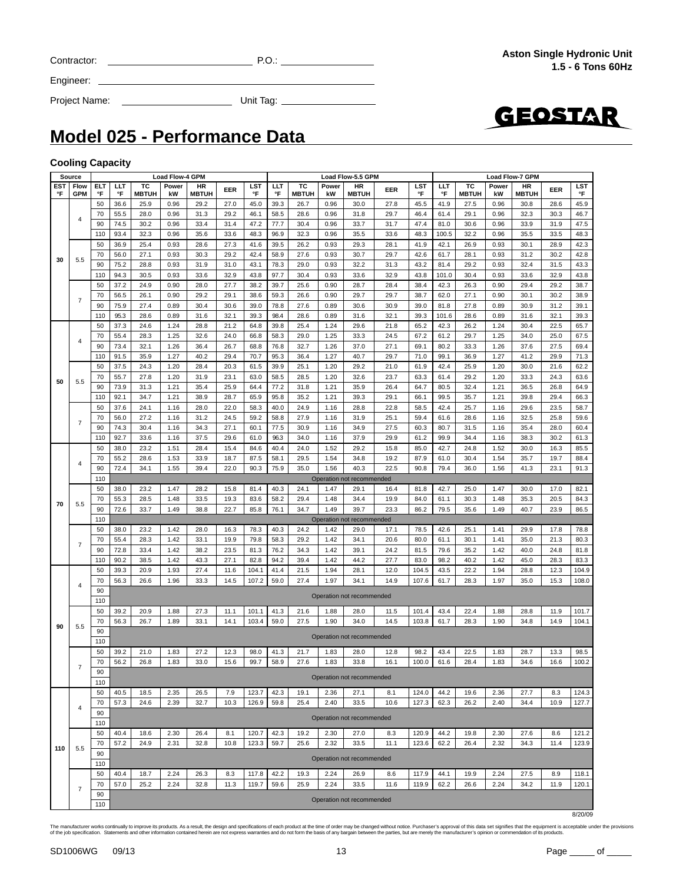Contractor: _______________ P.O.: _______________

Engineer: _______________

Project Name: _______________ Unit Tag: _______________

**Aston Single Hydronic Unit**
**1.5 - 6 Tons 60Hz**

GEOSTAR

# Model 025 - Performance Data

### Cooling Capacity

| Source | | | Load Flow-4 GPM | | | | | | | Load Flow-5.5 GPM | | | | | | | Load Flow-7 GPM | | | | | | |
|---|---|---|---|---|---|---|---|---|---|---|---|---|---|---|---|---|---|---|---|---|---|---|---|
| EST °F | Flow GPM | ELT °F | LLT °F | TC MBTUH | Power kW | HR MBTUH | EER | LST °F | LLT °F | TC MBTUH | Power kW | HR MBTUH | EER | LST °F | LLT °F | TC MBTUH | Power kW | HR MBTUH | EER | LST °F |
| 30 | 4 | 50 | 36.6 | 25.9 | 0.96 | 29.2 | 27.0 | 45.0 | 39.3 | 26.7 | 0.96 | 30.0 | 27.8 | 45.5 | 41.9 | 27.5 | 0.96 | 30.8 | 28.6 | 45.9 |
| | | 70 | 55.5 | 28.0 | 0.96 | 31.3 | 29.2 | 46.1 | 58.5 | 28.6 | 0.96 | 31.8 | 29.7 | 46.4 | 61.4 | 29.1 | 0.96 | 32.3 | 30.3 | 46.7 |
| | | 90 | 74.5 | 30.2 | 0.96 | 33.4 | 31.4 | 47.2 | 77.7 | 30.4 | 0.96 | 33.7 | 31.7 | 47.4 | 81.0 | 30.6 | 0.96 | 33.9 | 31.9 | 47.5 |
| | | 110 | 93.4 | 32.3 | 0.96 | 35.6 | 33.6 | 48.3 | 96.9 | 32.3 | 0.96 | 35.5 | 33.6 | 48.3 | 100.5 | 32.2 | 0.96 | 35.5 | 33.5 | 48.3 |
| | 5.5 | 50 | 36.9 | 25.4 | 0.93 | 28.6 | 27.3 | 41.6 | 39.5 | 26.2 | 0.93 | 29.3 | 28.1 | 41.9 | 42.1 | 26.9 | 0.93 | 30.1 | 28.9 | 42.3 |
| | | 70 | 56.0 | 27.1 | 0.93 | 30.3 | 29.2 | 42.4 | 58.9 | 27.6 | 0.93 | 30.7 | 29.7 | 42.6 | 61.7 | 28.1 | 0.93 | 31.2 | 30.2 | 42.8 |
| | | 90 | 75.2 | 28.8 | 0.93 | 31.9 | 31.0 | 43.1 | 78.3 | 29.0 | 0.93 | 32.2 | 31.3 | 43.2 | 81.4 | 29.2 | 0.93 | 32.4 | 31.5 | 43.3 |
| | | 110 | 94.3 | 30.5 | 0.93 | 33.6 | 32.9 | 43.8 | 97.7 | 30.4 | 0.93 | 33.6 | 32.9 | 43.8 | 101.0 | 30.4 | 0.93 | 33.6 | 32.9 | 43.8 |
| | 7 | 50 | 37.2 | 24.9 | 0.90 | 28.0 | 27.7 | 38.2 | 39.7 | 25.6 | 0.90 | 28.7 | 28.4 | 38.4 | 42.3 | 26.3 | 0.90 | 29.4 | 29.2 | 38.7 |
| | | 70 | 56.5 | 26.1 | 0.90 | 29.2 | 29.1 | 38.6 | 59.3 | 26.6 | 0.90 | 29.7 | 29.7 | 38.7 | 62.0 | 27.1 | 0.90 | 30.1 | 30.2 | 38.9 |
| | | 90 | 75.9 | 27.4 | 0.89 | 30.4 | 30.6 | 39.0 | 78.8 | 27.6 | 0.89 | 30.6 | 30.9 | 39.0 | 81.8 | 27.8 | 0.89 | 30.9 | 31.2 | 39.1 |
| | | 110 | 95.3 | 28.6 | 0.89 | 31.6 | 32.1 | 39.3 | 98.4 | 28.6 | 0.89 | 31.6 | 32.1 | 39.3 | 101.6 | 28.6 | 0.89 | 31.6 | 32.1 | 39.3 |
| 50 | 4 | 50 | 37.3 | 24.6 | 1.24 | 28.8 | 21.2 | 64.8 | 39.8 | 25.4 | 1.24 | 29.6 | 21.8 | 65.2 | 42.3 | 26.2 | 1.24 | 30.4 | 22.5 | 65.7 |
| | | 70 | 55.4 | 28.3 | 1.25 | 32.6 | 24.0 | 66.8 | 58.3 | 29.0 | 1.25 | 33.3 | 24.5 | 67.2 | 61.2 | 29.7 | 1.25 | 34.0 | 25.0 | 67.5 |
| | | 90 | 73.4 | 32.1 | 1.26 | 36.4 | 26.7 | 68.8 | 76.8 | 32.7 | 1.26 | 37.0 | 27.1 | 69.1 | 80.2 | 33.3 | 1.26 | 37.6 | 27.5 | 69.4 |
| | | 110 | 91.5 | 35.9 | 1.27 | 40.2 | 29.4 | 70.7 | 95.3 | 36.4 | 1.27 | 40.7 | 29.7 | 71.0 | 99.1 | 36.9 | 1.27 | 41.2 | 29.9 | 71.3 |
| | 5.5 | 50 | 37.5 | 24.3 | 1.20 | 28.4 | 20.3 | 61.5 | 39.9 | 25.1 | 1.20 | 29.2 | 21.0 | 61.9 | 42.4 | 25.9 | 1.20 | 30.0 | 21.6 | 62.2 |
| | | 70 | 55.7 | 27.8 | 1.20 | 31.9 | 23.1 | 63.0 | 58.5 | 28.5 | 1.20 | 32.6 | 23.7 | 63.3 | 61.4 | 29.2 | 1.20 | 33.3 | 24.3 | 63.6 |
| | | 90 | 73.9 | 31.3 | 1.21 | 35.4 | 25.9 | 64.4 | 77.2 | 31.8 | 1.21 | 35.9 | 26.4 | 64.7 | 80.5 | 32.4 | 1.21 | 36.5 | 26.8 | 64.9 |
| | | 110 | 92.1 | 34.7 | 1.21 | 38.9 | 28.7 | 65.9 | 95.8 | 35.2 | 1.21 | 39.3 | 29.1 | 66.1 | 99.5 | 35.7 | 1.21 | 39.8 | 29.4 | 66.3 |
| | 7 | 50 | 37.6 | 24.1 | 1.16 | 28.0 | 22.0 | 58.3 | 40.0 | 24.9 | 1.16 | 28.8 | 22.8 | 58.5 | 42.4 | 25.7 | 1.16 | 29.6 | 23.5 | 58.7 |
| | | 70 | 56.0 | 27.2 | 1.16 | 31.2 | 24.5 | 59.2 | 58.8 | 27.9 | 1.16 | 31.9 | 25.1 | 59.4 | 61.6 | 28.6 | 1.16 | 32.5 | 25.8 | 59.6 |
| | | 90 | 74.3 | 30.4 | 1.16 | 34.3 | 27.1 | 60.1 | 77.5 | 30.9 | 1.16 | 34.9 | 27.5 | 60.3 | 80.7 | 31.5 | 1.16 | 35.4 | 28.0 | 60.4 |
| | | 110 | 92.7 | 33.6 | 1.16 | 37.5 | 29.6 | 61.0 | 96.3 | 34.0 | 1.16 | 37.9 | 29.9 | 61.2 | 99.9 | 34.4 | 1.16 | 38.3 | 30.2 | 61.3 |
| 70 | 4 | 50 | 38.0 | 23.2 | 1.51 | 28.4 | 15.4 | 84.6 | 40.4 | 24.0 | 1.52 | 29.2 | 15.8 | 85.0 | 42.7 | 24.8 | 1.52 | 30.0 | 16.3 | 85.5 |
| | | 70 | 55.2 | 28.6 | 1.53 | 33.9 | 18.7 | 87.5 | 58.1 | 29.5 | 1.54 | 34.8 | 19.2 | 87.9 | 61.0 | 30.4 | 1.54 | 35.7 | 19.7 | 88.4 |
| | | 90 | 72.4 | 34.1 | 1.55 | 39.4 | 22.0 | 90.3 | 75.9 | 35.0 | 1.56 | 40.3 | 22.5 | 90.8 | 79.4 | 36.0 | 1.56 | 41.3 | 23.1 | 91.3 |
| | | 110 | Operation not recommended | | | | | | | | | | | | | | | | | |
| | 5.5 | 50 | 38.0 | 23.2 | 1.47 | 28.2 | 15.8 | 81.4 | 40.3 | 24.1 | 1.47 | 29.1 | 16.4 | 81.8 | 42.7 | 25.0 | 1.47 | 30.0 | 17.0 | 82.1 |
| | | 70 | 55.3 | 28.5 | 1.48 | 33.5 | 19.3 | 83.6 | 58.2 | 29.4 | 1.48 | 34.4 | 19.9 | 84.0 | 61.1 | 30.3 | 1.48 | 35.3 | 20.5 | 84.3 |
| | | 90 | 72.6 | 33.7 | 1.49 | 38.8 | 22.7 | 85.8 | 76.1 | 34.7 | 1.49 | 39.7 | 23.3 | 86.2 | 79.5 | 35.6 | 1.49 | 40.7 | 23.9 | 86.5 |
| | | 110 | Operation not recommended | | | | | | | | | | | | | | | | | |
| | 7 | 50 | 38.0 | 23.2 | 1.42 | 28.0 | 16.3 | 78.3 | 40.3 | 24.2 | 1.42 | 29.0 | 17.1 | 78.5 | 42.6 | 25.1 | 1.41 | 29.9 | 17.8 | 78.8 |
| | | 70 | 55.4 | 28.3 | 1.42 | 33.1 | 19.9 | 79.8 | 58.3 | 29.2 | 1.42 | 34.1 | 20.6 | 80.0 | 61.1 | 30.1 | 1.41 | 35.0 | 21.3 | 80.3 |
| | | 90 | 72.8 | 33.4 | 1.42 | 38.2 | 23.5 | 81.3 | 76.2 | 34.3 | 1.42 | 39.1 | 24.2 | 81.5 | 79.6 | 35.2 | 1.42 | 40.0 | 24.8 | 81.8 |
| | | 110 | 90.2 | 38.5 | 1.42 | 43.3 | 27.1 | 82.8 | 94.2 | 39.4 | 1.42 | 44.2 | 27.7 | 83.0 | 98.2 | 40.2 | 1.42 | 45.0 | 28.3 | 83.3 |
| 90 | 4 | 50 | 39.3 | 20.9 | 1.93 | 27.4 | 11.6 | 104.1 | 41.4 | 21.5 | 1.94 | 28.1 | 12.0 | 104.5 | 43.5 | 22.2 | 1.94 | 28.8 | 12.3 | 104.9 |
| | | 70 | 56.3 | 26.6 | 1.96 | 33.3 | 14.5 | 107.2 | 59.0 | 27.4 | 1.97 | 34.1 | 14.9 | 107.6 | 61.7 | 28.3 | 1.97 | 35.0 | 15.3 | 108.0 |
| | | 90 | Operation not recommended | | | | | | | | | | | | | | | | | |
| | | 110 | | | | | | | | | | | | | | | | | | |
| | 5.5 | 50 | 39.2 | 20.9 | 1.88 | 27.3 | 11.1 | 101.1 | 41.3 | 21.6 | 1.88 | 28.0 | 11.5 | 101.4 | 43.4 | 22.4 | 1.88 | 28.8 | 11.9 | 101.7 |
| | | 70 | 56.3 | 26.7 | 1.89 | 33.1 | 14.1 | 103.4 | 59.0 | 27.5 | 1.90 | 34.0 | 14.5 | 103.8 | 61.7 | 28.3 | 1.90 | 34.8 | 14.9 | 104.1 |
| | | 90 | Operation not recommended | | | | | | | | | | | | | | | | | |
| | | 110 | | | | | | | | | | | | | | | | | | |
| | 7 | 50 | 39.2 | 21.0 | 1.83 | 27.2 | 12.3 | 98.0 | 41.3 | 21.7 | 1.83 | 28.0 | 12.8 | 98.2 | 43.4 | 22.5 | 1.83 | 28.7 | 13.3 | 98.5 |
| | | 70 | 56.2 | 26.8 | 1.83 | 33.0 | 15.6 | 99.7 | 58.9 | 27.6 | 1.83 | 33.8 | 16.1 | 100.0 | 61.6 | 28.4 | 1.83 | 34.6 | 16.6 | 100.2 |
| | | 90 | Operation not recommended | | | | | | | | | | | | | | | | | |
| | | 110 | | | | | | | | | | | | | | | | | | |
| 110 | 4 | 50 | 40.5 | 18.5 | 2.35 | 26.5 | 7.9 | 123.7 | 42.3 | 19.1 | 2.36 | 27.1 | 8.1 | 124.0 | 44.2 | 19.6 | 2.36 | 27.7 | 8.3 | 124.3 |
| | | 70 | 57.3 | 24.6 | 2.39 | 32.7 | 10.3 | 126.9 | 59.8 | 25.4 | 2.40 | 33.5 | 10.6 | 127.3 | 62.3 | 26.2 | 2.40 | 34.4 | 10.9 | 127.7 |
| | | 90 | Operation not recommended | | | | | | | | | | | | | | | | | |
| | | 110 | | | | | | | | | | | | | | | | | | |
| | 5.5 | 50 | 40.4 | 18.6 | 2.30 | 26.4 | 8.1 | 120.7 | 42.3 | 19.2 | 2.30 | 27.0 | 8.3 | 120.9 | 44.2 | 19.8 | 2.30 | 27.6 | 8.6 | 121.2 |
| | | 70 | 57.2 | 24.9 | 2.31 | 32.8 | 10.8 | 123.3 | 59.7 | 25.6 | 2.32 | 33.5 | 11.1 | 123.6 | 62.2 | 26.4 | 2.32 | 34.3 | 11.4 | 123.9 |
| | | 90 | Operation not recommended | | | | | | | | | | | | | | | | | |
| | | 110 | | | | | | | | | | | | | | | | | | |
| | 7 | 50 | 40.4 | 18.7 | 2.24 | 26.3 | 8.3 | 117.8 | 42.2 | 19.3 | 2.24 | 26.9 | 8.6 | 117.9 | 44.1 | 19.9 | 2.24 | 27.5 | 8.9 | 118.1 |
| | | 70 | 57.0 | 25.2 | 2.24 | 32.8 | 11.3 | 119.7 | 59.6 | 25.9 | 2.24 | 33.5 | 11.6 | 119.9 | 62.2 | 26.6 | 2.24 | 34.2 | 11.9 | 120.1 |
| | | 90 | Operation not recommended | | | | | | | | | | | | | | | | | |
| | | 110 | | | | | | | | | | | | | | | | | | |

8/20/09

The manufacturer works continually to improve its products. As a result, the design and specifications of each product at the time of order may be changed without notice. Purchaser's approval of this data set signifies that the equipment is acceptable under the provisions of the job specification. Statements and other information contained herein are not express warranties and do not form the basis of any bargain between the parties, but are merely the manufacturer's opinion or commendation of its products.

SD1006WG 09/13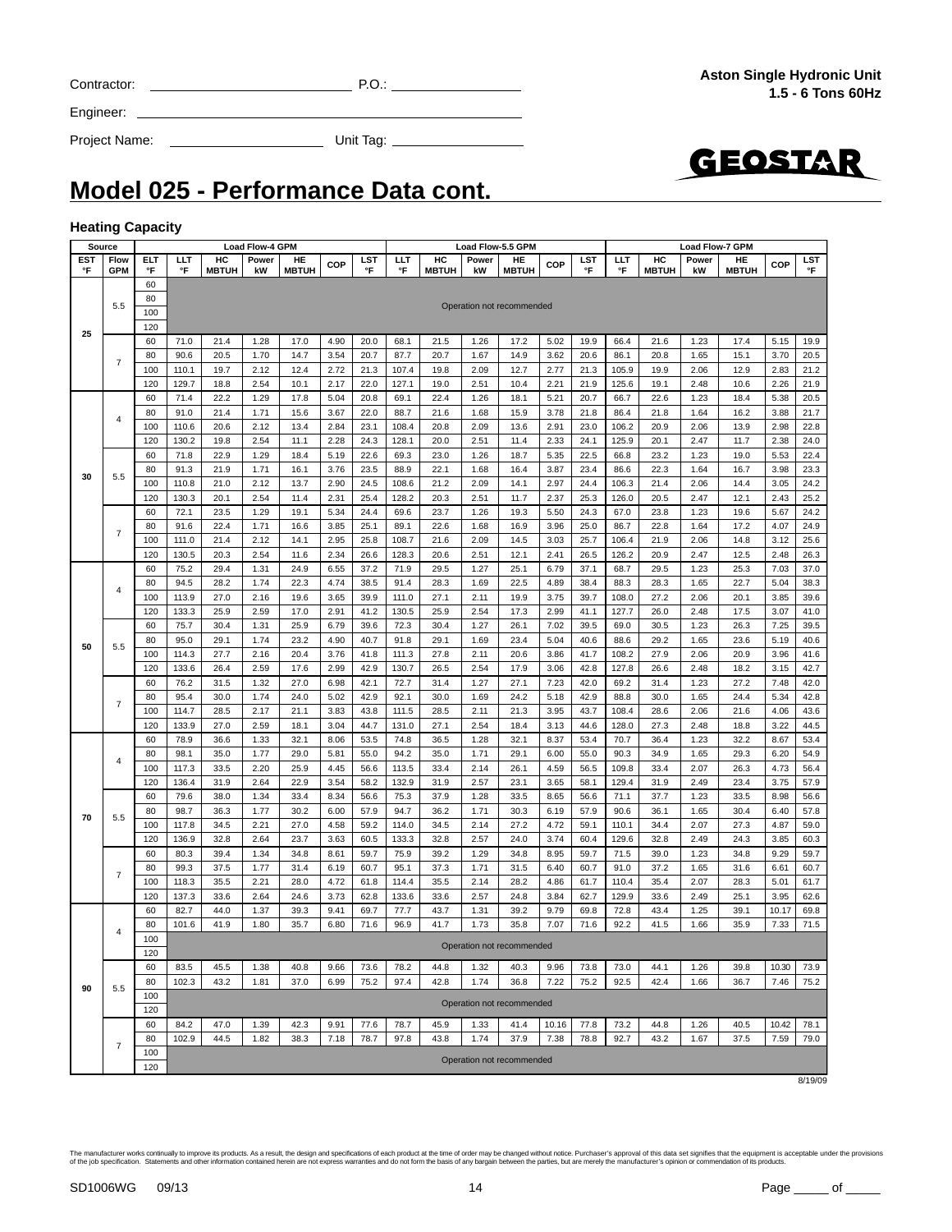Contractor: ______________________ P.O.: ______________

Engineer: ______________________________________

Project Name: __________________ Unit Tag: ______________

**Aston Single Hydronic Unit**
**1.5 - 6 Tons 60Hz**

# Model 025 - Performance Data cont.

### Heating Capacity

| Source | | | Load Flow-4 GPM | | | | | | Load Flow-5.5 GPM | | | | | | Load Flow-7 GPM | | | | | |
|---|---|---|---|---|---|---|---|---|---|---|---|---|---|---|---|---|---|---|---|---|
| EST °F | Flow GPM | ELT °F | LLT °F | HC MBTUH | Power kW | HE MBTUH | COP | LST °F | LLT °F | HC MBTUH | Power kW | HE MBTUH | COP | LST °F | LLT °F | HC MBTUH | Power kW | HE MBTUH | COP | LST °F |
| 25 | 5.5 | 60 | Operation not recommended | | | | | | | | | | | | | | | | | |
| | | 80 | Operation not recommended | | | | | | | | | | | | | | | | | |
| | | 100 | Operation not recommended | | | | | | | | | | | | | | | | | |
| | | 120 | Operation not recommended | | | | | | | | | | | | | | | | | |
| | 7 | 60 | 71.0 | 21.4 | 1.28 | 17.0 | 4.90 | 20.0 | 68.1 | 21.5 | 1.26 | 17.2 | 5.02 | 19.9 | 66.4 | 21.6 | 1.23 | 17.4 | 5.15 | 19.9 |
| | | 80 | 90.6 | 20.5 | 1.70 | 14.7 | 3.54 | 20.7 | 87.7 | 20.7 | 1.67 | 14.9 | 3.62 | 20.6 | 86.1 | 20.8 | 1.65 | 15.1 | 3.70 | 20.5 |
| | | 100 | 110.1 | 19.7 | 2.12 | 12.4 | 2.72 | 21.3 | 107.4 | 19.8 | 2.09 | 12.7 | 2.77 | 21.3 | 105.9 | 19.9 | 2.06 | 12.9 | 2.83 | 21.2 |
| | | 120 | 129.7 | 18.8 | 2.54 | 10.1 | 2.17 | 22.0 | 127.1 | 19.0 | 2.51 | 10.4 | 2.21 | 21.9 | 125.6 | 19.1 | 2.48 | 10.6 | 2.26 | 21.9 |
| 30 | 4 | 60 | 71.4 | 22.2 | 1.29 | 17.8 | 5.04 | 20.8 | 69.1 | 22.4 | 1.26 | 18.1 | 5.21 | 20.7 | 66.7 | 22.6 | 1.23 | 18.4 | 5.38 | 20.5 |
| | | 80 | 91.0 | 21.4 | 1.71 | 15.6 | 3.67 | 22.0 | 88.7 | 21.6 | 1.68 | 15.9 | 3.78 | 21.8 | 86.4 | 21.8 | 1.64 | 16.2 | 3.88 | 21.7 |
| | | 100 | 110.6 | 20.6 | 2.12 | 13.4 | 2.84 | 23.1 | 108.4 | 20.8 | 2.09 | 13.6 | 2.91 | 23.0 | 106.2 | 20.9 | 2.06 | 13.9 | 2.98 | 22.8 |
| | | 120 | 130.2 | 19.8 | 2.54 | 11.1 | 2.28 | 24.3 | 128.1 | 20.0 | 2.51 | 11.4 | 2.33 | 24.1 | 125.9 | 20.1 | 2.47 | 11.7 | 2.38 | 24.0 |
| | 5.5 | 60 | 71.8 | 22.9 | 1.29 | 18.4 | 5.19 | 22.6 | 69.3 | 23.0 | 1.26 | 18.7 | 5.35 | 22.5 | 66.8 | 23.2 | 1.23 | 19.0 | 5.53 | 22.4 |
| | | 80 | 91.3 | 21.9 | 1.71 | 16.1 | 3.76 | 23.5 | 88.9 | 22.1 | 1.68 | 16.4 | 3.87 | 23.4 | 86.6 | 22.3 | 1.64 | 16.7 | 3.98 | 23.3 |
| | | 100 | 110.8 | 21.0 | 2.12 | 13.7 | 2.90 | 24.5 | 108.6 | 21.2 | 2.09 | 14.1 | 2.97 | 24.4 | 106.3 | 21.4 | 2.06 | 14.4 | 3.05 | 24.2 |
| | | 120 | 130.3 | 20.1 | 2.54 | 11.4 | 2.31 | 25.4 | 128.2 | 20.3 | 2.51 | 11.7 | 2.37 | 25.3 | 126.0 | 20.5 | 2.47 | 12.1 | 2.43 | 25.2 |
| | 7 | 60 | 72.1 | 23.5 | 1.29 | 19.1 | 5.34 | 24.4 | 69.6 | 23.7 | 1.26 | 19.3 | 5.50 | 24.3 | 67.0 | 23.8 | 1.23 | 19.6 | 5.67 | 24.2 |
| | | 80 | 91.6 | 22.4 | 1.71 | 16.6 | 3.85 | 25.1 | 89.1 | 22.6 | 1.68 | 16.9 | 3.96 | 25.0 | 86.7 | 22.8 | 1.64 | 17.2 | 4.07 | 24.9 |
| | | 100 | 111.0 | 21.4 | 2.12 | 14.1 | 2.95 | 25.8 | 108.7 | 21.6 | 2.09 | 14.5 | 3.03 | 25.7 | 106.4 | 21.9 | 2.06 | 14.8 | 3.12 | 25.6 |
| | | 120 | 130.5 | 20.3 | 2.54 | 11.6 | 2.34 | 26.6 | 128.3 | 20.6 | 2.51 | 12.1 | 2.41 | 26.5 | 126.2 | 20.9 | 2.47 | 12.5 | 2.48 | 26.3 |
| 50 | 4 | 60 | 75.2 | 29.4 | 1.31 | 24.9 | 6.55 | 37.2 | 71.9 | 29.5 | 1.27 | 25.1 | 6.79 | 37.1 | 68.7 | 29.5 | 1.23 | 25.3 | 7.03 | 37.0 |
| | | 80 | 94.5 | 28.2 | 1.74 | 22.3 | 4.74 | 38.5 | 91.4 | 28.3 | 1.69 | 22.5 | 4.89 | 38.4 | 88.3 | 28.3 | 1.65 | 22.7 | 5.04 | 38.3 |
| | | 100 | 113.9 | 27.0 | 2.16 | 19.6 | 3.65 | 39.9 | 111.0 | 27.1 | 2.11 | 19.9 | 3.75 | 39.7 | 108.0 | 27.2 | 2.06 | 20.1 | 3.85 | 39.6 |
| | | 120 | 133.3 | 25.9 | 2.59 | 17.0 | 2.91 | 41.2 | 130.5 | 25.9 | 2.54 | 17.3 | 2.99 | 41.1 | 127.7 | 26.0 | 2.48 | 17.5 | 3.07 | 41.0 |
| | 5.5 | 60 | 75.7 | 30.4 | 1.31 | 25.9 | 6.79 | 39.6 | 72.3 | 30.4 | 1.27 | 26.1 | 7.02 | 39.5 | 69.0 | 30.5 | 1.23 | 26.3 | 7.25 | 39.5 |
| | | 80 | 95.0 | 29.1 | 1.74 | 23.2 | 4.90 | 40.7 | 91.8 | 29.1 | 1.69 | 23.4 | 5.04 | 40.6 | 88.6 | 29.2 | 1.65 | 23.6 | 5.19 | 40.6 |
| | | 100 | 114.3 | 27.7 | 2.16 | 20.4 | 3.76 | 41.8 | 111.3 | 27.8 | 2.11 | 20.6 | 3.86 | 41.7 | 108.2 | 27.9 | 2.06 | 20.9 | 3.96 | 41.6 |
| | | 120 | 133.6 | 26.4 | 2.59 | 17.6 | 2.99 | 42.9 | 130.7 | 26.5 | 2.54 | 17.9 | 3.06 | 42.8 | 127.8 | 26.6 | 2.48 | 18.2 | 3.15 | 42.7 |
| | 7 | 60 | 76.2 | 31.5 | 1.32 | 27.0 | 6.98 | 42.1 | 72.7 | 31.4 | 1.27 | 27.1 | 7.23 | 42.0 | 69.2 | 31.4 | 1.23 | 27.2 | 7.48 | 42.0 |
| | | 80 | 95.4 | 30.0 | 1.74 | 24.0 | 5.02 | 42.9 | 92.1 | 30.0 | 1.69 | 24.2 | 5.18 | 42.9 | 88.8 | 30.0 | 1.65 | 24.4 | 5.34 | 42.8 |
| | | 100 | 114.7 | 28.5 | 2.17 | 21.1 | 3.83 | 43.8 | 111.5 | 28.5 | 2.11 | 21.3 | 3.95 | 43.7 | 108.4 | 28.6 | 2.06 | 21.6 | 4.06 | 43.6 |
| | | 120 | 133.9 | 27.0 | 2.59 | 18.1 | 3.04 | 44.7 | 131.0 | 27.1 | 2.54 | 18.4 | 3.13 | 44.6 | 128.0 | 27.3 | 2.48 | 18.8 | 3.22 | 44.5 |
| 70 | 4 | 60 | 78.9 | 36.6 | 1.33 | 32.1 | 8.06 | 53.5 | 74.8 | 36.5 | 1.28 | 32.1 | 8.37 | 53.4 | 70.7 | 36.4 | 1.23 | 32.2 | 8.67 | 53.4 |
| | | 80 | 98.1 | 35.0 | 1.77 | 29.0 | 5.81 | 55.0 | 94.2 | 35.0 | 1.71 | 29.1 | 6.00 | 55.0 | 90.3 | 34.9 | 1.65 | 29.3 | 6.20 | 54.9 |
| | | 100 | 117.3 | 33.5 | 2.20 | 25.9 | 4.45 | 56.6 | 113.5 | 33.4 | 2.14 | 26.1 | 4.59 | 56.5 | 109.8 | 33.4 | 2.07 | 26.3 | 4.73 | 56.4 |
| | | 120 | 136.4 | 31.9 | 2.64 | 22.9 | 3.54 | 58.2 | 132.9 | 31.9 | 2.57 | 23.1 | 3.65 | 58.1 | 129.4 | 31.9 | 2.49 | 23.4 | 3.75 | 57.9 |
| | 5.5 | 60 | 79.6 | 38.0 | 1.34 | 33.4 | 8.34 | 56.6 | 75.3 | 37.9 | 1.28 | 33.5 | 8.65 | 56.6 | 71.1 | 37.7 | 1.23 | 33.5 | 8.98 | 56.6 |
| | | 80 | 98.7 | 36.3 | 1.77 | 30.2 | 6.00 | 57.9 | 94.7 | 36.2 | 1.71 | 30.3 | 6.19 | 57.9 | 90.6 | 36.1 | 1.65 | 30.4 | 6.40 | 57.8 |
| | | 100 | 117.8 | 34.5 | 2.21 | 27.0 | 4.58 | 59.2 | 114.0 | 34.5 | 2.14 | 27.2 | 4.72 | 59.1 | 110.1 | 34.4 | 2.07 | 27.3 | 4.87 | 59.0 |
| | | 120 | 136.9 | 32.8 | 2.64 | 23.7 | 3.63 | 60.5 | 133.3 | 32.8 | 2.57 | 24.0 | 3.74 | 60.4 | 129.6 | 32.8 | 2.49 | 24.3 | 3.85 | 60.3 |
| | 7 | 60 | 80.3 | 39.4 | 1.34 | 34.8 | 8.61 | 59.7 | 75.9 | 39.2 | 1.29 | 34.8 | 8.95 | 59.7 | 71.5 | 39.0 | 1.23 | 34.8 | 9.29 | 59.7 |
| | | 80 | 99.3 | 37.5 | 1.77 | 31.4 | 6.19 | 60.7 | 95.1 | 37.3 | 1.71 | 31.5 | 6.40 | 60.7 | 91.0 | 37.2 | 1.65 | 31.6 | 6.61 | 60.7 |
| | | 100 | 118.3 | 35.5 | 2.21 | 28.0 | 4.72 | 61.8 | 114.4 | 35.5 | 2.14 | 28.2 | 4.86 | 61.7 | 110.4 | 35.4 | 2.07 | 28.3 | 5.01 | 61.7 |
| | | 120 | 137.3 | 33.6 | 2.64 | 24.6 | 3.73 | 62.8 | 133.6 | 33.6 | 2.57 | 24.8 | 3.84 | 62.7 | 129.9 | 33.6 | 2.49 | 25.1 | 3.95 | 62.6 |
| 90 | 4 | 60 | 82.7 | 44.0 | 1.37 | 39.3 | 9.41 | 69.7 | 77.7 | 43.7 | 1.31 | 39.2 | 9.79 | 69.8 | 72.8 | 43.4 | 1.25 | 39.1 | 10.17 | 69.8 |
| | | 80 | 101.6 | 41.9 | 1.80 | 35.7 | 6.80 | 71.6 | 96.9 | 41.7 | 1.73 | 35.8 | 7.07 | 71.6 | 92.2 | 41.5 | 1.66 | 35.9 | 7.33 | 71.5 |
| | | 100 | Operation not recommended | | | | | | | | | | | | | | | | | |
| | | 120 | Operation not recommended | | | | | | | | | | | | | | | | | |
| | 5.5 | 60 | 83.5 | 45.5 | 1.38 | 40.8 | 9.66 | 73.6 | 78.2 | 44.8 | 1.32 | 40.3 | 9.96 | 73.8 | 73.0 | 44.1 | 1.26 | 39.8 | 10.30 | 73.9 |
| | | 80 | 102.3 | 43.2 | 1.81 | 37.0 | 6.99 | 75.2 | 97.4 | 42.8 | 1.74 | 36.8 | 7.22 | 75.2 | 92.5 | 42.4 | 1.66 | 36.7 | 7.46 | 75.2 |
| | | 100 | Operation not recommended | | | | | | | | | | | | | | | | | |
| | | 120 | Operation not recommended | | | | | | | | | | | | | | | | | |
| | 7 | 60 | 84.2 | 47.0 | 1.39 | 42.3 | 9.91 | 77.6 | 78.7 | 45.9 | 1.33 | 41.4 | 10.16 | 77.8 | 73.2 | 44.8 | 1.26 | 40.5 | 10.42 | 78.1 |
| | | 80 | 102.9 | 44.5 | 1.82 | 38.3 | 7.18 | 78.7 | 97.8 | 43.8 | 1.74 | 37.9 | 7.38 | 78.8 | 92.7 | 43.2 | 1.67 | 37.5 | 7.59 | 79.0 |
| | | 100 | Operation not recommended | | | | | | | | | | | | | | | | | |
| | | 120 | Operation not recommended | | | | | | | | | | | | | | | | | |

8/19/09

The manufacturer works continually to improve its products. As a result, the design and specifications of each product at the time of order may be changed without notice. Purchaser's approval of this data set signifies that the equipment is acceptable under the provisions of the job specification. Statements and other information contained herein are not express warranties and do not form the basis of any bargain between the parties, but are merely the manufacturer's opinion or commendation of its products.

SD1006WG 09/13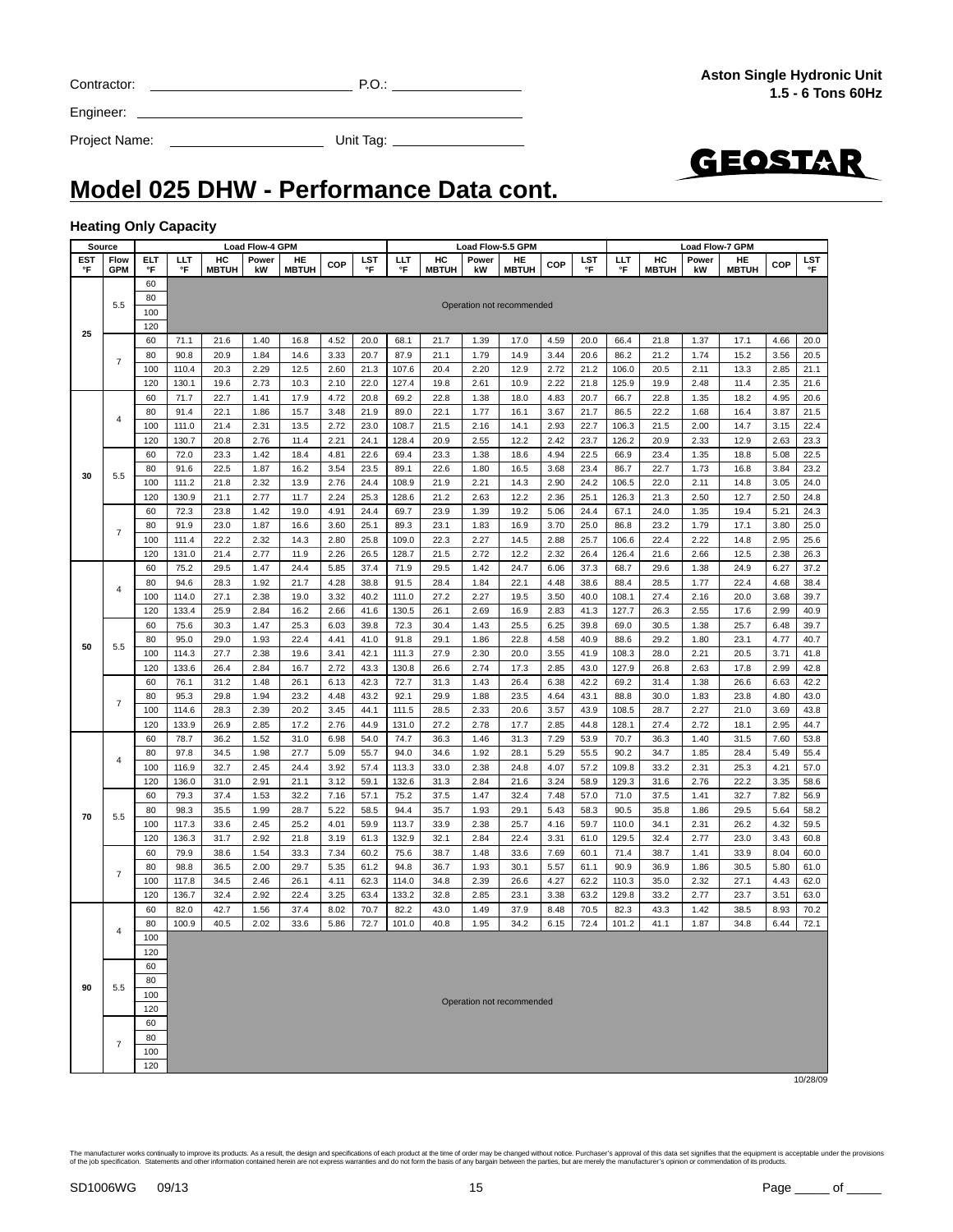Contractor: ______________________ P.O.: ________________

Engineer: ____________________________________________

Project Name: __________________ Unit Tag: ________________

**Aston Single Hydronic Unit**
**1.5 - 6 Tons 60Hz**

# Model 025 DHW - Performance Data cont.

### Heating Only Capacity

| Source | | | Load Flow-4 GPM | | | | | | Load Flow-5.5 GPM | | | | | | Load Flow-7 GPM | | | | | |
|---|---|---|---|---|---|---|---|---|---|---|---|---|---|---|---|---|---|---|---|---|
| EST °F | Flow GPM | ELT °F | LLT °F | HC MBTUH | Power kW | HE MBTUH | COP | LST °F | LLT °F | HC MBTUH | Power kW | HE MBTUH | COP | LST °F | LLT °F | HC MBTUH | Power kW | HE MBTUH | COP | LST °F |
| 25 | 5.5 | 60 | Operation not recommended | | | | | | | | | | | | | | | | | |
| | | 80 | | | | | | | | | | | | | | | | | | |
| | | 100 | | | | | | | | | | | | | | | | | | |
| | | 120 | | | | | | | | | | | | | | | | | | |
| | 7 | 60 | 71.1 | 21.6 | 1.40 | 16.8 | 4.52 | 20.0 | 68.1 | 21.7 | 1.39 | 17.0 | 4.59 | 20.0 | 66.4 | 21.8 | 1.37 | 17.1 | 4.66 | 20.0 |
| | | 80 | 90.8 | 20.9 | 1.84 | 14.6 | 3.33 | 20.7 | 87.9 | 21.1 | 1.79 | 14.9 | 3.44 | 20.6 | 86.2 | 21.2 | 1.74 | 15.2 | 3.56 | 20.5 |
| | | 100 | 110.4 | 20.3 | 2.29 | 12.5 | 2.60 | 21.3 | 107.6 | 20.4 | 2.20 | 12.9 | 2.72 | 21.2 | 106.0 | 20.5 | 2.11 | 13.3 | 2.85 | 21.1 |
| | | 120 | 130.1 | 19.6 | 2.73 | 10.3 | 2.10 | 22.0 | 127.4 | 19.8 | 2.61 | 10.9 | 2.22 | 21.8 | 125.9 | 19.9 | 2.48 | 11.4 | 2.35 | 21.6 |
| 30 | 4 | 60 | 71.7 | 22.7 | 1.41 | 17.9 | 4.72 | 20.8 | 69.2 | 22.8 | 1.38 | 18.0 | 4.83 | 20.7 | 66.7 | 22.8 | 1.35 | 18.2 | 4.95 | 20.6 |
| | | 80 | 91.4 | 22.1 | 1.86 | 15.7 | 3.48 | 21.9 | 89.0 | 22.1 | 1.77 | 16.1 | 3.67 | 21.7 | 86.5 | 22.2 | 1.68 | 16.4 | 3.87 | 21.5 |
| | | 100 | 111.0 | 21.4 | 2.31 | 13.5 | 2.72 | 23.0 | 108.7 | 21.5 | 2.16 | 14.1 | 2.93 | 22.7 | 106.3 | 21.5 | 2.00 | 14.7 | 3.15 | 22.4 |
| | | 120 | 130.7 | 20.8 | 2.76 | 11.4 | 2.21 | 24.1 | 128.4 | 20.9 | 2.55 | 12.2 | 2.42 | 23.7 | 126.2 | 20.9 | 2.33 | 12.9 | 2.63 | 23.3 |
| | 5.5 | 60 | 72.0 | 23.3 | 1.42 | 18.4 | 4.81 | 22.6 | 69.4 | 23.3 | 1.38 | 18.6 | 4.94 | 22.5 | 66.9 | 23.4 | 1.35 | 18.8 | 5.08 | 22.5 |
| | | 80 | 91.6 | 22.5 | 1.87 | 16.2 | 3.54 | 23.5 | 89.1 | 22.6 | 1.80 | 16.5 | 3.68 | 23.4 | 86.7 | 22.7 | 1.73 | 16.8 | 3.84 | 23.2 |
| | | 100 | 111.2 | 21.8 | 2.32 | 13.9 | 2.76 | 24.4 | 108.9 | 21.9 | 2.21 | 14.3 | 2.90 | 24.2 | 106.5 | 22.0 | 2.11 | 14.8 | 3.05 | 24.0 |
| | | 120 | 130.9 | 21.1 | 2.77 | 11.7 | 2.24 | 25.3 | 128.6 | 21.2 | 2.63 | 12.2 | 2.36 | 25.1 | 126.3 | 21.3 | 2.50 | 12.7 | 2.50 | 24.8 |
| | 7 | 60 | 72.3 | 23.8 | 1.42 | 19.0 | 4.91 | 24.4 | 69.7 | 23.9 | 1.39 | 19.2 | 5.06 | 24.4 | 67.1 | 24.0 | 1.35 | 19.4 | 5.21 | 24.3 |
| | | 80 | 91.9 | 23.0 | 1.87 | 16.6 | 3.60 | 25.1 | 89.3 | 23.1 | 1.83 | 16.9 | 3.70 | 25.0 | 86.8 | 23.2 | 1.79 | 17.1 | 3.80 | 25.0 |
| | | 100 | 111.4 | 22.2 | 2.32 | 14.3 | 2.80 | 25.8 | 109.0 | 22.3 | 2.27 | 14.5 | 2.88 | 25.7 | 106.6 | 22.4 | 2.22 | 14.8 | 2.95 | 25.6 |
| | | 120 | 131.0 | 21.4 | 2.77 | 11.9 | 2.26 | 26.5 | 128.7 | 21.5 | 2.72 | 12.2 | 2.32 | 26.4 | 126.4 | 21.6 | 2.66 | 12.5 | 2.38 | 26.3 |
| 50 | 4 | 60 | 75.2 | 29.5 | 1.47 | 24.4 | 5.85 | 37.4 | 71.9 | 29.5 | 1.42 | 24.7 | 6.06 | 37.3 | 68.7 | 29.6 | 1.38 | 24.9 | 6.27 | 37.2 |
| | | 80 | 94.6 | 28.3 | 1.92 | 21.7 | 4.28 | 38.8 | 91.5 | 28.4 | 1.84 | 22.1 | 4.48 | 38.6 | 88.4 | 28.5 | 1.77 | 22.4 | 4.68 | 38.4 |
| | | 100 | 114.0 | 27.1 | 2.38 | 19.0 | 3.32 | 40.2 | 111.0 | 27.2 | 2.27 | 19.5 | 3.50 | 40.0 | 108.1 | 27.4 | 2.16 | 20.0 | 3.68 | 39.7 |
| | | 120 | 133.4 | 25.9 | 2.84 | 16.2 | 2.66 | 41.6 | 130.5 | 26.1 | 2.69 | 16.9 | 2.83 | 41.3 | 127.7 | 26.3 | 2.55 | 17.6 | 2.99 | 40.9 |
| | 5.5 | 60 | 75.6 | 30.3 | 1.47 | 25.3 | 6.03 | 39.8 | 72.3 | 30.4 | 1.43 | 25.5 | 6.25 | 39.8 | 69.0 | 30.5 | 1.38 | 25.7 | 6.48 | 39.7 |
| | | 80 | 95.0 | 29.0 | 1.93 | 22.4 | 4.41 | 41.0 | 91.8 | 29.1 | 1.86 | 22.8 | 4.58 | 40.9 | 88.6 | 29.2 | 1.80 | 23.1 | 4.77 | 40.7 |
| | | 100 | 114.3 | 27.7 | 2.38 | 19.6 | 3.41 | 42.1 | 111.3 | 27.9 | 2.30 | 20.0 | 3.55 | 41.9 | 108.3 | 28.0 | 2.21 | 20.5 | 3.71 | 41.8 |
| | | 120 | 133.6 | 26.4 | 2.84 | 16.7 | 2.72 | 43.3 | 130.8 | 26.6 | 2.74 | 17.3 | 2.85 | 43.0 | 127.9 | 26.8 | 2.63 | 17.8 | 2.99 | 42.8 |
| | 7 | 60 | 76.1 | 31.2 | 1.48 | 26.1 | 6.13 | 42.3 | 72.7 | 31.3 | 1.43 | 26.4 | 6.38 | 42.2 | 69.2 | 31.4 | 1.38 | 26.6 | 6.63 | 42.2 |
| | | 80 | 95.3 | 29.8 | 1.94 | 23.2 | 4.48 | 43.2 | 92.1 | 29.9 | 1.88 | 23.5 | 4.64 | 43.1 | 88.8 | 30.0 | 1.83 | 23.8 | 4.80 | 43.0 |
| | | 100 | 114.6 | 28.3 | 2.39 | 20.2 | 3.45 | 44.1 | 111.5 | 28.5 | 2.33 | 20.6 | 3.57 | 43.9 | 108.5 | 28.7 | 2.27 | 21.0 | 3.69 | 43.8 |
| | | 120 | 133.9 | 26.9 | 2.85 | 17.2 | 2.76 | 44.9 | 131.0 | 27.2 | 2.78 | 17.7 | 2.85 | 44.8 | 128.1 | 27.4 | 2.72 | 18.1 | 2.95 | 44.7 |
| 70 | 4 | 60 | 78.7 | 36.2 | 1.52 | 31.0 | 6.98 | 54.0 | 74.7 | 36.3 | 1.46 | 31.3 | 7.29 | 53.9 | 70.7 | 36.3 | 1.40 | 31.5 | 7.60 | 53.8 |
| | | 80 | 97.8 | 34.5 | 1.98 | 27.7 | 5.09 | 55.7 | 94.0 | 34.6 | 1.92 | 28.1 | 5.29 | 55.5 | 90.2 | 34.7 | 1.85 | 28.4 | 5.49 | 55.4 |
| | | 100 | 116.9 | 32.7 | 2.45 | 24.4 | 3.92 | 57.4 | 113.3 | 33.0 | 2.38 | 24.8 | 4.07 | 57.2 | 109.8 | 33.2 | 2.31 | 25.3 | 4.21 | 57.0 |
| | | 120 | 136.0 | 31.0 | 2.91 | 21.1 | 3.12 | 59.1 | 132.6 | 31.3 | 2.84 | 21.6 | 3.24 | 58.9 | 129.3 | 31.6 | 2.76 | 22.2 | 3.35 | 58.6 |
| | 5.5 | 60 | 79.3 | 37.4 | 1.53 | 32.2 | 7.16 | 57.1 | 75.2 | 37.5 | 1.47 | 32.4 | 7.48 | 57.0 | 71.0 | 37.5 | 1.41 | 32.7 | 7.82 | 56.9 |
| | | 80 | 98.3 | 35.5 | 1.99 | 28.7 | 5.22 | 58.5 | 94.4 | 35.7 | 1.93 | 29.1 | 5.43 | 58.3 | 90.5 | 35.8 | 1.86 | 29.5 | 5.64 | 58.2 |
| | | 100 | 117.3 | 33.6 | 2.45 | 25.2 | 4.01 | 59.9 | 113.7 | 33.9 | 2.38 | 25.7 | 4.16 | 59.7 | 110.0 | 34.1 | 2.31 | 26.2 | 4.32 | 59.5 |
| | | 120 | 136.3 | 31.7 | 2.92 | 21.8 | 3.19 | 61.3 | 132.9 | 32.1 | 2.84 | 22.4 | 3.31 | 61.0 | 129.5 | 32.4 | 2.77 | 23.0 | 3.43 | 60.8 |
| | 7 | 60 | 79.9 | 38.6 | 1.54 | 33.3 | 7.34 | 60.2 | 75.6 | 38.7 | 1.48 | 33.6 | 7.69 | 60.1 | 71.4 | 38.7 | 1.41 | 33.9 | 8.04 | 60.0 |
| | | 80 | 98.8 | 36.5 | 2.00 | 29.7 | 5.35 | 61.2 | 94.8 | 36.7 | 1.93 | 30.1 | 5.57 | 61.1 | 90.9 | 36.9 | 1.86 | 30.5 | 5.80 | 61.0 |
| | | 100 | 117.8 | 34.5 | 2.46 | 26.1 | 4.11 | 62.3 | 114.0 | 34.8 | 2.39 | 26.6 | 4.27 | 62.2 | 110.3 | 35.0 | 2.32 | 27.1 | 4.43 | 62.0 |
| | | 120 | 136.7 | 32.4 | 2.92 | 22.4 | 3.25 | 63.4 | 133.2 | 32.8 | 2.85 | 23.1 | 3.38 | 63.2 | 129.8 | 33.2 | 2.77 | 23.7 | 3.51 | 63.0 |
| 90 | 4 | 60 | 82.0 | 42.7 | 1.56 | 37.4 | 8.02 | 70.7 | 82.2 | 43.0 | 1.49 | 37.9 | 8.48 | 70.5 | 82.3 | 43.3 | 1.42 | 38.5 | 8.93 | 70.2 |
| | | 80 | 100.9 | 40.5 | 2.02 | 33.6 | 5.86 | 72.7 | 101.0 | 40.8 | 1.95 | 34.2 | 6.15 | 72.4 | 101.2 | 41.1 | 1.87 | 34.8 | 6.44 | 72.1 |
| | | 100 | Operation not recommended | | | | | | | | | | | | | | | | | |
| | | 120 | | | | | | | | | | | | | | | | | | |
| | 5.5 | 60 | | | | | | | | | | | | | | | | | | |
| | | 80 | | | | | | | | | | | | | | | | | | |
| | | 100 | | | | | | | | | | | | | | | | | | |
| | | 120 | | | | | | | | | | | | | | | | | | |
| | 7 | 60 | | | | | | | | | | | | | | | | | | |
| | | 80 | | | | | | | | | | | | | | | | | | |
| | | 100 | | | | | | | | | | | | | | | | | | |
| | | 120 | | | | | | | | | | | | | | | | | | |

10/28/09

The manufacturer works continually to improve its products. As a result, the design and specifications of each product at the time of order may be changed without notice. Purchaser's approval of this data set signifies that the equipment is acceptable under the provisions of the job specification. Statements and other information contained herein are not express warranties and do not form the basis of any bargain between the parties, but are merely the manufacturer's opinion or commendation of its products.

SD1006WG 09/13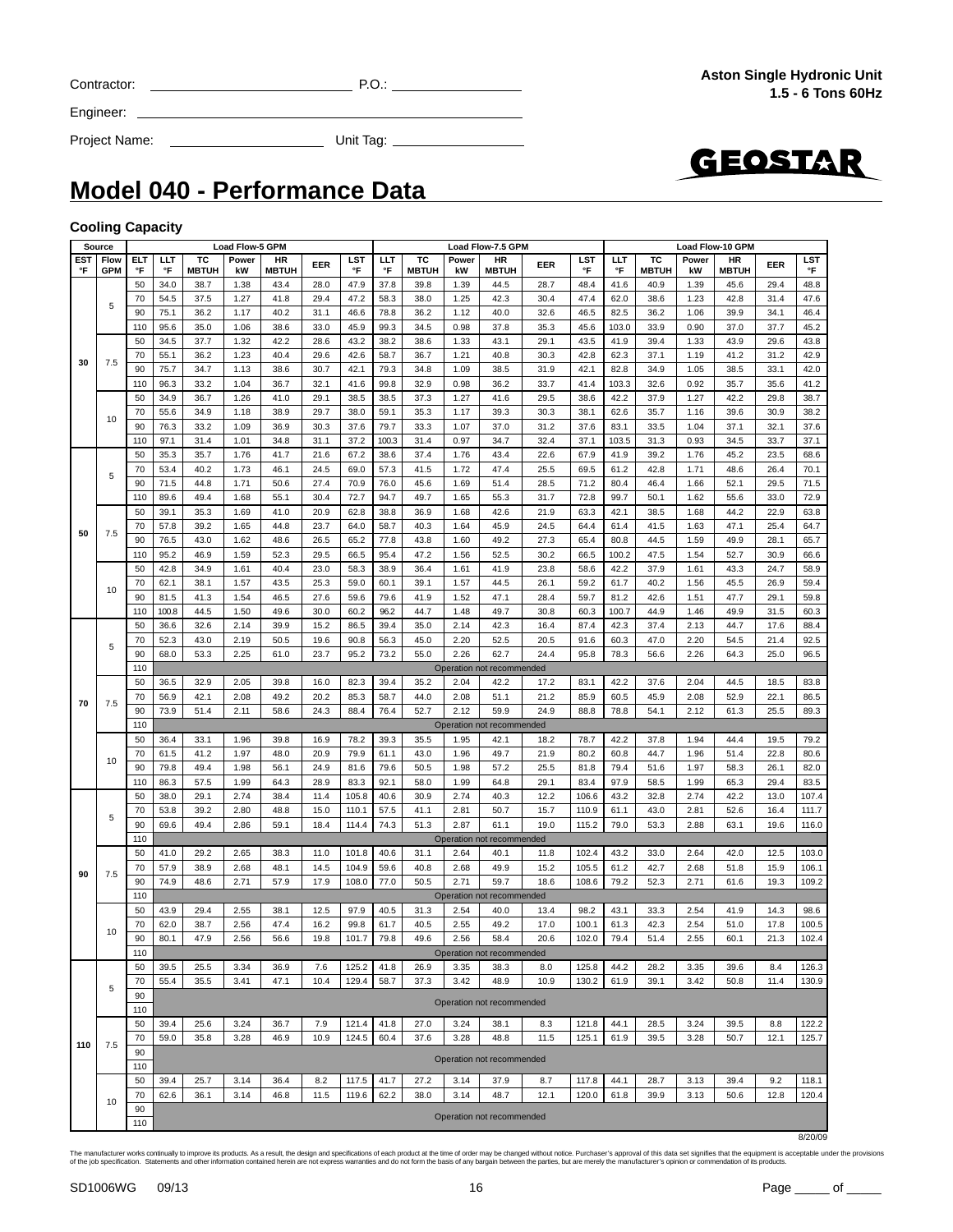Contractor: ____________________ P.O.: ____________

Engineer: ______________________________

Project Name: ______________ Unit Tag: ____________

**Aston Single Hydronic Unit**
**1.5 - 6 Tons 60Hz**

GEOSTAR

# Model 040 - Performance Data

### Cooling Capacity

| Source | | | Load Flow-5 GPM | | | | | | Load Flow-7.5 GPM | | | | | | Load Flow-10 GPM | | | | | |
|---|---|---|---|---|---|---|---|---|---|---|---|---|---|---|---|---|---|---|---|---|
| EST °F | Flow GPM | ELT °F | LLT °F | TC MBTUH | Power kW | HR MBTUH | EER | LST °F | LLT °F | TC MBTUH | Power kW | HR MBTUH | EER | LST °F | LLT °F | TC MBTUH | Power kW | HR MBTUH | EER | LST °F |
| 30 | 5 | 50 | 34.0 | 38.7 | 1.38 | 43.4 | 28.0 | 47.9 | 37.8 | 39.8 | 1.39 | 44.5 | 28.7 | 48.4 | 41.6 | 40.9 | 1.39 | 45.6 | 29.4 | 48.8 |
| | | 70 | 54.5 | 37.5 | 1.27 | 41.8 | 29.4 | 47.2 | 58.3 | 38.0 | 1.25 | 42.3 | 30.4 | 47.4 | 62.0 | 38.6 | 1.23 | 42.8 | 31.4 | 47.6 |
| | | 90 | 75.1 | 36.2 | 1.17 | 40.2 | 31.1 | 46.6 | 78.8 | 36.2 | 1.12 | 40.0 | 32.6 | 46.5 | 82.5 | 36.2 | 1.06 | 39.9 | 34.1 | 46.4 |
| | | 110 | 95.6 | 35.0 | 1.06 | 38.6 | 33.0 | 45.9 | 99.3 | 34.5 | 0.98 | 37.8 | 35.3 | 45.6 | 103.0 | 33.9 | 0.90 | 37.0 | 37.7 | 45.2 |
| | 7.5 | 50 | 34.5 | 37.7 | 1.32 | 42.2 | 28.6 | 43.2 | 38.2 | 38.6 | 1.33 | 43.1 | 29.1 | 43.5 | 41.9 | 39.4 | 1.33 | 43.9 | 29.6 | 43.8 |
| | | 70 | 55.1 | 36.2 | 1.23 | 40.4 | 29.6 | 42.6 | 58.7 | 36.7 | 1.21 | 40.8 | 30.3 | 42.8 | 62.3 | 37.1 | 1.19 | 41.2 | 31.2 | 42.9 |
| | | 90 | 75.7 | 34.7 | 1.13 | 38.6 | 30.7 | 42.1 | 79.3 | 34.8 | 1.09 | 38.5 | 31.9 | 42.1 | 82.8 | 34.9 | 1.05 | 38.5 | 33.1 | 42.0 |
| | | 110 | 96.3 | 33.2 | 1.04 | 36.7 | 32.1 | 41.6 | 99.8 | 32.9 | 0.98 | 36.2 | 33.7 | 41.4 | 103.3 | 32.6 | 0.92 | 35.7 | 35.6 | 41.2 |
| | 10 | 50 | 34.9 | 36.7 | 1.26 | 41.0 | 29.1 | 38.5 | 38.5 | 37.3 | 1.27 | 41.6 | 29.5 | 38.6 | 42.2 | 37.9 | 1.27 | 42.2 | 29.8 | 38.7 |
| | | 70 | 55.6 | 34.9 | 1.18 | 38.9 | 29.7 | 38.0 | 59.1 | 35.3 | 1.17 | 39.3 | 30.3 | 38.1 | 62.6 | 35.7 | 1.16 | 39.6 | 30.9 | 38.2 |
| | | 90 | 76.3 | 33.2 | 1.09 | 36.9 | 30.3 | 37.6 | 79.7 | 33.3 | 1.07 | 37.0 | 31.2 | 37.6 | 83.1 | 33.5 | 1.04 | 37.1 | 32.1 | 37.6 |
| | | 110 | 97.1 | 31.4 | 1.01 | 34.8 | 31.1 | 37.2 | 100.3 | 31.4 | 0.97 | 34.7 | 32.4 | 37.1 | 103.5 | 31.3 | 0.93 | 34.5 | 33.7 | 37.1 |
| 50 | 5 | 50 | 35.3 | 35.7 | 1.76 | 41.7 | 21.6 | 67.2 | 38.6 | 37.4 | 1.76 | 43.4 | 22.6 | 67.9 | 41.9 | 39.2 | 1.76 | 45.2 | 23.5 | 68.6 |
| | | 70 | 53.4 | 40.2 | 1.73 | 46.1 | 24.5 | 69.0 | 57.3 | 41.5 | 1.72 | 47.4 | 25.5 | 69.5 | 61.2 | 42.8 | 1.71 | 48.6 | 26.4 | 70.1 |
| | | 90 | 71.5 | 44.8 | 1.71 | 50.6 | 27.4 | 70.9 | 76.0 | 45.6 | 1.69 | 51.4 | 28.5 | 71.2 | 80.4 | 46.4 | 1.66 | 52.1 | 29.5 | 71.5 |
| | | 110 | 89.6 | 49.4 | 1.68 | 55.1 | 30.4 | 72.7 | 94.7 | 49.7 | 1.65 | 55.3 | 31.7 | 72.8 | 99.7 | 50.1 | 1.62 | 55.6 | 33.0 | 72.9 |
| | 7.5 | 50 | 39.1 | 35.3 | 1.69 | 41.0 | 20.9 | 62.8 | 38.8 | 36.9 | 1.68 | 42.6 | 21.9 | 63.3 | 42.1 | 38.5 | 1.68 | 44.2 | 22.9 | 63.8 |
| | | 70 | 57.8 | 39.2 | 1.65 | 44.8 | 23.7 | 64.0 | 58.7 | 40.3 | 1.64 | 45.9 | 24.5 | 64.4 | 61.4 | 41.5 | 1.63 | 47.1 | 25.4 | 64.7 |
| | | 90 | 76.5 | 43.0 | 1.62 | 48.6 | 26.5 | 65.2 | 77.8 | 43.8 | 1.60 | 49.2 | 27.3 | 65.4 | 80.8 | 44.5 | 1.59 | 49.9 | 28.1 | 65.7 |
| | | 110 | 95.2 | 46.9 | 1.59 | 52.3 | 29.5 | 66.5 | 95.4 | 47.2 | 1.56 | 52.5 | 30.2 | 66.5 | 100.2 | 47.5 | 1.54 | 52.7 | 30.9 | 66.6 |
| | 10 | 50 | 42.8 | 34.9 | 1.61 | 40.4 | 23.0 | 58.3 | 38.9 | 36.4 | 1.61 | 41.9 | 23.8 | 58.6 | 42.2 | 37.9 | 1.61 | 43.3 | 24.7 | 58.9 |
| | | 70 | 62.1 | 38.1 | 1.57 | 43.5 | 25.3 | 59.0 | 60.1 | 39.1 | 1.57 | 44.5 | 26.1 | 59.2 | 61.7 | 40.2 | 1.56 | 45.5 | 26.9 | 59.4 |
| | | 90 | 81.5 | 41.3 | 1.54 | 46.5 | 27.6 | 59.6 | 79.6 | 41.9 | 1.52 | 47.1 | 28.4 | 59.7 | 81.2 | 42.6 | 1.51 | 47.7 | 29.1 | 59.8 |
| | | 110 | 100.8 | 44.5 | 1.50 | 49.6 | 30.0 | 60.2 | 96.2 | 44.7 | 1.48 | 49.7 | 30.8 | 60.3 | 100.7 | 44.9 | 1.46 | 49.9 | 31.5 | 60.3 |
| 70 | 5 | 50 | 36.6 | 32.6 | 2.14 | 39.9 | 15.2 | 86.5 | 39.4 | 35.0 | 2.14 | 42.3 | 16.4 | 87.4 | 42.3 | 37.4 | 2.13 | 44.7 | 17.6 | 88.4 |
| | | 70 | 52.3 | 43.0 | 2.19 | 50.5 | 19.6 | 90.8 | 56.3 | 45.0 | 2.20 | 52.5 | 20.5 | 91.6 | 60.3 | 47.0 | 2.20 | 54.5 | 21.4 | 92.5 |
| | | 90 | 68.0 | 53.3 | 2.25 | 61.0 | 23.7 | 95.2 | 73.2 | 55.0 | 2.26 | 62.7 | 24.4 | 95.8 | 78.3 | 56.6 | 2.26 | 64.3 | 25.0 | 96.5 |
| | | 110 | Operation not recommended | | | | | | | | | | | | | | | | | |
| | 7.5 | 50 | 36.5 | 32.9 | 2.05 | 39.8 | 16.0 | 82.3 | 39.4 | 35.2 | 2.04 | 42.2 | 17.2 | 83.1 | 42.2 | 37.6 | 2.04 | 44.5 | 18.5 | 83.8 |
| | | 70 | 56.9 | 42.1 | 2.08 | 49.2 | 20.2 | 85.3 | 58.7 | 44.0 | 2.08 | 51.1 | 21.2 | 85.9 | 60.5 | 45.9 | 2.08 | 52.9 | 22.1 | 86.5 |
| | | 90 | 73.9 | 51.4 | 2.11 | 58.6 | 24.3 | 88.4 | 76.4 | 52.7 | 2.12 | 59.9 | 24.9 | 88.8 | 78.8 | 54.1 | 2.12 | 61.3 | 25.5 | 89.3 |
| | | 110 | Operation not recommended | | | | | | | | | | | | | | | | | |
| | 10 | 50 | 36.4 | 33.1 | 1.96 | 39.8 | 16.9 | 78.2 | 39.3 | 35.5 | 1.95 | 42.1 | 18.2 | 78.7 | 42.2 | 37.8 | 1.94 | 44.4 | 19.5 | 79.2 |
| | | 70 | 61.5 | 41.2 | 1.97 | 48.0 | 20.9 | 79.9 | 61.1 | 43.0 | 1.96 | 49.7 | 21.9 | 80.2 | 60.8 | 44.7 | 1.96 | 51.4 | 22.8 | 80.6 |
| | | 90 | 79.8 | 49.4 | 1.98 | 56.1 | 24.9 | 81.6 | 79.6 | 50.5 | 1.98 | 57.2 | 25.5 | 81.8 | 79.4 | 51.6 | 1.97 | 58.3 | 26.1 | 82.0 |
| | | 110 | 86.3 | 57.5 | 1.99 | 64.3 | 28.9 | 83.3 | 92.1 | 58.0 | 1.99 | 64.8 | 29.1 | 83.4 | 97.9 | 58.5 | 1.99 | 65.3 | 29.4 | 83.5 |
| 90 | 5 | 50 | 38.0 | 29.1 | 2.74 | 38.4 | 11.4 | 105.8 | 40.6 | 30.9 | 2.74 | 40.3 | 12.2 | 106.6 | 43.2 | 32.8 | 2.74 | 42.2 | 13.0 | 107.4 |
| | | 70 | 53.8 | 39.2 | 2.80 | 48.8 | 15.0 | 110.1 | 57.5 | 41.1 | 2.81 | 50.7 | 15.7 | 110.9 | 61.1 | 43.0 | 2.81 | 52.6 | 16.4 | 111.7 |
| | | 90 | 69.6 | 49.4 | 2.86 | 59.1 | 18.4 | 114.4 | 74.3 | 51.3 | 2.87 | 61.1 | 19.0 | 115.2 | 79.0 | 53.3 | 2.88 | 63.1 | 19.6 | 116.0 |
| | | 110 | Operation not recommended | | | | | | | | | | | | | | | | | |
| | 7.5 | 50 | 41.0 | 29.2 | 2.65 | 38.3 | 11.0 | 101.8 | 40.6 | 31.1 | 2.64 | 40.1 | 11.8 | 102.4 | 43.2 | 33.0 | 2.64 | 42.0 | 12.5 | 103.0 |
| | | 70 | 57.9 | 38.9 | 2.68 | 48.1 | 14.5 | 104.9 | 59.6 | 40.8 | 2.68 | 49.9 | 15.2 | 105.5 | 61.2 | 42.7 | 2.68 | 51.8 | 15.9 | 106.1 |
| | | 90 | 74.9 | 48.6 | 2.71 | 57.9 | 17.9 | 108.0 | 77.0 | 50.5 | 2.71 | 59.7 | 18.6 | 108.6 | 79.2 | 52.3 | 2.71 | 61.6 | 19.3 | 109.2 |
| | | 110 | Operation not recommended | | | | | | | | | | | | | | | | | |
| | 10 | 50 | 43.9 | 29.4 | 2.55 | 38.1 | 12.5 | 97.9 | 40.5 | 31.3 | 2.54 | 40.0 | 13.4 | 98.2 | 43.1 | 33.3 | 2.54 | 41.9 | 14.3 | 98.6 |
| | | 70 | 62.0 | 38.7 | 2.56 | 47.4 | 16.2 | 99.8 | 61.7 | 40.5 | 2.55 | 49.2 | 17.0 | 100.1 | 61.3 | 42.3 | 2.54 | 51.0 | 17.8 | 100.5 |
| | | 90 | 80.1 | 47.9 | 2.56 | 56.6 | 19.8 | 101.7 | 79.8 | 49.6 | 2.56 | 58.4 | 20.6 | 102.0 | 79.4 | 51.4 | 2.55 | 60.1 | 21.3 | 102.4 |
| | | 110 | Operation not recommended | | | | | | | | | | | | | | | | | |
| 110 | 5 | 50 | 39.5 | 25.5 | 3.34 | 36.9 | 7.6 | 125.2 | 41.8 | 26.9 | 3.35 | 38.3 | 8.0 | 125.8 | 44.2 | 28.2 | 3.35 | 39.6 | 8.4 | 126.3 |
| | | 70 | 55.4 | 35.5 | 3.41 | 47.1 | 10.4 | 129.4 | 58.7 | 37.3 | 3.42 | 48.9 | 10.9 | 130.2 | 61.9 | 39.1 | 3.42 | 50.8 | 11.4 | 130.9 |
| | | 90 | Operation not recommended | | | | | | | | | | | | | | | | | |
| | | 110 | | | | | | | | | | | | | | | | | | |
| | 7.5 | 50 | 39.4 | 25.6 | 3.24 | 36.7 | 7.9 | 121.4 | 41.8 | 27.0 | 3.24 | 38.1 | 8.3 | 121.8 | 44.1 | 28.5 | 3.24 | 39.5 | 8.8 | 122.2 |
| | | 70 | 59.0 | 35.8 | 3.28 | 46.9 | 10.9 | 124.5 | 60.4 | 37.6 | 3.28 | 48.8 | 11.5 | 125.1 | 61.9 | 39.5 | 3.28 | 50.7 | 12.1 | 125.7 |
| | | 90 | Operation not recommended | | | | | | | | | | | | | | | | | |
| | | 110 | | | | | | | | | | | | | | | | | | |
| | 10 | 50 | 39.4 | 25.7 | 3.14 | 36.4 | 8.2 | 117.5 | 41.7 | 27.2 | 3.14 | 37.9 | 8.7 | 117.8 | 44.1 | 28.7 | 3.13 | 39.4 | 9.2 | 118.1 |
| | | 70 | 62.6 | 36.1 | 3.14 | 46.8 | 11.5 | 119.6 | 62.2 | 38.0 | 3.14 | 48.7 | 12.1 | 120.0 | 61.8 | 39.9 | 3.13 | 50.6 | 12.8 | 120.4 |
| | | 90 | Operation not recommended | | | | | | | | | | | | | | | | | |
| | | 110 | | | | | | | | | | | | | | | | | | |

8/20/09

The manufacturer works continually to improve its products. As a result, the design and specifications of each product at the time of order may be changed without notice. Purchaser's approval of this data set signifies that the equipment is acceptable under the provisions of the job specification. Statements and other information contained herein are not express warranties and do not form the basis of any bargain between the parties, but are merely the manufacturer's opinion or commendation of its products.

SD1006WG 09/13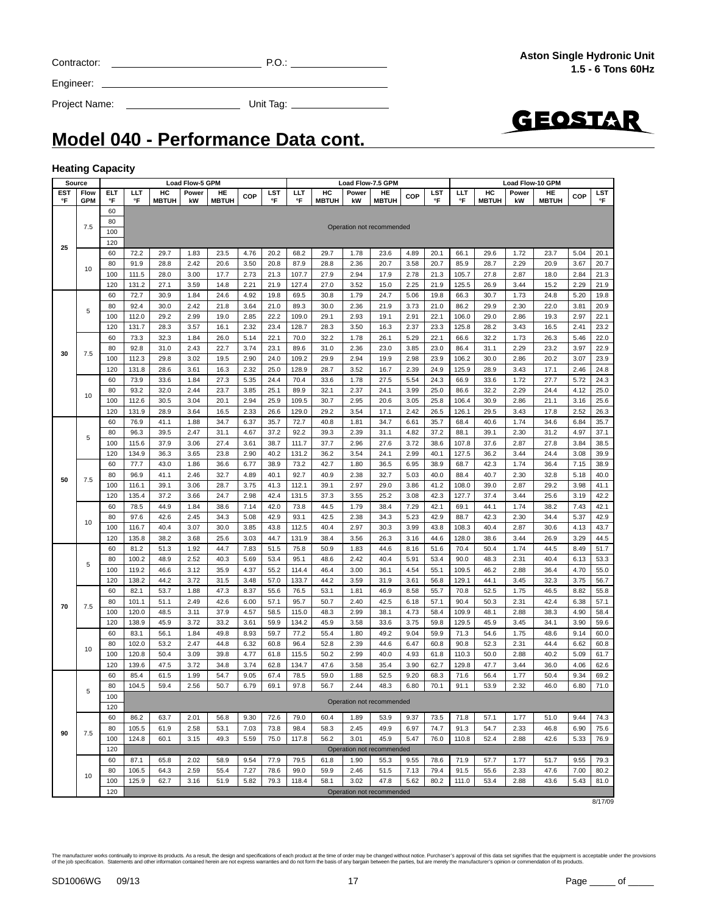Contractor: ______________________ P.O.: ________________

Engineer: ______________________________________________

Project Name: ____________________ Unit Tag: ________________

**Aston Single Hydronic Unit**
**1.5 - 6 Tons 60Hz**

GEOSTAR

# Model 040 - Performance Data cont.

### Heating Capacity

| Source | | | Load Flow-5 GPM | | | | | | | Load Flow-7.5 GPM | | | | | | | Load Flow-10 GPM | | | | | | |
|---|---|---|---|---|---|---|---|---|---|---|---|---|---|---|---|---|---|---|---|---|---|---|---|
| EST °F | Flow GPM | ELT °F | LLT °F | HC MBTUH | Power kW | HE MBTUH | COP | LST °F | LLT °F | HC MBTUH | Power kW | HE MBTUH | COP | LST °F | LLT °F | HC MBTUH | Power kW | HE MBTUH | COP | LST °F |
| 25 | 7.5 | 60 | Operation not recommended | | | | | | | | | | | | | | | | | | |
| | | 80 | | | | | | | | | | | | | | | | | | | |
| | | 100 | | | | | | | | | | | | | | | | | | | |
| | | 120 | | | | | | | | | | | | | | | | | | | |
| | 10 | 60 | 72.2 | 29.7 | 1.83 | 23.5 | 4.76 | 20.2 | 68.2 | 29.7 | 1.78 | 23.6 | 4.89 | 20.1 | 66.1 | 29.6 | 1.72 | 23.7 | 5.04 | 20.1 |
| | | 80 | 91.9 | 28.8 | 2.42 | 20.6 | 3.50 | 20.8 | 87.9 | 28.8 | 2.36 | 20.7 | 3.58 | 20.7 | 85.9 | 28.7 | 2.29 | 20.9 | 3.67 | 20.7 |
| | | 100 | 111.5 | 28.0 | 3.00 | 17.7 | 2.73 | 21.3 | 107.7 | 27.9 | 2.94 | 17.9 | 2.78 | 21.3 | 105.7 | 27.8 | 2.87 | 18.0 | 2.84 | 21.3 |
| | | 120 | 131.2 | 27.1 | 3.59 | 14.8 | 2.21 | 21.9 | 127.4 | 27.0 | 3.52 | 15.0 | 2.25 | 21.9 | 125.5 | 26.9 | 3.44 | 15.2 | 2.29 | 21.9 |
| 30 | 5 | 60 | 72.7 | 30.9 | 1.84 | 24.6 | 4.92 | 19.8 | 69.5 | 30.8 | 1.79 | 24.7 | 5.06 | 19.8 | 66.3 | 30.7 | 1.73 | 24.8 | 5.20 | 19.8 |
| | | 80 | 92.4 | 30.0 | 2.42 | 21.8 | 3.64 | 21.0 | 89.3 | 30.0 | 2.36 | 21.9 | 3.73 | 21.0 | 86.2 | 29.9 | 2.30 | 22.0 | 3.81 | 20.9 |
| | | 100 | 112.0 | 29.2 | 2.99 | 19.0 | 2.85 | 22.2 | 109.0 | 29.1 | 2.93 | 19.1 | 2.91 | 22.1 | 106.0 | 29.0 | 2.86 | 19.3 | 2.97 | 22.1 |
| | | 120 | 131.7 | 28.3 | 3.57 | 16.1 | 2.32 | 23.4 | 128.7 | 28.3 | 3.50 | 16.3 | 2.37 | 23.3 | 125.8 | 28.2 | 3.43 | 16.5 | 2.41 | 23.2 |
| | 7.5 | 60 | 73.3 | 32.3 | 1.84 | 26.0 | 5.14 | 22.1 | 70.0 | 32.2 | 1.78 | 26.1 | 5.29 | 22.1 | 66.6 | 32.2 | 1.73 | 26.3 | 5.46 | 22.0 |
| | | 80 | 92.8 | 31.0 | 2.43 | 22.7 | 3.74 | 23.1 | 89.6 | 31.0 | 2.36 | 23.0 | 3.85 | 23.0 | 86.4 | 31.1 | 2.29 | 23.2 | 3.97 | 22.9 |
| | | 100 | 112.3 | 29.8 | 3.02 | 19.5 | 2.90 | 24.0 | 109.2 | 29.9 | 2.94 | 19.9 | 2.98 | 23.9 | 106.2 | 30.0 | 2.86 | 20.2 | 3.07 | 23.9 |
| | | 120 | 131.8 | 28.6 | 3.61 | 16.3 | 2.32 | 25.0 | 128.9 | 28.7 | 3.52 | 16.7 | 2.39 | 24.9 | 125.9 | 28.9 | 3.43 | 17.1 | 2.46 | 24.8 |
| | 10 | 60 | 73.9 | 33.6 | 1.84 | 27.3 | 5.35 | 24.4 | 70.4 | 33.6 | 1.78 | 27.5 | 5.54 | 24.3 | 66.9 | 33.6 | 1.72 | 27.7 | 5.72 | 24.3 |
| | | 80 | 93.2 | 32.0 | 2.44 | 23.7 | 3.85 | 25.1 | 89.9 | 32.1 | 2.37 | 24.1 | 3.99 | 25.0 | 86.6 | 32.2 | 2.29 | 24.4 | 4.12 | 25.0 |
| | | 100 | 112.6 | 30.5 | 3.04 | 20.1 | 2.94 | 25.9 | 109.5 | 30.7 | 2.95 | 20.6 | 3.05 | 25.8 | 106.4 | 30.9 | 2.86 | 21.1 | 3.16 | 25.6 |
| | | 120 | 131.9 | 28.9 | 3.64 | 16.5 | 2.33 | 26.6 | 129.0 | 29.2 | 3.54 | 17.1 | 2.42 | 26.5 | 126.1 | 29.5 | 3.43 | 17.8 | 2.52 | 26.3 |
| 50 | 5 | 60 | 76.9 | 41.1 | 1.88 | 34.7 | 6.37 | 35.7 | 72.7 | 40.8 | 1.81 | 34.7 | 6.61 | 35.7 | 68.4 | 40.6 | 1.74 | 34.6 | 6.84 | 35.7 |
| | | 80 | 96.3 | 39.5 | 2.47 | 31.1 | 4.67 | 37.2 | 92.2 | 39.3 | 2.39 | 31.1 | 4.82 | 37.2 | 88.1 | 39.1 | 2.30 | 31.2 | 4.97 | 37.1 |
| | | 100 | 115.6 | 37.9 | 3.06 | 27.4 | 3.61 | 38.7 | 111.7 | 37.7 | 2.96 | 27.6 | 3.72 | 38.6 | 107.8 | 37.6 | 2.87 | 27.8 | 3.84 | 38.5 |
| | | 120 | 134.9 | 36.3 | 3.65 | 23.8 | 2.90 | 40.2 | 131.2 | 36.2 | 3.54 | 24.1 | 2.99 | 40.1 | 127.5 | 36.2 | 3.44 | 24.4 | 3.08 | 39.9 |
| | 7.5 | 60 | 77.7 | 43.0 | 1.86 | 36.6 | 6.77 | 38.9 | 73.2 | 42.7 | 1.80 | 36.5 | 6.95 | 38.9 | 68.7 | 42.3 | 1.74 | 36.4 | 7.15 | 38.9 |
| | | 80 | 96.9 | 41.1 | 2.46 | 32.7 | 4.89 | 40.1 | 92.7 | 40.9 | 2.38 | 32.7 | 5.03 | 40.0 | 88.4 | 40.7 | 2.30 | 32.8 | 5.18 | 40.0 |
| | | 100 | 116.1 | 39.1 | 3.06 | 28.7 | 3.75 | 41.3 | 112.1 | 39.1 | 2.97 | 29.0 | 3.86 | 41.2 | 108.0 | 39.0 | 2.87 | 29.2 | 3.98 | 41.1 |
| | | 120 | 135.4 | 37.2 | 3.66 | 24.7 | 2.98 | 42.4 | 131.5 | 37.3 | 3.55 | 25.2 | 3.08 | 42.3 | 127.7 | 37.4 | 3.44 | 25.6 | 3.19 | 42.2 |
| | 10 | 60 | 78.5 | 44.9 | 1.84 | 38.6 | 7.14 | 42.0 | 73.8 | 44.5 | 1.79 | 38.4 | 7.29 | 42.1 | 69.1 | 44.1 | 1.74 | 38.2 | 7.43 | 42.1 |
| | | 80 | 97.6 | 42.6 | 2.45 | 34.3 | 5.08 | 42.9 | 93.1 | 42.5 | 2.38 | 34.3 | 5.23 | 42.9 | 88.7 | 42.3 | 2.30 | 34.4 | 5.37 | 42.9 |
| | | 100 | 116.7 | 40.4 | 3.07 | 30.0 | 3.85 | 43.8 | 112.5 | 40.4 | 2.97 | 30.3 | 3.99 | 43.8 | 108.3 | 40.4 | 2.87 | 30.6 | 4.13 | 43.7 |
| | | 120 | 135.8 | 38.2 | 3.68 | 25.6 | 3.03 | 44.7 | 131.9 | 38.4 | 3.56 | 26.3 | 3.16 | 44.6 | 128.0 | 38.6 | 3.44 | 26.9 | 3.29 | 44.5 |
| 70 | 5 | 60 | 81.2 | 51.3 | 1.92 | 44.7 | 7.83 | 51.5 | 75.8 | 50.9 | 1.83 | 44.6 | 8.16 | 51.6 | 70.4 | 50.4 | 1.74 | 44.5 | 8.49 | 51.7 |
| | | 80 | 100.2 | 48.9 | 2.52 | 40.3 | 5.69 | 53.4 | 95.1 | 48.6 | 2.42 | 40.4 | 5.91 | 53.4 | 90.0 | 48.3 | 2.31 | 40.4 | 6.13 | 53.3 |
| | | 100 | 119.2 | 46.6 | 3.12 | 35.9 | 4.37 | 55.2 | 114.4 | 46.4 | 3.00 | 36.1 | 4.54 | 55.1 | 109.5 | 46.2 | 2.88 | 36.4 | 4.70 | 55.0 |
| | | 120 | 138.2 | 44.2 | 3.72 | 31.5 | 3.48 | 57.0 | 133.7 | 44.2 | 3.59 | 31.9 | 3.61 | 56.8 | 129.1 | 44.1 | 3.45 | 32.3 | 3.75 | 56.7 |
| | 7.5 | 60 | 82.1 | 53.7 | 1.88 | 47.3 | 8.37 | 55.6 | 76.5 | 53.1 | 1.81 | 46.9 | 8.58 | 55.7 | 70.8 | 52.5 | 1.75 | 46.5 | 8.82 | 55.8 |
| | | 80 | 101.1 | 51.1 | 2.49 | 42.6 | 6.00 | 57.1 | 95.7 | 50.7 | 2.40 | 42.5 | 6.18 | 57.1 | 90.4 | 50.3 | 2.31 | 42.4 | 6.38 | 57.1 |
| | | 100 | 120.0 | 48.5 | 3.11 | 37.9 | 4.57 | 58.5 | 115.0 | 48.3 | 2.99 | 38.1 | 4.73 | 58.4 | 109.9 | 48.1 | 2.88 | 38.3 | 4.90 | 58.4 |
| | | 120 | 138.9 | 45.9 | 3.72 | 33.2 | 3.61 | 59.9 | 134.2 | 45.9 | 3.58 | 33.6 | 3.75 | 59.8 | 129.5 | 45.9 | 3.45 | 34.1 | 3.90 | 59.6 |
| | 10 | 60 | 83.1 | 56.1 | 1.84 | 49.8 | 8.93 | 59.7 | 77.2 | 55.4 | 1.80 | 49.2 | 9.04 | 59.9 | 71.3 | 54.6 | 1.75 | 48.6 | 9.14 | 60.0 |
| | | 80 | 102.0 | 53.2 | 2.47 | 44.8 | 6.32 | 60.8 | 96.4 | 52.8 | 2.39 | 44.6 | 6.47 | 60.8 | 90.8 | 52.3 | 2.31 | 44.4 | 6.62 | 60.8 |
| | | 100 | 120.8 | 50.4 | 3.09 | 39.8 | 4.77 | 61.8 | 115.5 | 50.2 | 2.99 | 40.0 | 4.93 | 61.8 | 110.3 | 50.0 | 2.88 | 40.2 | 5.09 | 61.7 |
| | | 120 | 139.6 | 47.5 | 3.72 | 34.8 | 3.74 | 62.8 | 134.7 | 47.6 | 3.58 | 35.4 | 3.90 | 62.7 | 129.8 | 47.7 | 3.44 | 36.0 | 4.06 | 62.6 |
| 90 | 5 | 60 | 85.4 | 61.5 | 1.99 | 54.7 | 9.05 | 67.4 | 78.5 | 59.0 | 1.88 | 52.5 | 9.20 | 68.3 | 71.6 | 56.4 | 1.77 | 50.4 | 9.34 | 69.2 |
| | | 80 | 104.5 | 59.4 | 2.56 | 50.7 | 6.79 | 69.1 | 97.8 | 56.7 | 2.44 | 48.3 | 6.80 | 70.1 | 91.1 | 53.9 | 2.32 | 46.0 | 6.80 | 71.0 |
| | | 100 | Operation not recommended | | | | | | | | | | | | | | | | | | |
| | | 120 | | | | | | | | | | | | | | | | | | | |
| | 7.5 | 60 | 86.2 | 63.7 | 2.01 | 56.8 | 9.30 | 72.6 | 79.0 | 60.4 | 1.89 | 53.9 | 9.37 | 73.5 | 71.8 | 57.1 | 1.77 | 51.0 | 9.44 | 74.3 |
| | | 80 | 105.5 | 61.9 | 2.58 | 53.1 | 7.03 | 73.8 | 98.4 | 58.3 | 2.45 | 49.9 | 6.97 | 74.7 | 91.3 | 54.7 | 2.33 | 46.8 | 6.90 | 75.6 |
| | | 100 | 124.8 | 60.1 | 3.15 | 49.3 | 5.59 | 75.0 | 117.8 | 56.2 | 3.01 | 45.9 | 5.47 | 76.0 | 110.8 | 52.4 | 2.88 | 42.6 | 5.33 | 76.9 |
| | | 120 | Operation not recommended | | | | | | | | | | | | | | | | | | |
| | 10 | 60 | 87.1 | 65.8 | 2.02 | 58.9 | 9.54 | 77.9 | 79.5 | 61.8 | 1.90 | 55.3 | 9.55 | 78.6 | 71.9 | 57.7 | 1.77 | 51.7 | 9.55 | 79.3 |
| | | 80 | 106.5 | 64.3 | 2.59 | 55.4 | 7.27 | 78.6 | 99.0 | 59.9 | 2.46 | 51.5 | 7.13 | 79.4 | 91.5 | 55.6 | 2.33 | 47.6 | 7.00 | 80.2 |
| | | 100 | 125.9 | 62.7 | 3.16 | 51.9 | 5.82 | 79.3 | 118.4 | 58.1 | 3.02 | 47.8 | 5.62 | 80.2 | 111.0 | 53.4 | 2.88 | 43.6 | 5.43 | 81.0 |
| | | 120 | Operation not recommended | | | | | | | | | | | | | | | | | | |

8/17/09

The manufacturer works continually to improve its products. As a result, the design and specifications of each product at the time of order may be changed without notice. Purchaser's approval of this data set signifies that the equipment is acceptable under the provisions of the job specification. Statements and other information contained herein are not express warranties and do not form the basis of any bargain between the parties, but are merely the manufacturer's opinion or commendation of its products.

SD1006WG 09/13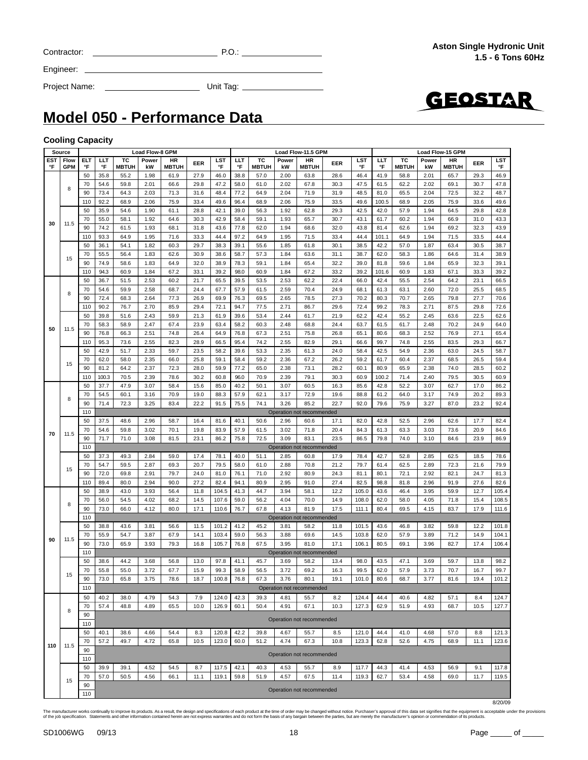Contractor: ______________________ P.O.: ______________

Engineer: ______________________________________

Project Name: __________________ Unit Tag: ______________

**Aston Single Hydronic Unit**
**1.5 - 6 Tons 60Hz**

GEOSTAR

# Model 050 - Performance Data

### Cooling Capacity

| Source | | | Load Flow-8 GPM | | | | | | | Load Flow-11.5 GPM | | | | | | | Load Flow-15 GPM | | | | | | |
|---|---|---|---|---|---|---|---|---|---|---|---|---|---|---|---|---|---|---|---|---|---|---|---|
| EST °F | Flow GPM | ELT °F | LLT °F | TC MBTUH | Power kW | HR MBTUH | EER | LST °F | LLT °F | TC MBTUH | Power kW | HR MBTUH | EER | LST °F | LLT °F | TC MBTUH | Power kW | HR MBTUH | EER | LST °F |
| 30 | 8 | 50 | 35.8 | 55.2 | 1.98 | 61.9 | 27.9 | 46.0 | 38.8 | 57.0 | 2.00 | 63.8 | 28.6 | 46.4 | 41.9 | 58.8 | 2.01 | 65.7 | 29.3 | 46.9 |
| | | 70 | 54.6 | 59.8 | 2.01 | 66.6 | 29.8 | 47.2 | 58.0 | 61.0 | 2.02 | 67.8 | 30.3 | 47.5 | 61.5 | 62.2 | 2.02 | 69.1 | 30.7 | 47.8 |
| | | 90 | 73.4 | 64.3 | 2.03 | 71.3 | 31.6 | 48.4 | 77.2 | 64.9 | 2.04 | 71.9 | 31.9 | 48.5 | 81.0 | 65.5 | 2.04 | 72.5 | 32.2 | 48.7 |
| | | 110 | 92.2 | 68.9 | 2.06 | 75.9 | 33.4 | 49.6 | 96.4 | 68.9 | 2.06 | 75.9 | 33.5 | 49.6 | 100.5 | 68.9 | 2.05 | 75.9 | 33.6 | 49.6 |
| | 11.5 | 50 | 35.9 | 54.6 | 1.90 | 61.1 | 28.8 | 42.1 | 39.0 | 56.3 | 1.92 | 62.8 | 29.3 | 42.5 | 42.0 | 57.9 | 1.94 | 64.5 | 29.8 | 42.8 |
| | | 70 | 55.0 | 58.1 | 1.92 | 64.6 | 30.3 | 42.9 | 58.4 | 59.1 | 1.93 | 65.7 | 30.7 | 43.1 | 61.7 | 60.2 | 1.94 | 66.9 | 31.0 | 43.3 |
| | | 90 | 74.2 | 61.5 | 1.93 | 68.1 | 31.8 | 43.6 | 77.8 | 62.0 | 1.94 | 68.6 | 32.0 | 43.8 | 81.4 | 62.6 | 1.94 | 69.2 | 32.3 | 43.9 |
| | | 110 | 93.3 | 64.9 | 1.95 | 71.6 | 33.3 | 44.4 | 97.2 | 64.9 | 1.95 | 71.5 | 33.4 | 44.4 | 101.1 | 64.9 | 1.94 | 71.5 | 33.5 | 44.4 |
| | 15 | 50 | 36.1 | 54.1 | 1.82 | 60.3 | 29.7 | 38.3 | 39.1 | 55.6 | 1.85 | 61.8 | 30.1 | 38.5 | 42.2 | 57.0 | 1.87 | 63.4 | 30.5 | 38.7 |
| | | 70 | 55.5 | 56.4 | 1.83 | 62.6 | 30.9 | 38.6 | 58.7 | 57.3 | 1.84 | 63.6 | 31.1 | 38.7 | 62.0 | 58.3 | 1.86 | 64.6 | 31.4 | 38.9 |
| | | 90 | 74.9 | 58.6 | 1.83 | 64.9 | 32.0 | 38.9 | 78.3 | 59.1 | 1.84 | 65.4 | 32.2 | 39.0 | 81.8 | 59.6 | 1.84 | 65.9 | 32.3 | 39.1 |
| | | 110 | 94.3 | 60.9 | 1.84 | 67.2 | 33.1 | 39.2 | 98.0 | 60.9 | 1.84 | 67.2 | 33.2 | 39.2 | 101.6 | 60.9 | 1.83 | 67.1 | 33.3 | 39.2 |
| 50 | 8 | 50 | 36.7 | 51.5 | 2.53 | 60.2 | 21.7 | 65.5 | 39.5 | 53.5 | 2.53 | 62.2 | 22.4 | 66.0 | 42.4 | 55.5 | 2.54 | 64.2 | 23.1 | 66.5 |
| | | 70 | 54.6 | 59.9 | 2.58 | 68.7 | 24.4 | 67.7 | 57.9 | 61.5 | 2.59 | 70.4 | 24.9 | 68.1 | 61.3 | 63.1 | 2.60 | 72.0 | 25.5 | 68.5 |
| | | 90 | 72.4 | 68.3 | 2.64 | 77.3 | 26.9 | 69.9 | 76.3 | 69.5 | 2.65 | 78.5 | 27.3 | 70.2 | 80.3 | 70.7 | 2.65 | 79.8 | 27.7 | 70.6 |
| | | 110 | 90.2 | 76.7 | 2.70 | 85.9 | 29.4 | 72.1 | 94.7 | 77.5 | 2.71 | 86.7 | 29.6 | 72.4 | 99.2 | 78.3 | 2.71 | 87.5 | 29.8 | 72.6 |
| | 11.5 | 50 | 39.8 | 51.6 | 2.43 | 59.9 | 21.3 | 61.9 | 39.6 | 53.4 | 2.44 | 61.7 | 21.9 | 62.2 | 42.4 | 55.2 | 2.45 | 63.6 | 22.5 | 62.6 |
| | | 70 | 58.3 | 58.9 | 2.47 | 67.4 | 23.9 | 63.4 | 58.2 | 60.3 | 2.48 | 68.8 | 24.4 | 63.7 | 61.5 | 61.7 | 2.48 | 70.2 | 24.9 | 64.0 |
| | | 90 | 76.8 | 66.3 | 2.51 | 74.8 | 26.4 | 64.9 | 76.8 | 67.3 | 2.51 | 75.8 | 26.8 | 65.1 | 80.6 | 68.3 | 2.52 | 76.9 | 27.1 | 65.4 |
| | | 110 | 95.3 | 73.6 | 2.55 | 82.3 | 28.9 | 66.5 | 95.4 | 74.2 | 2.55 | 82.9 | 29.1 | 66.6 | 99.7 | 74.8 | 2.55 | 83.5 | 29.3 | 66.7 |
| | 15 | 50 | 42.9 | 51.7 | 2.33 | 59.7 | 23.5 | 58.2 | 39.6 | 53.3 | 2.35 | 61.3 | 24.0 | 58.4 | 42.5 | 54.9 | 2.36 | 63.0 | 24.5 | 58.7 |
| | | 70 | 62.0 | 58.0 | 2.35 | 66.0 | 25.8 | 59.1 | 58.4 | 59.2 | 2.36 | 67.2 | 26.2 | 59.2 | 61.7 | 60.4 | 2.37 | 68.5 | 26.5 | 59.4 |
| | | 90 | 81.2 | 64.2 | 2.37 | 72.3 | 28.0 | 59.9 | 77.2 | 65.0 | 2.38 | 73.1 | 28.2 | 60.1 | 80.9 | 65.9 | 2.38 | 74.0 | 28.5 | 60.2 |
| | | 110 | 100.3 | 70.5 | 2.39 | 78.6 | 30.2 | 60.8 | 96.0 | 70.9 | 2.39 | 79.1 | 30.3 | 60.9 | 100.2 | 71.4 | 2.40 | 79.5 | 30.5 | 60.9 |
| 70 | 8 | 50 | 37.7 | 47.9 | 3.07 | 58.4 | 15.6 | 85.0 | 40.2 | 50.1 | 3.07 | 60.5 | 16.3 | 85.6 | 42.8 | 52.2 | 3.07 | 62.7 | 17.0 | 86.2 |
| | | 70 | 54.5 | 60.1 | 3.16 | 70.9 | 19.0 | 88.3 | 57.9 | 62.1 | 3.17 | 72.9 | 19.6 | 88.8 | 61.2 | 64.0 | 3.17 | 74.9 | 20.2 | 89.3 |
| | | 90 | 71.4 | 72.3 | 3.25 | 83.4 | 22.2 | 91.5 | 75.5 | 74.1 | 3.26 | 85.2 | 22.7 | 92.0 | 79.6 | 75.9 | 3.27 | 87.0 | 23.2 | 92.4 |
| | | 110 | Operation not recommended | | | | | | | | | | | | | | | | | |
| | 11.5 | 50 | 37.5 | 48.6 | 2.96 | 58.7 | 16.4 | 81.6 | 40.1 | 50.6 | 2.96 | 60.6 | 17.1 | 82.0 | 42.8 | 52.5 | 2.96 | 62.6 | 17.7 | 82.4 |
| | | 70 | 54.6 | 59.8 | 3.02 | 70.1 | 19.8 | 83.9 | 57.9 | 61.5 | 3.02 | 71.8 | 20.4 | 84.3 | 61.3 | 63.3 | 3.03 | 73.6 | 20.9 | 84.6 |
| | | 90 | 71.7 | 71.0 | 3.08 | 81.5 | 23.1 | 86.2 | 75.8 | 72.5 | 3.09 | 83.1 | 23.5 | 86.5 | 79.8 | 74.0 | 3.10 | 84.6 | 23.9 | 86.9 |
| | | 110 | Operation not recommended | | | | | | | | | | | | | | | | | |
| | 15 | 50 | 37.3 | 49.3 | 2.84 | 59.0 | 17.4 | 78.1 | 40.0 | 51.1 | 2.85 | 60.8 | 17.9 | 78.4 | 42.7 | 52.8 | 2.85 | 62.5 | 18.5 | 78.6 |
| | | 70 | 54.7 | 59.5 | 2.87 | 69.3 | 20.7 | 79.5 | 58.0 | 61.0 | 2.88 | 70.8 | 21.2 | 79.7 | 61.4 | 62.5 | 2.89 | 72.3 | 21.6 | 79.9 |
| | | 90 | 72.0 | 69.8 | 2.91 | 79.7 | 24.0 | 81.0 | 76.1 | 71.0 | 2.92 | 80.9 | 24.3 | 81.1 | 80.1 | 72.1 | 2.92 | 82.1 | 24.7 | 81.3 |
| | | 110 | 89.4 | 80.0 | 2.94 | 90.0 | 27.2 | 82.4 | 94.1 | 80.9 | 2.95 | 91.0 | 27.4 | 82.5 | 98.8 | 81.8 | 2.96 | 91.9 | 27.6 | 82.6 |
| 90 | 8 | 50 | 38.9 | 43.0 | 3.93 | 56.4 | 11.8 | 104.5 | 41.3 | 44.7 | 3.94 | 58.1 | 12.2 | 105.0 | 43.6 | 46.4 | 3.95 | 59.9 | 12.7 | 105.4 |
| | | 70 | 56.0 | 54.5 | 4.02 | 68.2 | 14.5 | 107.6 | 59.0 | 56.2 | 4.04 | 70.0 | 14.9 | 108.0 | 62.0 | 58.0 | 4.05 | 71.8 | 15.4 | 108.5 |
| | | 90 | 73.0 | 66.0 | 4.12 | 80.0 | 17.1 | 110.6 | 76.7 | 67.8 | 4.13 | 81.9 | 17.5 | 111.1 | 80.4 | 69.5 | 4.15 | 83.7 | 17.9 | 111.6 |
| | | 110 | Operation not recommended | | | | | | | | | | | | | | | | | |
| | 11.5 | 50 | 38.8 | 43.6 | 3.81 | 56.6 | 11.5 | 101.2 | 41.2 | 45.2 | 3.81 | 58.2 | 11.8 | 101.5 | 43.6 | 46.8 | 3.82 | 59.8 | 12.2 | 101.8 |
| | | 70 | 55.9 | 54.7 | 3.87 | 67.9 | 14.1 | 103.4 | 59.0 | 56.3 | 3.88 | 69.6 | 14.5 | 103.8 | 62.0 | 57.9 | 3.89 | 71.2 | 14.9 | 104.1 |
| | | 90 | 73.0 | 65.9 | 3.93 | 79.3 | 16.8 | 105.7 | 76.8 | 67.5 | 3.95 | 81.0 | 17.1 | 106.1 | 80.5 | 69.1 | 3.96 | 82.7 | 17.4 | 106.4 |
| | | 110 | Operation not recommended | | | | | | | | | | | | | | | | | |
| | 15 | 50 | 38.6 | 44.2 | 3.68 | 56.8 | 13.0 | 97.8 | 41.1 | 45.7 | 3.69 | 58.2 | 13.4 | 98.0 | 43.5 | 47.1 | 3.69 | 59.7 | 13.8 | 98.2 |
| | | 70 | 55.8 | 55.0 | 3.72 | 67.7 | 15.9 | 99.3 | 58.9 | 56.5 | 3.72 | 69.2 | 16.3 | 99.5 | 62.0 | 57.9 | 3.73 | 70.7 | 16.7 | 99.7 |
| | | 90 | 73.0 | 65.8 | 3.75 | 78.6 | 18.7 | 100.8 | 76.8 | 67.3 | 3.76 | 80.1 | 19.1 | 101.0 | 80.6 | 68.7 | 3.77 | 81.6 | 19.4 | 101.2 |
| | | 110 | Operation not recommended | | | | | | | | | | | | | | | | | |
| 110 | 8 | 50 | 40.2 | 38.0 | 4.79 | 54.3 | 7.9 | 124.0 | 42.3 | 39.3 | 4.81 | 55.7 | 8.2 | 124.4 | 44.4 | 40.6 | 4.82 | 57.1 | 8.4 | 124.7 |
| | | 70 | 57.4 | 48.8 | 4.89 | 65.5 | 10.0 | 126.9 | 60.1 | 50.4 | 4.91 | 67.1 | 10.3 | 127.3 | 62.9 | 51.9 | 4.93 | 68.7 | 10.5 | 127.7 |
| | | 90 | Operation not recommended | | | | | | | | | | | | | | | | | |
| | | 110 | Operation not recommended | | | | | | | | | | | | | | | | | |
| | 11.5 | 50 | 40.1 | 38.6 | 4.66 | 54.4 | 8.3 | 120.8 | 42.2 | 39.8 | 4.67 | 55.7 | 8.5 | 121.0 | 44.4 | 41.0 | 4.68 | 57.0 | 8.8 | 121.3 |
| | | 70 | 57.2 | 49.7 | 4.72 | 65.8 | 10.5 | 123.0 | 60.0 | 51.2 | 4.74 | 67.3 | 10.8 | 123.3 | 62.8 | 52.6 | 4.75 | 68.9 | 11.1 | 123.6 |
| | | 90 | Operation not recommended | | | | | | | | | | | | | | | | | |
| | | 110 | Operation not recommended | | | | | | | | | | | | | | | | | |
| | 15 | 50 | 39.9 | 39.1 | 4.52 | 54.5 | 8.7 | 117.5 | 42.1 | 40.3 | 4.53 | 55.7 | 8.9 | 117.7 | 44.3 | 41.4 | 4.53 | 56.9 | 9.1 | 117.8 |
| | | 70 | 57.0 | 50.5 | 4.56 | 66.1 | 11.1 | 119.1 | 59.8 | 51.9 | 4.57 | 67.5 | 11.4 | 119.3 | 62.7 | 53.4 | 4.58 | 69.0 | 11.7 | 119.5 |
| | | 90 | Operation not recommended | | | | | | | | | | | | | | | | | |
| | | 110 | Operation not recommended | | | | | | | | | | | | | | | | | |

8/20/09

The manufacturer works continually to improve its products. As a result, the design and specifications of each product at the time of order may be changed without notice. Purchaser's approval of this data set signifies that the equipment is acceptable under the provisions of the job specification. Statements and other information contained herein are not express warranties and do not form the basis of any bargain between the parties, but are merely the manufacturer's opinion or commendation of its products.

SD1006WG 09/13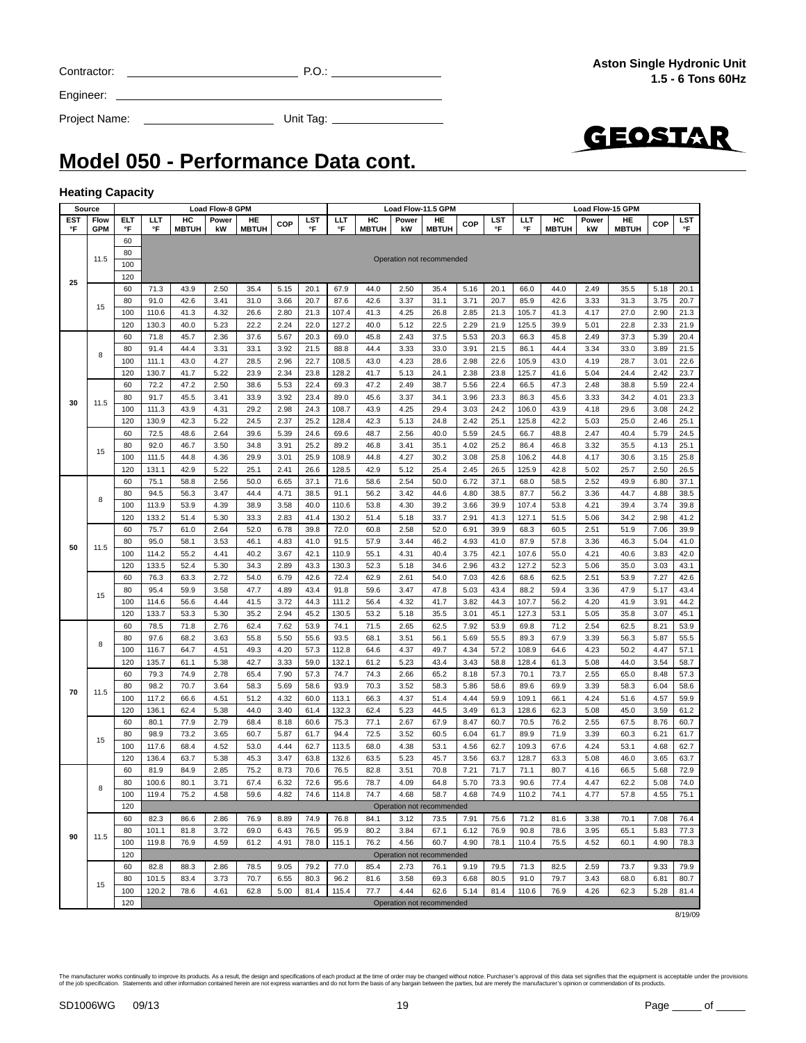Contractor: ____________________ P.O.: ______________

Engineer: ____________________

Project Name: ______________ Unit Tag: ______________

**Aston Single Hydronic Unit**
**1.5 - 6 Tons 60Hz**

# Model 050 - Performance Data cont.

### Heating Capacity

| Source | | | Load Flow-8 GPM | | | | | | Load Flow-11.5 GPM | | | | | | Load Flow-15 GPM | | | | | |
|---|---|---|---|---|---|---|---|---|---|---|---|---|---|---|---|---|---|---|---|---|
| EST °F | Flow GPM | ELT °F | LLT °F | HC MBTUH | Power kW | HE MBTUH | COP | LST °F | LLT °F | HC MBTUH | Power kW | HE MBTUH | COP | LST °F | LLT °F | HC MBTUH | Power kW | HE MBTUH | COP | LST °F |
| 25 | 11.5 | 60 | Operation not recommended | | | | | | | | | | | | | | | | | |
| | | 80 | | | | | | | | | | | | | | | | | | |
| | | 100 | | | | | | | | | | | | | | | | | | |
| | | 120 | | | | | | | | | | | | | | | | | | |
| | 15 | 60 | 71.3 | 43.9 | 2.50 | 35.4 | 5.15 | 20.1 | 67.9 | 44.0 | 2.50 | 35.4 | 5.16 | 20.1 | 66.0 | 44.0 | 2.49 | 35.5 | 5.18 | 20.1 |
| | | 80 | 91.0 | 42.6 | 3.41 | 31.0 | 3.66 | 20.7 | 87.6 | 42.6 | 3.37 | 31.1 | 3.71 | 20.7 | 85.9 | 42.6 | 3.33 | 31.3 | 3.75 | 20.7 |
| | | 100 | 110.6 | 41.3 | 4.32 | 26.6 | 2.80 | 21.3 | 107.4 | 41.3 | 4.25 | 26.8 | 2.85 | 21.3 | 105.7 | 41.3 | 4.17 | 27.0 | 2.90 | 21.3 |
| | | 120 | 130.3 | 40.0 | 5.23 | 22.2 | 2.24 | 22.0 | 127.2 | 40.0 | 5.12 | 22.5 | 2.29 | 21.9 | 125.5 | 39.9 | 5.01 | 22.8 | 2.33 | 21.9 |
| 30 | 8 | 60 | 71.8 | 45.7 | 2.36 | 37.6 | 5.67 | 20.3 | 69.0 | 45.8 | 2.43 | 37.5 | 5.53 | 20.3 | 66.3 | 45.8 | 2.49 | 37.3 | 5.39 | 20.4 |
| | | 80 | 91.4 | 44.4 | 3.31 | 33.1 | 3.92 | 21.5 | 88.8 | 44.4 | 3.33 | 33.0 | 3.91 | 21.5 | 86.1 | 44.4 | 3.34 | 33.0 | 3.89 | 21.5 |
| | | 100 | 111.1 | 43.0 | 4.27 | 28.5 | 2.96 | 22.7 | 108.5 | 43.0 | 4.23 | 28.6 | 2.98 | 22.6 | 105.9 | 43.0 | 4.19 | 28.7 | 3.01 | 22.6 |
| | | 120 | 130.7 | 41.7 | 5.22 | 23.9 | 2.34 | 23.8 | 128.2 | 41.7 | 5.13 | 24.1 | 2.38 | 23.8 | 125.7 | 41.6 | 5.04 | 24.4 | 2.42 | 23.7 |
| | 11.5 | 60 | 72.2 | 47.2 | 2.50 | 38.6 | 5.53 | 22.4 | 69.3 | 47.2 | 2.49 | 38.7 | 5.56 | 22.4 | 66.5 | 47.3 | 2.48 | 38.8 | 5.59 | 22.4 |
| | | 80 | 91.7 | 45.5 | 3.41 | 33.9 | 3.92 | 23.4 | 89.0 | 45.6 | 3.37 | 34.1 | 3.96 | 23.3 | 86.3 | 45.6 | 3.33 | 34.2 | 4.01 | 23.3 |
| | | 100 | 111.3 | 43.9 | 4.31 | 29.2 | 2.98 | 24.3 | 108.7 | 43.9 | 4.25 | 29.4 | 3.03 | 24.2 | 106.0 | 43.9 | 4.18 | 29.6 | 3.08 | 24.2 |
| | | 120 | 130.9 | 42.3 | 5.22 | 24.5 | 2.37 | 25.2 | 128.4 | 42.3 | 5.13 | 24.8 | 2.42 | 25.1 | 125.8 | 42.2 | 5.03 | 25.0 | 2.46 | 25.1 |
| | 15 | 60 | 72.5 | 48.6 | 2.64 | 39.6 | 5.39 | 24.6 | 69.6 | 48.7 | 2.56 | 40.0 | 5.59 | 24.5 | 66.7 | 48.8 | 2.47 | 40.4 | 5.79 | 24.5 |
| | | 80 | 92.0 | 46.7 | 3.50 | 34.8 | 3.91 | 25.2 | 89.2 | 46.8 | 3.41 | 35.1 | 4.02 | 25.2 | 86.4 | 46.8 | 3.32 | 35.5 | 4.13 | 25.1 |
| | | 100 | 111.5 | 44.8 | 4.36 | 29.9 | 3.01 | 25.9 | 108.9 | 44.8 | 4.27 | 30.2 | 3.08 | 25.8 | 106.2 | 44.8 | 4.17 | 30.6 | 3.15 | 25.8 |
| | | 120 | 131.1 | 42.9 | 5.22 | 25.1 | 2.41 | 26.6 | 128.5 | 42.9 | 5.12 | 25.4 | 2.45 | 26.5 | 125.9 | 42.8 | 5.02 | 25.7 | 2.50 | 26.5 |
| 50 | 8 | 60 | 75.1 | 58.8 | 2.56 | 50.0 | 6.65 | 37.1 | 71.6 | 58.6 | 2.54 | 50.0 | 6.72 | 37.1 | 68.0 | 58.5 | 2.52 | 49.9 | 6.80 | 37.1 |
| | | 80 | 94.5 | 56.3 | 3.47 | 44.4 | 4.71 | 38.5 | 91.1 | 56.2 | 3.42 | 44.6 | 4.80 | 38.5 | 87.7 | 56.2 | 3.36 | 44.7 | 4.88 | 38.5 |
| | | 100 | 113.9 | 53.9 | 4.39 | 38.9 | 3.58 | 40.0 | 110.6 | 53.8 | 4.30 | 39.2 | 3.66 | 39.9 | 107.4 | 53.8 | 4.21 | 39.4 | 3.74 | 39.8 |
| | | 120 | 133.2 | 51.4 | 5.30 | 33.3 | 2.83 | 41.4 | 130.2 | 51.4 | 5.18 | 33.7 | 2.91 | 41.3 | 127.1 | 51.5 | 5.06 | 34.2 | 2.98 | 41.2 |
| | 11.5 | 60 | 75.7 | 61.0 | 2.64 | 52.0 | 6.78 | 39.8 | 72.0 | 60.8 | 2.58 | 52.0 | 6.91 | 39.9 | 68.3 | 60.5 | 2.51 | 51.9 | 7.06 | 39.9 |
| | | 80 | 95.0 | 58.1 | 3.53 | 46.1 | 4.83 | 41.0 | 91.5 | 57.9 | 3.44 | 46.2 | 4.93 | 41.0 | 87.9 | 57.8 | 3.36 | 46.3 | 5.04 | 41.0 |
| | | 100 | 114.2 | 55.2 | 4.41 | 40.2 | 3.67 | 42.1 | 110.9 | 55.1 | 4.31 | 40.4 | 3.75 | 42.1 | 107.6 | 55.0 | 4.21 | 40.6 | 3.83 | 42.0 |
| | | 120 | 133.5 | 52.4 | 5.30 | 34.3 | 2.89 | 43.3 | 130.3 | 52.3 | 5.18 | 34.6 | 2.96 | 43.2 | 127.2 | 52.3 | 5.06 | 35.0 | 3.03 | 43.1 |
| | 15 | 60 | 76.3 | 63.3 | 2.72 | 54.0 | 6.79 | 42.6 | 72.4 | 62.9 | 2.61 | 54.0 | 7.03 | 42.6 | 68.6 | 62.5 | 2.51 | 53.9 | 7.27 | 42.6 |
| | | 80 | 95.4 | 59.9 | 3.58 | 47.7 | 4.89 | 43.4 | 91.8 | 59.6 | 3.47 | 47.8 | 5.03 | 43.4 | 88.2 | 59.4 | 3.36 | 47.9 | 5.17 | 43.4 |
| | | 100 | 114.6 | 56.6 | 4.44 | 41.5 | 3.72 | 44.3 | 111.2 | 56.4 | 4.32 | 41.7 | 3.82 | 44.3 | 107.7 | 56.2 | 4.20 | 41.9 | 3.91 | 44.2 |
| | | 120 | 133.7 | 53.3 | 5.30 | 35.2 | 2.94 | 45.2 | 130.5 | 53.2 | 5.18 | 35.5 | 3.01 | 45.1 | 127.3 | 53.1 | 5.05 | 35.8 | 3.07 | 45.1 |
| 70 | 8 | 60 | 78.5 | 71.8 | 2.76 | 62.4 | 7.62 | 53.9 | 74.1 | 71.5 | 2.65 | 62.5 | 7.92 | 53.9 | 69.8 | 71.2 | 2.54 | 62.5 | 8.21 | 53.9 |
| | | 80 | 97.6 | 68.2 | 3.63 | 55.8 | 5.50 | 55.6 | 93.5 | 68.1 | 3.51 | 56.1 | 5.69 | 55.5 | 89.3 | 67.9 | 3.39 | 56.3 | 5.87 | 55.5 |
| | | 100 | 116.7 | 64.7 | 4.51 | 49.3 | 4.20 | 57.3 | 112.8 | 64.6 | 4.37 | 49.7 | 4.34 | 57.2 | 108.9 | 64.6 | 4.23 | 50.2 | 4.47 | 57.1 |
| | | 120 | 135.7 | 61.1 | 5.38 | 42.7 | 3.33 | 59.0 | 132.1 | 61.2 | 5.23 | 43.4 | 3.43 | 58.8 | 128.4 | 61.3 | 5.08 | 44.0 | 3.54 | 58.7 |
| | 11.5 | 60 | 79.3 | 74.9 | 2.78 | 65.4 | 7.90 | 57.3 | 74.7 | 74.3 | 2.66 | 65.2 | 8.18 | 57.3 | 70.1 | 73.7 | 2.55 | 65.0 | 8.48 | 57.3 |
| | | 80 | 98.2 | 70.7 | 3.64 | 58.3 | 5.69 | 58.6 | 93.9 | 70.3 | 3.52 | 58.3 | 5.86 | 58.6 | 89.6 | 69.9 | 3.39 | 58.3 | 6.04 | 58.6 |
| | | 100 | 117.2 | 66.6 | 4.51 | 51.2 | 4.32 | 60.0 | 113.1 | 66.3 | 4.37 | 51.4 | 4.44 | 59.9 | 109.1 | 66.1 | 4.24 | 51.6 | 4.57 | 59.9 |
| | | 120 | 136.1 | 62.4 | 5.38 | 44.0 | 3.40 | 61.4 | 132.3 | 62.4 | 5.23 | 44.5 | 3.49 | 61.3 | 128.6 | 62.3 | 5.08 | 45.0 | 3.59 | 61.2 |
| | 15 | 60 | 80.1 | 77.9 | 2.79 | 68.4 | 8.18 | 60.6 | 75.3 | 77.1 | 2.67 | 67.9 | 8.47 | 60.7 | 70.5 | 76.2 | 2.55 | 67.5 | 8.76 | 60.7 |
| | | 80 | 98.9 | 73.2 | 3.65 | 60.7 | 5.87 | 61.7 | 94.4 | 72.5 | 3.52 | 60.5 | 6.04 | 61.7 | 89.9 | 71.9 | 3.39 | 60.3 | 6.21 | 61.7 |
| | | 100 | 117.6 | 68.4 | 4.52 | 53.0 | 4.44 | 62.7 | 113.5 | 68.0 | 4.38 | 53.1 | 4.56 | 62.7 | 109.3 | 67.6 | 4.24 | 53.1 | 4.68 | 62.7 |
| | | 120 | 136.4 | 63.7 | 5.38 | 45.3 | 3.47 | 63.8 | 132.6 | 63.5 | 5.23 | 45.7 | 3.56 | 63.7 | 128.7 | 63.3 | 5.08 | 46.0 | 3.65 | 63.7 |
| 90 | 8 | 60 | 81.9 | 84.9 | 2.85 | 75.2 | 8.73 | 70.6 | 76.5 | 82.8 | 3.51 | 70.8 | 7.21 | 71.7 | 71.1 | 80.7 | 4.16 | 66.5 | 5.68 | 72.9 |
| | | 80 | 100.6 | 80.1 | 3.71 | 67.4 | 6.32 | 72.6 | 95.6 | 78.7 | 4.09 | 64.8 | 5.70 | 73.3 | 90.6 | 77.4 | 4.47 | 62.2 | 5.08 | 74.0 |
| | | 100 | 119.4 | 75.2 | 4.58 | 59.6 | 4.82 | 74.6 | 114.8 | 74.7 | 4.68 | 58.7 | 4.68 | 74.9 | 110.2 | 74.1 | 4.77 | 57.8 | 4.55 | 75.1 |
| | | 120 | Operation not recommended | | | | | | | | | | | | | | | | | |
| | 11.5 | 60 | 82.3 | 86.6 | 2.86 | 76.9 | 8.89 | 74.9 | 76.8 | 84.1 | 3.12 | 73.5 | 7.91 | 75.6 | 71.2 | 81.6 | 3.38 | 70.1 | 7.08 | 76.4 |
| | | 80 | 101.1 | 81.8 | 3.72 | 69.0 | 6.43 | 76.5 | 95.9 | 80.2 | 3.84 | 67.1 | 6.12 | 76.9 | 90.8 | 78.6 | 3.95 | 65.1 | 5.83 | 77.3 |
| | | 100 | 119.8 | 76.9 | 4.59 | 61.2 | 4.91 | 78.0 | 115.1 | 76.2 | 4.56 | 60.7 | 4.90 | 78.1 | 110.4 | 75.5 | 4.52 | 60.1 | 4.90 | 78.3 |
| | | 120 | Operation not recommended | | | | | | | | | | | | | | | | | |
| | 15 | 60 | 82.8 | 88.3 | 2.86 | 78.5 | 9.05 | 79.2 | 77.0 | 85.4 | 2.73 | 76.1 | 9.19 | 79.5 | 71.3 | 82.5 | 2.59 | 73.7 | 9.33 | 79.9 |
| | | 80 | 101.5 | 83.4 | 3.73 | 70.7 | 6.55 | 80.3 | 96.2 | 81.6 | 3.58 | 69.3 | 6.68 | 80.5 | 91.0 | 79.7 | 3.43 | 68.0 | 6.81 | 80.7 |
| | | 100 | 120.2 | 78.6 | 4.61 | 62.8 | 5.00 | 81.4 | 115.4 | 77.7 | 4.44 | 62.6 | 5.14 | 81.4 | 110.6 | 76.9 | 4.26 | 62.3 | 5.28 | 81.4 |
| | | 120 | Operation not recommended | | | | | | | | | | | | | | | | | |

8/19/09

The manufacturer works continually to improve its products. As a result, the design and specifications of each product at the time of order may be changed without notice. Purchaser's approval of this data set signifies that the equipment is acceptable under the provisions of the job specification. Statements and other information contained herein are not express warranties and do not form the basis of any bargain between the parties, but are merely the manufacturer's opinion or commendation of its products.

SD1006WG 09/13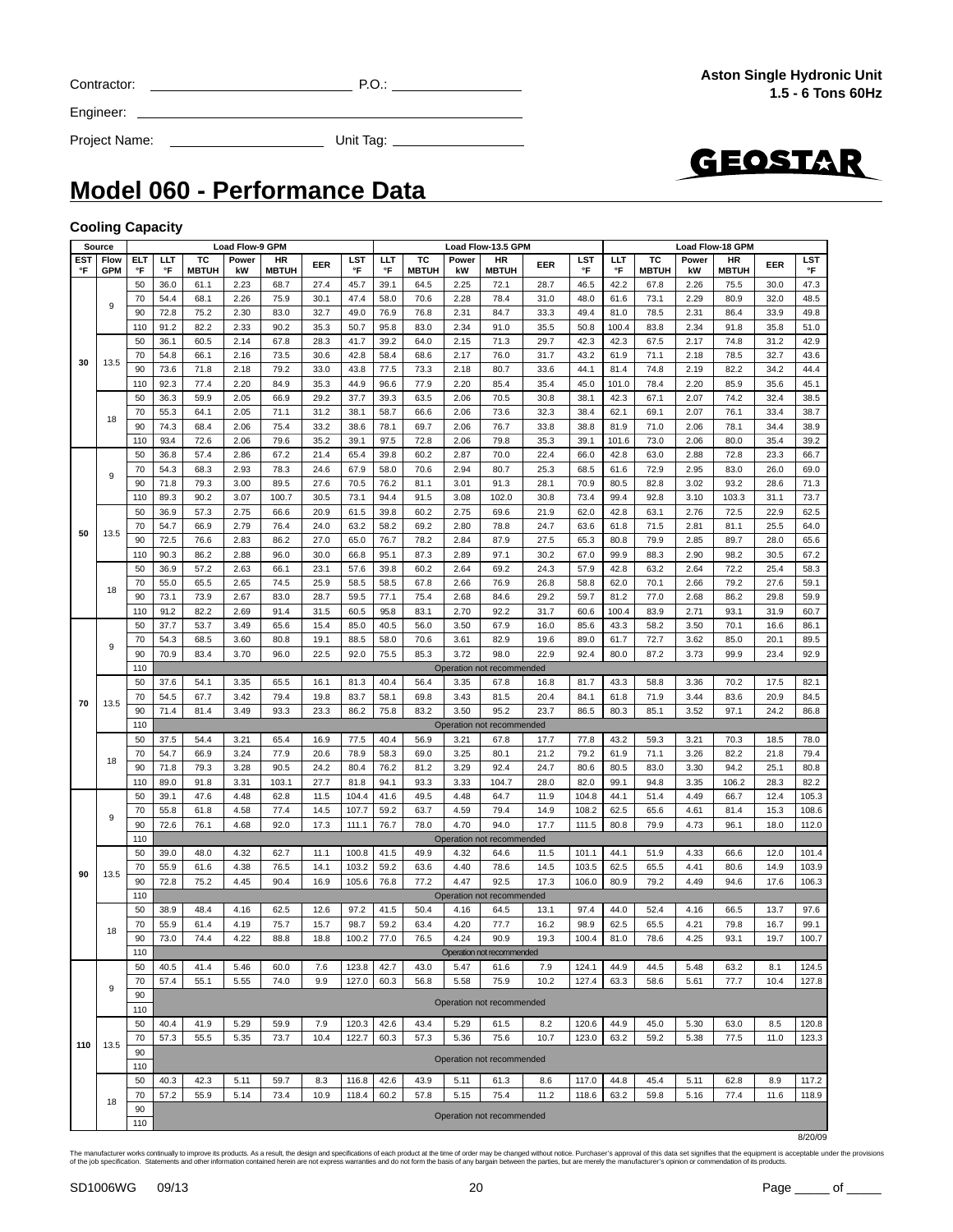Contractor: ____________________ P.O.: ____________

Engineer: ________________________________

Project Name: ____________ Unit Tag: ____________

**Aston Single Hydronic Unit**
**1.5 - 6 Tons 60Hz**

GEOSTAR

# Model 060 - Performance Data

### Cooling Capacity

| Source | | | Load Flow-9 GPM | | | | | | | Load Flow-13.5 GPM | | | | | | | Load Flow-18 GPM | | | | | | |
|---|---|---|---|---|---|---|---|---|---|---|---|---|---|---|---|---|---|---|---|---|---|---|---|
| EST °F | Flow GPM | ELT °F | LLT °F | TC MBTUH | Power kW | HR MBTUH | EER | LST °F | LLT °F | TC MBTUH | Power kW | HR MBTUH | EER | LST °F | LLT °F | TC MBTUH | Power kW | HR MBTUH | EER | LST °F |
| 30 | 9 | 50 | 36.0 | 61.1 | 2.23 | 68.7 | 27.4 | 45.7 | 39.1 | 64.5 | 2.25 | 72.1 | 28.7 | 46.5 | 42.2 | 67.8 | 2.26 | 75.5 | 30.0 | 47.3 |
| | | 70 | 54.4 | 68.1 | 2.26 | 75.9 | 30.1 | 47.4 | 58.0 | 70.6 | 2.28 | 78.4 | 31.0 | 48.0 | 61.6 | 73.1 | 2.29 | 80.9 | 32.0 | 48.5 |
| | | 90 | 72.8 | 75.2 | 2.30 | 83.0 | 32.7 | 49.0 | 76.9 | 76.8 | 2.31 | 84.7 | 33.3 | 49.4 | 81.0 | 78.5 | 2.31 | 86.4 | 33.9 | 49.8 |
| | | 110 | 91.2 | 82.2 | 2.33 | 90.2 | 35.3 | 50.7 | 95.8 | 83.0 | 2.34 | 91.0 | 35.5 | 50.8 | 100.4 | 83.8 | 2.34 | 91.8 | 35.8 | 51.0 |
| | 13.5 | 50 | 36.1 | 60.5 | 2.14 | 67.8 | 28.3 | 41.7 | 39.2 | 64.0 | 2.15 | 71.3 | 29.7 | 42.3 | 42.3 | 67.5 | 2.17 | 74.8 | 31.2 | 42.9 |
| | | 70 | 54.8 | 66.1 | 2.16 | 73.5 | 30.6 | 42.8 | 58.4 | 68.6 | 2.17 | 76.0 | 31.7 | 43.2 | 61.9 | 71.1 | 2.18 | 78.5 | 32.7 | 43.6 |
| | | 90 | 73.6 | 71.8 | 2.18 | 79.2 | 33.0 | 43.8 | 77.5 | 73.3 | 2.18 | 80.7 | 33.6 | 44.1 | 81.4 | 74.8 | 2.19 | 82.2 | 34.2 | 44.4 |
| | | 110 | 92.3 | 77.4 | 2.20 | 84.9 | 35.3 | 44.9 | 96.6 | 77.9 | 2.20 | 85.4 | 35.4 | 45.0 | 101.0 | 78.4 | 2.20 | 85.9 | 35.6 | 45.1 |
| | 18 | 50 | 36.3 | 59.9 | 2.05 | 66.9 | 29.2 | 37.7 | 39.3 | 63.5 | 2.06 | 70.5 | 30.8 | 38.1 | 42.3 | 67.1 | 2.07 | 74.2 | 32.4 | 38.5 |
| | | 70 | 55.3 | 64.1 | 2.05 | 71.1 | 31.2 | 38.1 | 58.7 | 66.6 | 2.06 | 73.6 | 32.3 | 38.4 | 62.1 | 69.1 | 2.07 | 76.1 | 33.4 | 38.7 |
| | | 90 | 74.3 | 68.4 | 2.06 | 75.4 | 33.2 | 38.6 | 78.1 | 69.7 | 2.06 | 76.7 | 33.8 | 38.8 | 81.9 | 71.0 | 2.06 | 78.1 | 34.4 | 38.9 |
| | | 110 | 93.4 | 72.6 | 2.06 | 79.6 | 35.2 | 39.1 | 97.5 | 72.8 | 2.06 | 79.8 | 35.3 | 39.1 | 101.6 | 73.0 | 2.06 | 80.0 | 35.4 | 39.2 |
| 50 | 9 | 50 | 36.8 | 57.4 | 2.86 | 67.2 | 21.4 | 65.4 | 39.8 | 60.2 | 2.87 | 70.0 | 22.4 | 66.0 | 42.8 | 63.0 | 2.88 | 72.8 | 23.3 | 66.7 |
| | | 70 | 54.3 | 68.3 | 2.93 | 78.3 | 24.6 | 67.9 | 58.0 | 70.6 | 2.94 | 80.7 | 25.3 | 68.5 | 61.6 | 72.9 | 2.95 | 83.0 | 26.0 | 69.0 |
| | | 90 | 71.8 | 79.3 | 3.00 | 89.5 | 27.6 | 70.5 | 76.2 | 81.1 | 3.01 | 91.3 | 28.1 | 70.9 | 80.5 | 82.8 | 3.02 | 93.2 | 28.6 | 71.3 |
| | | 110 | 89.3 | 90.2 | 3.07 | 100.7 | 30.5 | 73.1 | 94.4 | 91.5 | 3.08 | 102.0 | 30.8 | 73.4 | 99.4 | 92.8 | 3.10 | 103.3 | 31.1 | 73.7 |
| | 13.5 | 50 | 36.9 | 57.3 | 2.75 | 66.6 | 20.9 | 61.5 | 39.8 | 60.2 | 2.75 | 69.6 | 21.9 | 62.0 | 42.8 | 63.1 | 2.76 | 72.5 | 22.9 | 62.5 |
| | | 70 | 54.7 | 66.9 | 2.79 | 76.4 | 24.0 | 63.2 | 58.2 | 69.2 | 2.80 | 78.8 | 24.7 | 63.6 | 61.8 | 71.5 | 2.81 | 81.1 | 25.5 | 64.0 |
| | | 90 | 72.5 | 76.6 | 2.83 | 86.2 | 27.0 | 65.0 | 76.7 | 78.2 | 2.84 | 87.9 | 27.5 | 65.3 | 80.8 | 79.9 | 2.85 | 89.7 | 28.0 | 65.6 |
| | | 110 | 90.3 | 86.2 | 2.88 | 96.0 | 30.0 | 66.8 | 95.1 | 87.3 | 2.89 | 97.1 | 30.2 | 67.0 | 99.9 | 88.3 | 2.90 | 98.2 | 30.5 | 67.2 |
| | 18 | 50 | 36.9 | 57.2 | 2.63 | 66.1 | 23.1 | 57.6 | 39.8 | 60.2 | 2.64 | 69.2 | 24.3 | 57.9 | 42.8 | 63.2 | 2.64 | 72.2 | 25.4 | 58.3 |
| | | 70 | 55.0 | 65.5 | 2.65 | 74.5 | 25.9 | 58.5 | 58.5 | 67.8 | 2.66 | 76.9 | 26.8 | 58.8 | 62.0 | 70.1 | 2.66 | 79.2 | 27.6 | 59.1 |
| | | 90 | 73.1 | 73.9 | 2.67 | 83.0 | 28.7 | 59.5 | 77.1 | 75.4 | 2.68 | 84.6 | 29.2 | 59.7 | 81.2 | 77.0 | 2.68 | 86.2 | 29.8 | 59.9 |
| | | 110 | 91.2 | 82.2 | 2.69 | 91.4 | 31.5 | 60.5 | 95.8 | 83.1 | 2.70 | 92.2 | 31.7 | 60.6 | 100.4 | 83.9 | 2.71 | 93.1 | 31.9 | 60.7 |
| 70 | 9 | 50 | 37.7 | 53.7 | 3.49 | 65.6 | 15.4 | 85.0 | 40.5 | 56.0 | 3.50 | 67.9 | 16.0 | 85.6 | 43.3 | 58.2 | 3.50 | 70.1 | 16.6 | 86.1 |
| | | 70 | 54.3 | 68.5 | 3.60 | 80.8 | 19.1 | 88.5 | 58.0 | 70.6 | 3.61 | 82.9 | 19.6 | 89.0 | 61.7 | 72.7 | 3.62 | 85.0 | 20.1 | 89.5 |
| | | 90 | 70.9 | 83.4 | 3.70 | 96.0 | 22.5 | 92.0 | 75.5 | 85.3 | 3.72 | 98.0 | 22.9 | 92.4 | 80.0 | 87.2 | 3.73 | 99.9 | 23.4 | 92.9 |
| | | 110 | Operation not recommended | | | | | | | | | | | | | | | | | |
| | 13.5 | 50 | 37.6 | 54.1 | 3.35 | 65.5 | 16.1 | 81.3 | 40.4 | 56.4 | 3.35 | 67.8 | 16.8 | 81.7 | 43.3 | 58.8 | 3.36 | 70.2 | 17.5 | 82.1 |
| | | 70 | 54.5 | 67.7 | 3.42 | 79.4 | 19.8 | 83.7 | 58.1 | 69.8 | 3.43 | 81.5 | 20.4 | 84.1 | 61.8 | 71.9 | 3.44 | 83.6 | 20.9 | 84.5 |
| | | 90 | 71.4 | 81.4 | 3.49 | 93.3 | 23.3 | 86.2 | 75.8 | 83.2 | 3.50 | 95.2 | 23.7 | 86.5 | 80.3 | 85.1 | 3.52 | 97.1 | 24.2 | 86.8 |
| | | 110 | Operation not recommended | | | | | | | | | | | | | | | | | |
| | 18 | 50 | 37.5 | 54.4 | 3.21 | 65.4 | 16.9 | 77.5 | 40.4 | 56.9 | 3.21 | 67.8 | 17.7 | 77.8 | 43.2 | 59.3 | 3.21 | 70.3 | 18.5 | 78.0 |
| | | 70 | 54.7 | 66.9 | 3.24 | 77.9 | 20.6 | 78.9 | 58.3 | 69.0 | 3.25 | 80.1 | 21.2 | 79.2 | 61.9 | 71.1 | 3.26 | 82.2 | 21.8 | 79.4 |
| | | 90 | 71.8 | 79.3 | 3.28 | 90.5 | 24.2 | 80.4 | 76.2 | 81.2 | 3.29 | 92.4 | 24.7 | 80.6 | 80.5 | 83.0 | 3.30 | 94.2 | 25.1 | 80.8 |
| | | 110 | 89.0 | 91.8 | 3.31 | 103.1 | 27.7 | 81.8 | 94.1 | 93.3 | 3.33 | 104.7 | 28.0 | 82.0 | 99.1 | 94.8 | 3.35 | 106.2 | 28.3 | 82.2 |
| 90 | 9 | 50 | 39.1 | 47.6 | 4.48 | 62.8 | 11.5 | 104.4 | 41.6 | 49.5 | 4.48 | 64.7 | 11.9 | 104.8 | 44.1 | 51.4 | 4.49 | 66.7 | 12.4 | 105.3 |
| | | 70 | 55.8 | 61.8 | 4.58 | 77.4 | 14.5 | 107.7 | 59.2 | 63.7 | 4.59 | 79.4 | 14.9 | 108.2 | 62.5 | 65.6 | 4.61 | 81.4 | 15.3 | 108.6 |
| | | 90 | 72.6 | 76.1 | 4.68 | 92.0 | 17.3 | 111.1 | 76.7 | 78.0 | 4.70 | 94.0 | 17.7 | 111.5 | 80.8 | 79.9 | 4.73 | 96.1 | 18.0 | 112.0 |
| | | 110 | Operation not recommended | | | | | | | | | | | | | | | | | |
| | 13.5 | 50 | 39.0 | 48.0 | 4.32 | 62.7 | 11.1 | 100.8 | 41.5 | 49.9 | 4.32 | 64.6 | 11.5 | 101.1 | 44.1 | 51.9 | 4.33 | 66.6 | 12.0 | 101.4 |
| | | 70 | 55.9 | 61.6 | 4.38 | 76.5 | 14.1 | 103.2 | 59.2 | 63.6 | 4.40 | 78.6 | 14.5 | 103.5 | 62.5 | 65.5 | 4.41 | 80.6 | 14.9 | 103.9 |
| | | 90 | 72.8 | 75.2 | 4.45 | 90.4 | 16.9 | 105.6 | 76.8 | 77.2 | 4.47 | 92.5 | 17.3 | 106.0 | 80.9 | 79.2 | 4.49 | 94.6 | 17.6 | 106.3 |
| | | 110 | Operation not recommended | | | | | | | | | | | | | | | | | |
| | 18 | 50 | 38.9 | 48.4 | 4.16 | 62.5 | 12.6 | 97.2 | 41.5 | 50.4 | 4.16 | 64.5 | 13.1 | 97.4 | 44.0 | 52.4 | 4.16 | 66.5 | 13.7 | 97.6 |
| | | 70 | 55.9 | 61.4 | 4.19 | 75.7 | 15.7 | 98.7 | 59.2 | 63.4 | 4.20 | 77.7 | 16.2 | 98.9 | 62.5 | 65.5 | 4.21 | 79.8 | 16.7 | 99.1 |
| | | 90 | 73.0 | 74.4 | 4.22 | 88.8 | 18.8 | 100.2 | 77.0 | 76.5 | 4.24 | 90.9 | 19.3 | 100.4 | 81.0 | 78.6 | 4.25 | 93.1 | 19.7 | 100.7 |
| | | 110 | Operation not recommended | | | | | | | | | | | | | | | | | |
| 110 | 9 | 50 | 40.5 | 41.4 | 5.46 | 60.0 | 7.6 | 123.8 | 42.7 | 43.0 | 5.47 | 61.6 | 7.9 | 124.1 | 44.9 | 44.5 | 5.48 | 63.2 | 8.1 | 124.5 |
| | | 70 | 57.4 | 55.1 | 5.55 | 74.0 | 9.9 | 127.0 | 60.3 | 56.8 | 5.58 | 75.9 | 10.2 | 127.4 | 63.3 | 58.6 | 5.61 | 77.7 | 10.4 | 127.8 |
| | | 90 | Operation not recommended | | | | | | | | | | | | | | | | | |
| | | 110 | Operation not recommended | | | | | | | | | | | | | | | | | |
| | 13.5 | 50 | 40.4 | 41.9 | 5.29 | 59.9 | 7.9 | 120.3 | 42.6 | 43.4 | 5.29 | 61.5 | 8.2 | 120.6 | 44.9 | 45.0 | 5.30 | 63.0 | 8.5 | 120.8 |
| | | 70 | 57.3 | 55.5 | 5.35 | 73.7 | 10.4 | 122.7 | 60.3 | 57.3 | 5.36 | 75.6 | 10.7 | 123.0 | 63.2 | 59.2 | 5.38 | 77.5 | 11.0 | 123.3 |
| | | 90 | Operation not recommended | | | | | | | | | | | | | | | | | |
| | | 110 | Operation not recommended | | | | | | | | | | | | | | | | | |
| | 18 | 50 | 40.3 | 42.3 | 5.11 | 59.7 | 8.3 | 116.8 | 42.6 | 43.9 | 5.11 | 61.3 | 8.6 | 117.0 | 44.8 | 45.4 | 5.11 | 62.8 | 8.9 | 117.2 |
| | | 70 | 57.2 | 55.9 | 5.14 | 73.4 | 10.9 | 118.4 | 60.2 | 57.8 | 5.15 | 75.4 | 11.2 | 118.6 | 63.2 | 59.8 | 5.16 | 77.4 | 11.6 | 118.9 |
| | | 90 | Operation not recommended | | | | | | | | | | | | | | | | | |
| | | 110 | Operation not recommended | | | | | | | | | | | | | | | | | |

8/20/09

The manufacturer works continually to improve its products. As a result, the design and specifications of each product at the time of order may be changed without notice. Purchaser's approval of this data set signifies that the equipment is acceptable under the provisions of the job specification. Statements and other information contained herein are not express warranties and do not form the basis of any bargain between the parties, but are merely the manufacturer's opinion or commendation of its products.

SD1006WG 09/13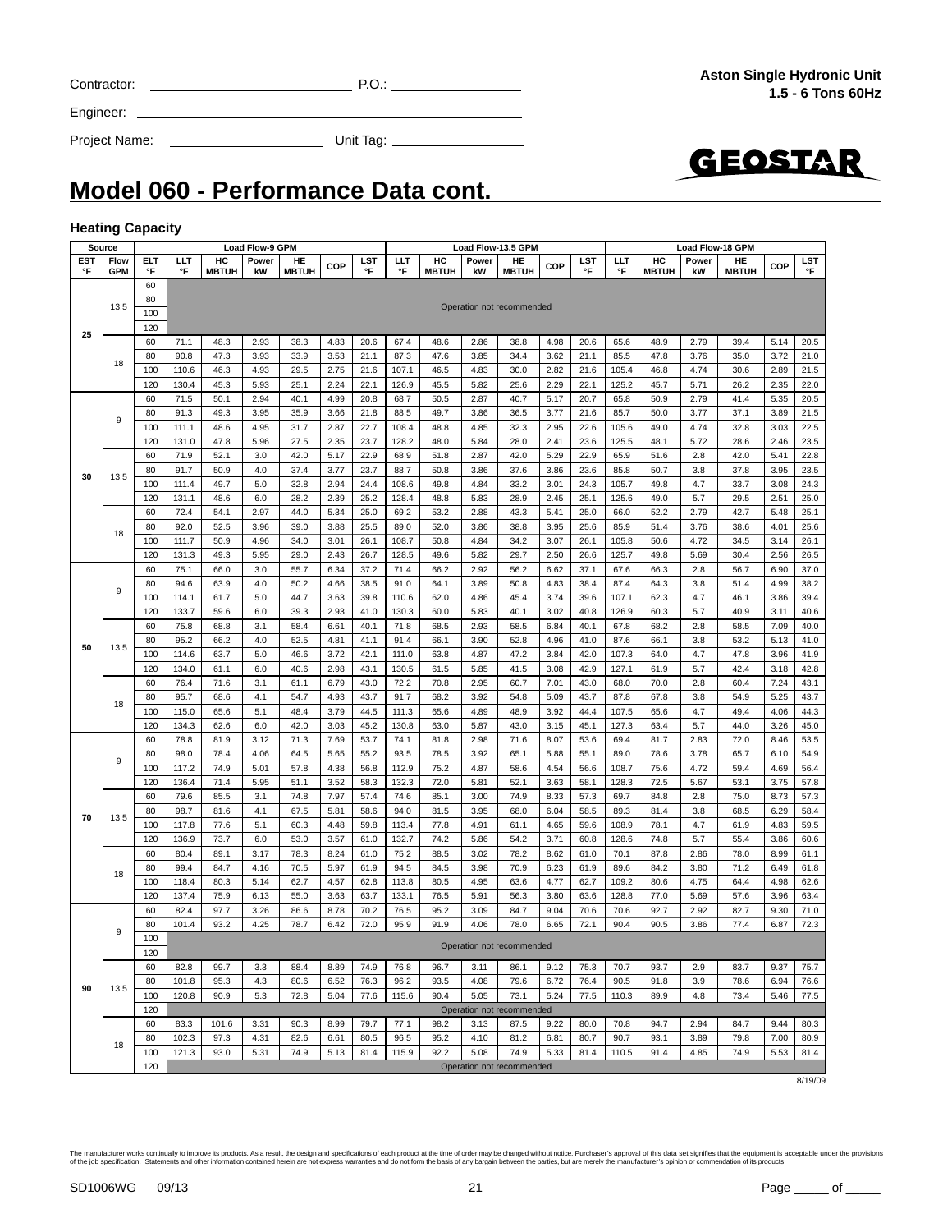Contractor: ____________________ P.O.: ____________

Engineer: ________________________________

Project Name: ______________ Unit Tag: ____________

**Aston Single Hydronic Unit**
**1.5 - 6 Tons 60Hz**

GEOSTAR

# Model 060 - Performance Data cont.

### Heating Capacity

| Source | | | Load Flow-9 GPM | | | | | | Load Flow-13.5 GPM | | | | | | Load Flow-18 GPM | | | | | |
|---|---|---|---|---|---|---|---|---|---|---|---|---|---|---|---|---|---|---|---|---|
| EST °F | Flow GPM | ELT °F | LLT °F | HC MBTUH | Power kW | HE MBTUH | COP | LST °F | LLT °F | HC MBTUH | Power kW | HE MBTUH | COP | LST °F | LLT °F | HC MBTUH | Power kW | HE MBTUH | COP | LST °F |
| 25 | 13.5 | 60 | Operation not recommended | | | | | | | | | | | | | | | | | |
| | | 80 | Operation not recommended | | | | | | | | | | | | | | | | | |
| | | 100 | Operation not recommended | | | | | | | | | | | | | | | | | |
| | | 120 | Operation not recommended | | | | | | | | | | | | | | | | | |
| | 18 | 60 | 71.1 | 48.3 | 2.93 | 38.3 | 4.83 | 20.6 | 67.4 | 48.6 | 2.86 | 38.8 | 4.98 | 20.6 | 65.6 | 48.9 | 2.79 | 39.4 | 5.14 | 20.5 |
| | | 80 | 90.8 | 47.3 | 3.93 | 33.9 | 3.53 | 21.1 | 87.3 | 47.6 | 3.85 | 34.4 | 3.62 | 21.1 | 85.5 | 47.8 | 3.76 | 35.0 | 3.72 | 21.0 |
| | | 100 | 110.6 | 46.3 | 4.93 | 29.5 | 2.75 | 21.6 | 107.1 | 46.5 | 4.83 | 30.0 | 2.82 | 21.6 | 105.4 | 46.8 | 4.74 | 30.6 | 2.89 | 21.5 |
| | | 120 | 130.4 | 45.3 | 5.93 | 25.1 | 2.24 | 22.1 | 126.9 | 45.5 | 5.82 | 25.6 | 2.29 | 22.1 | 125.2 | 45.7 | 5.71 | 26.2 | 2.35 | 22.0 |
| 30 | 9 | 60 | 71.5 | 50.1 | 2.94 | 40.1 | 4.99 | 20.8 | 68.7 | 50.5 | 2.87 | 40.7 | 5.17 | 20.7 | 65.8 | 50.9 | 2.79 | 41.4 | 5.35 | 20.5 |
| | | 80 | 91.3 | 49.3 | 3.95 | 35.9 | 3.66 | 21.8 | 88.5 | 49.7 | 3.86 | 36.5 | 3.77 | 21.6 | 85.7 | 50.0 | 3.77 | 37.1 | 3.89 | 21.5 |
| | | 100 | 111.1 | 48.6 | 4.95 | 31.7 | 2.87 | 22.7 | 108.4 | 48.8 | 4.85 | 32.3 | 2.95 | 22.6 | 105.6 | 49.0 | 4.74 | 32.8 | 3.03 | 22.5 |
| | | 120 | 131.0 | 47.8 | 5.96 | 27.5 | 2.35 | 23.7 | 128.2 | 48.0 | 5.84 | 28.0 | 2.41 | 23.6 | 125.5 | 48.1 | 5.72 | 28.6 | 2.46 | 23.5 |
| | 13.5 | 60 | 71.9 | 52.1 | 3.0 | 42.0 | 5.17 | 22.9 | 68.9 | 51.8 | 2.87 | 42.0 | 5.29 | 22.9 | 65.9 | 51.6 | 2.8 | 42.0 | 5.41 | 22.8 |
| | | 80 | 91.7 | 50.9 | 4.0 | 37.4 | 3.77 | 23.7 | 88.7 | 50.8 | 3.86 | 37.6 | 3.86 | 23.6 | 85.8 | 50.7 | 3.8 | 37.8 | 3.95 | 23.5 |
| | | 100 | 111.4 | 49.7 | 5.0 | 32.8 | 2.94 | 24.4 | 108.6 | 49.8 | 4.84 | 33.2 | 3.01 | 24.3 | 105.7 | 49.8 | 4.7 | 33.7 | 3.08 | 24.3 |
| | | 120 | 131.1 | 48.6 | 6.0 | 28.2 | 2.39 | 25.2 | 128.4 | 48.8 | 5.83 | 28.9 | 2.45 | 25.1 | 125.6 | 49.0 | 5.7 | 29.5 | 2.51 | 25.0 |
| | 18 | 60 | 72.4 | 54.1 | 2.97 | 44.0 | 5.34 | 25.0 | 69.2 | 53.2 | 2.88 | 43.3 | 5.41 | 25.0 | 66.0 | 52.2 | 2.79 | 42.7 | 5.48 | 25.1 |
| | | 80 | 92.0 | 52.5 | 3.96 | 39.0 | 3.88 | 25.5 | 89.0 | 52.0 | 3.86 | 38.8 | 3.95 | 25.6 | 85.9 | 51.4 | 3.76 | 38.6 | 4.01 | 25.6 |
| | | 100 | 111.7 | 50.9 | 4.96 | 34.0 | 3.01 | 26.1 | 108.7 | 50.8 | 4.84 | 34.2 | 3.07 | 26.1 | 105.8 | 50.6 | 4.72 | 34.5 | 3.14 | 26.1 |
| | | 120 | 131.3 | 49.3 | 5.95 | 29.0 | 2.43 | 26.7 | 128.5 | 49.6 | 5.82 | 29.7 | 2.50 | 26.6 | 125.7 | 49.8 | 5.69 | 30.4 | 2.56 | 26.5 |
| 50 | 9 | 60 | 75.1 | 66.0 | 3.0 | 55.7 | 6.34 | 37.2 | 71.4 | 66.2 | 2.92 | 56.2 | 6.62 | 37.1 | 67.6 | 66.3 | 2.8 | 56.7 | 6.90 | 37.0 |
| | | 80 | 94.6 | 63.9 | 4.0 | 50.2 | 4.66 | 38.5 | 91.0 | 64.1 | 3.89 | 50.8 | 4.83 | 38.4 | 87.4 | 64.3 | 3.8 | 51.4 | 4.99 | 38.2 |
| | | 100 | 114.1 | 61.7 | 5.0 | 44.7 | 3.63 | 39.8 | 110.6 | 62.0 | 4.86 | 45.4 | 3.74 | 39.6 | 107.1 | 62.3 | 4.7 | 46.1 | 3.86 | 39.4 |
| | | 120 | 133.7 | 59.6 | 6.0 | 39.3 | 2.93 | 41.0 | 130.3 | 60.0 | 5.83 | 40.1 | 3.02 | 40.8 | 126.9 | 60.3 | 5.7 | 40.9 | 3.11 | 40.6 |
| | 13.5 | 60 | 75.8 | 68.8 | 3.1 | 58.4 | 6.61 | 40.1 | 71.8 | 68.5 | 2.93 | 58.5 | 6.84 | 40.1 | 67.8 | 68.2 | 2.8 | 58.5 | 7.09 | 40.0 |
| | | 80 | 95.2 | 66.2 | 4.0 | 52.5 | 4.81 | 41.1 | 91.4 | 66.1 | 3.90 | 52.8 | 4.96 | 41.0 | 87.6 | 66.1 | 3.8 | 53.2 | 5.13 | 41.0 |
| | | 100 | 114.6 | 63.7 | 5.0 | 46.6 | 3.72 | 42.1 | 111.0 | 63.8 | 4.87 | 47.2 | 3.84 | 42.0 | 107.3 | 64.0 | 4.7 | 47.8 | 3.96 | 41.9 |
| | | 120 | 134.0 | 61.1 | 6.0 | 40.6 | 2.98 | 43.1 | 130.5 | 61.5 | 5.85 | 41.5 | 3.08 | 42.9 | 127.1 | 61.9 | 5.7 | 42.4 | 3.18 | 42.8 |
| | 18 | 60 | 76.4 | 71.6 | 3.1 | 61.1 | 6.79 | 43.0 | 72.2 | 70.8 | 2.95 | 60.7 | 7.01 | 43.0 | 68.0 | 70.0 | 2.8 | 60.4 | 7.24 | 43.1 |
| | | 80 | 95.7 | 68.6 | 4.1 | 54.7 | 4.93 | 43.7 | 91.7 | 68.2 | 3.92 | 54.8 | 5.09 | 43.7 | 87.8 | 67.8 | 3.8 | 54.9 | 5.25 | 43.7 |
| | | 100 | 115.0 | 65.6 | 5.1 | 48.4 | 3.79 | 44.5 | 111.3 | 65.6 | 4.89 | 48.9 | 3.92 | 44.4 | 107.5 | 65.6 | 4.7 | 49.4 | 4.06 | 44.3 |
| | | 120 | 134.3 | 62.6 | 6.0 | 42.0 | 3.03 | 45.2 | 130.8 | 63.0 | 5.87 | 43.0 | 3.15 | 45.1 | 127.3 | 63.4 | 5.7 | 44.0 | 3.26 | 45.0 |
| 70 | 9 | 60 | 78.8 | 81.9 | 3.12 | 71.3 | 7.69 | 53.7 | 74.1 | 81.8 | 2.98 | 71.6 | 8.07 | 53.6 | 69.4 | 81.7 | 2.83 | 72.0 | 8.46 | 53.5 |
| | | 80 | 98.0 | 78.4 | 4.06 | 64.5 | 5.65 | 55.2 | 93.5 | 78.5 | 3.92 | 65.1 | 5.88 | 55.1 | 89.0 | 78.6 | 3.78 | 65.7 | 6.10 | 54.9 |
| | | 100 | 117.2 | 74.9 | 5.01 | 57.8 | 4.38 | 56.8 | 112.9 | 75.2 | 4.87 | 58.6 | 4.54 | 56.6 | 108.7 | 75.6 | 4.72 | 59.4 | 4.69 | 56.4 |
| | | 120 | 136.4 | 71.4 | 5.95 | 51.1 | 3.52 | 58.3 | 132.3 | 72.0 | 5.81 | 52.1 | 3.63 | 58.1 | 128.3 | 72.5 | 5.67 | 53.1 | 3.75 | 57.8 |
| | 13.5 | 60 | 79.6 | 85.5 | 3.1 | 74.8 | 7.97 | 57.4 | 74.6 | 85.1 | 3.00 | 74.9 | 8.33 | 57.3 | 69.7 | 84.8 | 2.8 | 75.0 | 8.73 | 57.3 |
| | | 80 | 98.7 | 81.6 | 4.1 | 67.5 | 5.81 | 58.6 | 94.0 | 81.5 | 3.95 | 68.0 | 6.04 | 58.5 | 89.3 | 81.4 | 3.8 | 68.5 | 6.29 | 58.4 |
| | | 100 | 117.8 | 77.6 | 5.1 | 60.3 | 4.48 | 59.8 | 113.4 | 77.8 | 4.91 | 61.1 | 4.65 | 59.6 | 108.9 | 78.1 | 4.7 | 61.9 | 4.83 | 59.5 |
| | | 120 | 136.9 | 73.7 | 6.0 | 53.0 | 3.57 | 61.0 | 132.7 | 74.2 | 5.86 | 54.2 | 3.71 | 60.8 | 128.6 | 74.8 | 5.7 | 55.4 | 3.86 | 60.6 |
| | 18 | 60 | 80.4 | 89.1 | 3.17 | 78.3 | 8.24 | 61.0 | 75.2 | 88.5 | 3.02 | 78.2 | 8.62 | 61.0 | 70.1 | 87.8 | 2.86 | 78.0 | 8.99 | 61.1 |
| | | 80 | 99.4 | 84.7 | 4.16 | 70.5 | 5.97 | 61.9 | 94.5 | 84.5 | 3.98 | 70.9 | 6.23 | 61.9 | 89.6 | 84.2 | 3.80 | 71.2 | 6.49 | 61.8 |
| | | 100 | 118.4 | 80.3 | 5.14 | 62.7 | 4.57 | 62.8 | 113.8 | 80.5 | 4.95 | 63.6 | 4.77 | 62.7 | 109.2 | 80.6 | 4.75 | 64.4 | 4.98 | 62.6 |
| | | 120 | 137.4 | 75.9 | 6.13 | 55.0 | 3.63 | 63.7 | 133.1 | 76.5 | 5.91 | 56.3 | 3.80 | 63.6 | 128.8 | 77.0 | 5.69 | 57.6 | 3.96 | 63.4 |
| 90 | 9 | 60 | 82.4 | 97.7 | 3.26 | 86.6 | 8.78 | 70.2 | 76.5 | 95.2 | 3.09 | 84.7 | 9.04 | 70.6 | 70.6 | 92.7 | 2.92 | 82.7 | 9.30 | 71.0 |
| | | 80 | 101.4 | 93.2 | 4.25 | 78.7 | 6.42 | 72.0 | 95.9 | 91.9 | 4.06 | 78.0 | 6.65 | 72.1 | 90.4 | 90.5 | 3.86 | 77.4 | 6.87 | 72.3 |
| | | 100 | Operation not recommended | | | | | | | | | | | | | | | | | |
| | | 120 | Operation not recommended | | | | | | | | | | | | | | | | | |
| | 13.5 | 60 | 82.8 | 99.7 | 3.3 | 88.4 | 8.89 | 74.9 | 76.8 | 96.7 | 3.11 | 86.1 | 9.12 | 75.3 | 70.7 | 93.7 | 2.9 | 83.7 | 9.37 | 75.7 |
| | | 80 | 101.8 | 95.3 | 4.3 | 80.6 | 6.52 | 76.3 | 96.2 | 93.5 | 4.08 | 79.6 | 6.72 | 76.4 | 90.5 | 91.8 | 3.9 | 78.6 | 6.94 | 76.6 |
| | | 100 | 120.8 | 90.9 | 5.3 | 72.8 | 5.04 | 77.6 | 115.6 | 90.4 | 5.05 | 73.1 | 5.24 | 77.5 | 110.3 | 89.9 | 4.8 | 73.4 | 5.46 | 77.5 |
| | | 120 | Operation not recommended | | | | | | | | | | | | | | | | | |
| | 18 | 60 | 83.3 | 101.6 | 3.31 | 90.3 | 8.99 | 79.7 | 77.1 | 98.2 | 3.13 | 87.5 | 9.22 | 80.0 | 70.8 | 94.7 | 2.94 | 84.7 | 9.44 | 80.3 |
| | | 80 | 102.3 | 97.3 | 4.31 | 82.6 | 6.61 | 80.5 | 96.5 | 95.2 | 4.10 | 81.2 | 6.81 | 80.7 | 90.7 | 93.1 | 3.89 | 79.8 | 7.00 | 80.9 |
| | | 100 | 121.3 | 93.0 | 5.31 | 74.9 | 5.13 | 81.4 | 115.9 | 92.2 | 5.08 | 74.9 | 5.33 | 81.4 | 110.5 | 91.4 | 4.85 | 74.9 | 5.53 | 81.4 |
| | | 120 | Operation not recommended | | | | | | | | | | | | | | | | | |

8/19/09

The manufacturer works continually to improve its products. As a result, the design and specifications of each product at the time of order may be changed without notice. Purchaser's approval of this data set signifies that the equipment is acceptable under the provisions of the job specification. Statements and other information contained herein are not express warranties and do not form the basis of any bargain between the parties, but are merely the manufacturer's opinion or commendation of its products.

SD1006WG 09/13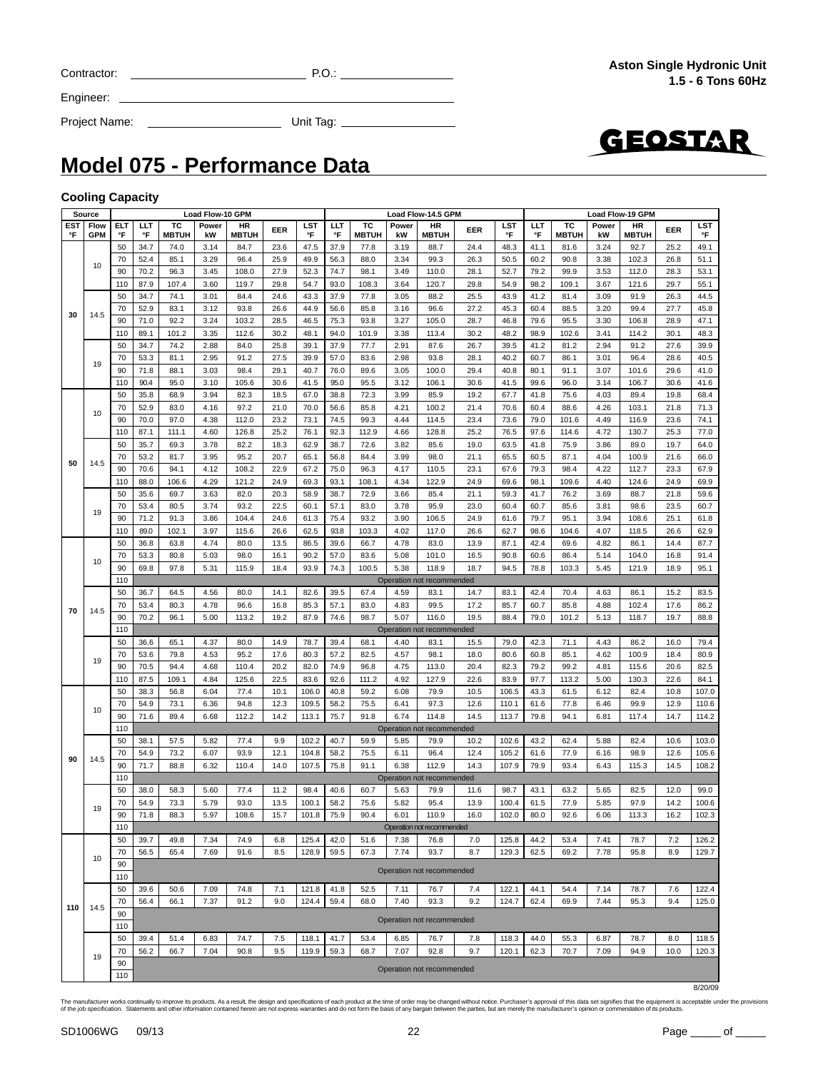Contractor: ______________________ P.O.: ________________

Engineer: ________________________________________________

Project Name: __________________ Unit Tag: ________________

**Aston Single Hydronic Unit**
**1.5 - 6 Tons 60Hz**

GEOSTAR

# Model 075 - Performance Data

### Cooling Capacity

| Source | | | Load Flow-10 GPM | | | | | | Load Flow-14.5 GPM | | | | | | Load Flow-19 GPM | | | | | |
|---|---|---|---|---|---|---|---|---|---|---|---|---|---|---|---|---|---|---|---|---|
| EST °F | Flow GPM | ELT °F | LLT °F | TC MBTUH | Power kW | HR MBTUH | EER | LST °F | LLT °F | TC MBTUH | Power kW | HR MBTUH | EER | LST °F | LLT °F | TC MBTUH | Power kW | HR MBTUH | EER | LST °F |
| 30 | 10 | 50 | 34.7 | 74.0 | 3.14 | 84.7 | 23.6 | 47.5 | 37.9 | 77.8 | 3.19 | 88.7 | 24.4 | 48.3 | 41.1 | 81.6 | 3.24 | 92.7 | 25.2 | 49.1 |
| | | 70 | 52.4 | 85.1 | 3.29 | 96.4 | 25.9 | 49.9 | 56.3 | 88.0 | 3.34 | 99.3 | 26.3 | 50.5 | 60.2 | 90.8 | 3.38 | 102.3 | 26.8 | 51.1 |
| | | 90 | 70.2 | 96.3 | 3.45 | 108.0 | 27.9 | 52.3 | 74.7 | 98.1 | 3.49 | 110.0 | 28.1 | 52.7 | 79.2 | 99.9 | 3.53 | 112.0 | 28.3 | 53.1 |
| | | 110 | 87.9 | 107.4 | 3.60 | 119.7 | 29.8 | 54.7 | 93.0 | 108.3 | 3.64 | 120.7 | 29.8 | 54.9 | 98.2 | 109.1 | 3.67 | 121.6 | 29.7 | 55.1 |
| | 14.5 | 50 | 34.7 | 74.1 | 3.01 | 84.4 | 24.6 | 43.3 | 37.9 | 77.8 | 3.05 | 88.2 | 25.5 | 43.9 | 41.2 | 81.4 | 3.09 | 91.9 | 26.3 | 44.5 |
| | | 70 | 52.9 | 83.1 | 3.12 | 93.8 | 26.6 | 44.9 | 56.6 | 85.8 | 3.16 | 96.6 | 27.2 | 45.3 | 60.4 | 88.5 | 3.20 | 99.4 | 27.7 | 45.8 |
| | | 90 | 71.0 | 92.2 | 3.24 | 103.2 | 28.5 | 46.5 | 75.3 | 93.8 | 3.27 | 105.0 | 28.7 | 46.8 | 79.6 | 95.5 | 3.30 | 106.8 | 28.9 | 47.1 |
| | | 110 | 89.1 | 101.2 | 3.35 | 112.6 | 30.2 | 48.1 | 94.0 | 101.9 | 3.38 | 113.4 | 30.2 | 48.2 | 98.9 | 102.6 | 3.41 | 114.2 | 30.1 | 48.3 |
| | 19 | 50 | 34.7 | 74.2 | 2.88 | 84.0 | 25.8 | 39.1 | 37.9 | 77.7 | 2.91 | 87.6 | 26.7 | 39.5 | 41.2 | 81.2 | 2.94 | 91.2 | 27.6 | 39.9 |
| | | 70 | 53.3 | 81.1 | 2.95 | 91.2 | 27.5 | 39.9 | 57.0 | 83.6 | 2.98 | 93.8 | 28.1 | 40.2 | 60.7 | 86.1 | 3.01 | 96.4 | 28.6 | 40.5 |
| | | 90 | 71.8 | 88.1 | 3.03 | 98.4 | 29.1 | 40.7 | 76.0 | 89.6 | 3.05 | 100.0 | 29.4 | 40.8 | 80.1 | 91.1 | 3.07 | 101.6 | 29.6 | 41.0 |
| | | 110 | 90.4 | 95.0 | 3.10 | 105.6 | 30.6 | 41.5 | 95.0 | 95.5 | 3.12 | 106.1 | 30.6 | 41.5 | 99.6 | 96.0 | 3.14 | 106.7 | 30.6 | 41.6 |
| 50 | 10 | 50 | 35.8 | 68.9 | 3.94 | 82.3 | 18.5 | 67.0 | 38.8 | 72.3 | 3.99 | 85.9 | 19.2 | 67.7 | 41.8 | 75.6 | 4.03 | 89.4 | 19.8 | 68.4 |
| | | 70 | 52.9 | 83.0 | 4.16 | 97.2 | 21.0 | 70.0 | 56.6 | 85.8 | 4.21 | 100.2 | 21.4 | 70.6 | 60.4 | 88.6 | 4.26 | 103.1 | 21.8 | 71.3 |
| | | 90 | 70.0 | 97.0 | 4.38 | 112.0 | 23.2 | 73.1 | 74.5 | 99.3 | 4.44 | 114.5 | 23.4 | 73.6 | 79.0 | 101.6 | 4.49 | 116.9 | 23.6 | 74.1 |
| | | 110 | 87.1 | 111.1 | 4.60 | 126.8 | 25.2 | 76.1 | 92.3 | 112.9 | 4.66 | 128.8 | 25.2 | 76.5 | 97.6 | 114.6 | 4.72 | 130.7 | 25.3 | 77.0 |
| | 14.5 | 50 | 35.7 | 69.3 | 3.78 | 82.2 | 18.3 | 62.9 | 38.7 | 72.6 | 3.82 | 85.6 | 19.0 | 63.5 | 41.8 | 75.9 | 3.86 | 89.0 | 19.7 | 64.0 |
| | | 70 | 53.2 | 81.7 | 3.95 | 95.2 | 20.7 | 65.1 | 56.8 | 84.4 | 3.99 | 98.0 | 21.1 | 65.5 | 60.5 | 87.1 | 4.04 | 100.9 | 21.6 | 66.0 |
| | | 90 | 70.6 | 94.1 | 4.12 | 108.2 | 22.9 | 67.2 | 75.0 | 96.3 | 4.17 | 110.5 | 23.1 | 67.6 | 79.3 | 98.4 | 4.22 | 112.7 | 23.3 | 67.9 |
| | | 110 | 88.0 | 106.6 | 4.29 | 121.2 | 24.9 | 69.3 | 93.1 | 108.1 | 4.34 | 122.9 | 24.9 | 69.6 | 98.1 | 109.6 | 4.40 | 124.6 | 24.9 | 69.9 |
| | 19 | 50 | 35.6 | 69.7 | 3.63 | 82.0 | 20.3 | 58.9 | 38.7 | 72.9 | 3.66 | 85.4 | 21.1 | 59.3 | 41.7 | 76.2 | 3.69 | 88.7 | 21.8 | 59.6 |
| | | 70 | 53.4 | 80.5 | 3.74 | 93.2 | 22.5 | 60.1 | 57.1 | 83.0 | 3.78 | 95.9 | 23.0 | 60.4 | 60.7 | 85.6 | 3.81 | 98.6 | 23.5 | 60.7 |
| | | 90 | 71.2 | 91.3 | 3.86 | 104.4 | 24.6 | 61.3 | 75.4 | 93.2 | 3.90 | 106.5 | 24.9 | 61.6 | 79.7 | 95.1 | 3.94 | 108.6 | 25.1 | 61.8 |
| | | 110 | 89.0 | 102.1 | 3.97 | 115.6 | 26.6 | 62.5 | 93.8 | 103.3 | 4.02 | 117.0 | 26.6 | 62.7 | 98.6 | 104.6 | 4.07 | 118.5 | 26.6 | 62.9 |
| 70 | 10 | 50 | 36.8 | 63.8 | 4.74 | 80.0 | 13.5 | 86.5 | 39.6 | 66.7 | 4.78 | 83.0 | 13.9 | 87.1 | 42.4 | 69.6 | 4.82 | 86.1 | 14.4 | 87.7 |
| | | 70 | 53.3 | 80.8 | 5.03 | 98.0 | 16.1 | 90.2 | 57.0 | 83.6 | 5.08 | 101.0 | 16.5 | 90.8 | 60.6 | 86.4 | 5.14 | 104.0 | 16.8 | 91.4 |
| | | 90 | 69.8 | 97.8 | 5.31 | 115.9 | 18.4 | 93.9 | 74.3 | 100.5 | 5.38 | 118.9 | 18.7 | 94.5 | 78.8 | 103.3 | 5.45 | 121.9 | 18.9 | 95.1 |
| | | 110 | Operation not recommended | | | | | | | | | | | | | | | | | |
| | 14.5 | 50 | 36.7 | 64.5 | 4.56 | 80.0 | 14.1 | 82.6 | 39.5 | 67.4 | 4.59 | 83.1 | 14.7 | 83.1 | 42.4 | 70.4 | 4.63 | 86.1 | 15.2 | 83.5 |
| | | 70 | 53.4 | 80.3 | 4.78 | 96.6 | 16.8 | 85.3 | 57.1 | 83.0 | 4.83 | 99.5 | 17.2 | 85.7 | 60.7 | 85.8 | 4.88 | 102.4 | 17.6 | 86.2 |
| | | 90 | 70.2 | 96.1 | 5.00 | 113.2 | 19.2 | 87.9 | 74.6 | 98.7 | 5.07 | 116.0 | 19.5 | 88.4 | 79.0 | 101.2 | 5.13 | 118.7 | 19.7 | 88.8 |
| | | 110 | Operation not recommended | | | | | | | | | | | | | | | | | |
| | 19 | 50 | 36.6 | 65.1 | 4.37 | 80.0 | 14.9 | 78.7 | 39.4 | 68.1 | 4.40 | 83.1 | 15.5 | 79.0 | 42.3 | 71.1 | 4.43 | 86.2 | 16.0 | 79.4 |
| | | 70 | 53.6 | 79.8 | 4.53 | 95.2 | 17.6 | 80.3 | 57.2 | 82.5 | 4.57 | 98.1 | 18.0 | 80.6 | 60.8 | 85.1 | 4.62 | 100.9 | 18.4 | 80.9 |
| | | 90 | 70.5 | 94.4 | 4.68 | 110.4 | 20.2 | 82.0 | 74.9 | 96.8 | 4.75 | 113.0 | 20.4 | 82.3 | 79.2 | 99.2 | 4.81 | 115.6 | 20.6 | 82.5 |
| | | 110 | 87.5 | 109.1 | 4.84 | 125.6 | 22.5 | 83.6 | 92.6 | 111.2 | 4.92 | 127.9 | 22.6 | 83.9 | 97.7 | 113.2 | 5.00 | 130.3 | 22.6 | 84.1 |
| 90 | 10 | 50 | 38.3 | 56.8 | 6.04 | 77.4 | 10.1 | 106.0 | 40.8 | 59.2 | 6.08 | 79.9 | 10.5 | 106.5 | 43.3 | 61.5 | 6.12 | 82.4 | 10.8 | 107.0 |
| | | 70 | 54.9 | 73.1 | 6.36 | 94.8 | 12.3 | 109.5 | 58.2 | 75.5 | 6.41 | 97.3 | 12.6 | 110.1 | 61.6 | 77.8 | 6.46 | 99.9 | 12.9 | 110.6 |
| | | 90 | 71.6 | 89.4 | 6.68 | 112.2 | 14.2 | 113.1 | 75.7 | 91.8 | 6.74 | 114.8 | 14.5 | 113.7 | 79.8 | 94.1 | 6.81 | 117.4 | 14.7 | 114.2 |
| | | 110 | Operation not recommended | | | | | | | | | | | | | | | | | |
| | 14.5 | 50 | 38.1 | 57.5 | 5.82 | 77.4 | 9.9 | 102.2 | 40.7 | 59.9 | 5.85 | 79.9 | 10.2 | 102.6 | 43.2 | 62.4 | 5.88 | 82.4 | 10.6 | 103.0 |
| | | 70 | 54.9 | 73.2 | 6.07 | 93.9 | 12.1 | 104.8 | 58.2 | 75.5 | 6.11 | 96.4 | 12.4 | 105.2 | 61.6 | 77.9 | 6.16 | 98.9 | 12.6 | 105.6 |
| | | 90 | 71.7 | 88.8 | 6.32 | 110.4 | 14.0 | 107.5 | 75.8 | 91.1 | 6.38 | 112.9 | 14.3 | 107.9 | 79.9 | 93.4 | 6.43 | 115.3 | 14.5 | 108.2 |
| | | 110 | Operation not recommended | | | | | | | | | | | | | | | | | |
| | 19 | 50 | 38.0 | 58.3 | 5.60 | 77.4 | 11.2 | 98.4 | 40.6 | 60.7 | 5.63 | 79.9 | 11.6 | 98.7 | 43.1 | 63.2 | 5.65 | 82.5 | 12.0 | 99.0 |
| | | 70 | 54.9 | 73.3 | 5.79 | 93.0 | 13.5 | 100.1 | 58.2 | 75.6 | 5.82 | 95.4 | 13.9 | 100.4 | 61.5 | 77.9 | 5.85 | 97.9 | 14.2 | 100.6 |
| | | 90 | 71.8 | 88.3 | 5.97 | 108.6 | 15.7 | 101.8 | 75.9 | 90.4 | 6.01 | 110.9 | 16.0 | 102.0 | 80.0 | 92.6 | 6.06 | 113.3 | 16.2 | 102.3 |
| | | 110 | Operation not recommended | | | | | | | | | | | | | | | | | |
| 110 | 10 | 50 | 39.7 | 49.8 | 7.34 | 74.9 | 6.8 | 125.4 | 42.0 | 51.6 | 7.38 | 76.8 | 7.0 | 125.8 | 44.2 | 53.4 | 7.41 | 78.7 | 7.2 | 126.2 |
| | | 70 | 56.5 | 65.4 | 7.69 | 91.6 | 8.5 | 128.9 | 59.5 | 67.3 | 7.74 | 93.7 | 8.7 | 129.3 | 62.5 | 69.2 | 7.78 | 95.8 | 8.9 | 129.7 |
| | | 90 | Operation not recommended | | | | | | | | | | | | | | | | | |
| | | 110 | Operation not recommended | | | | | | | | | | | | | | | | | |
| | 14.5 | 50 | 39.6 | 50.6 | 7.09 | 74.8 | 7.1 | 121.8 | 41.8 | 52.5 | 7.11 | 76.7 | 7.4 | 122.1 | 44.1 | 54.4 | 7.14 | 78.7 | 7.6 | 122.4 |
| | | 70 | 56.4 | 66.1 | 7.37 | 91.2 | 9.0 | 124.4 | 59.4 | 68.0 | 7.40 | 93.3 | 9.2 | 124.7 | 62.4 | 69.9 | 7.44 | 95.3 | 9.4 | 125.0 |
| | | 90 | Operation not recommended | | | | | | | | | | | | | | | | | |
| | | 110 | Operation not recommended | | | | | | | | | | | | | | | | | |
| | 19 | 50 | 39.4 | 51.4 | 6.83 | 74.7 | 7.5 | 118.1 | 41.7 | 53.4 | 6.85 | 76.7 | 7.8 | 118.3 | 44.0 | 55.3 | 6.87 | 78.7 | 8.0 | 118.5 |
| | | 70 | 56.2 | 66.7 | 7.04 | 90.8 | 9.5 | 119.9 | 59.3 | 68.7 | 7.07 | 92.8 | 9.7 | 120.1 | 62.3 | 70.7 | 7.09 | 94.9 | 10.0 | 120.3 |
| | | 90 | Operation not recommended | | | | | | | | | | | | | | | | | |
| | | 110 | Operation not recommended | | | | | | | | | | | | | | | | | |

8/20/09

The manufacturer works continually to improve its products. As a result, the design and specifications of each product at the time of order may be changed without notice. Purchaser's approval of this data set signifies that the equipment is acceptable under the provisions of the job specification. Statements and other information contained herein are not express warranties and do not form the basis of any bargain between the parties, but are merely the manufacturer's opinion or commendation of its products.

SD1006WG 09/13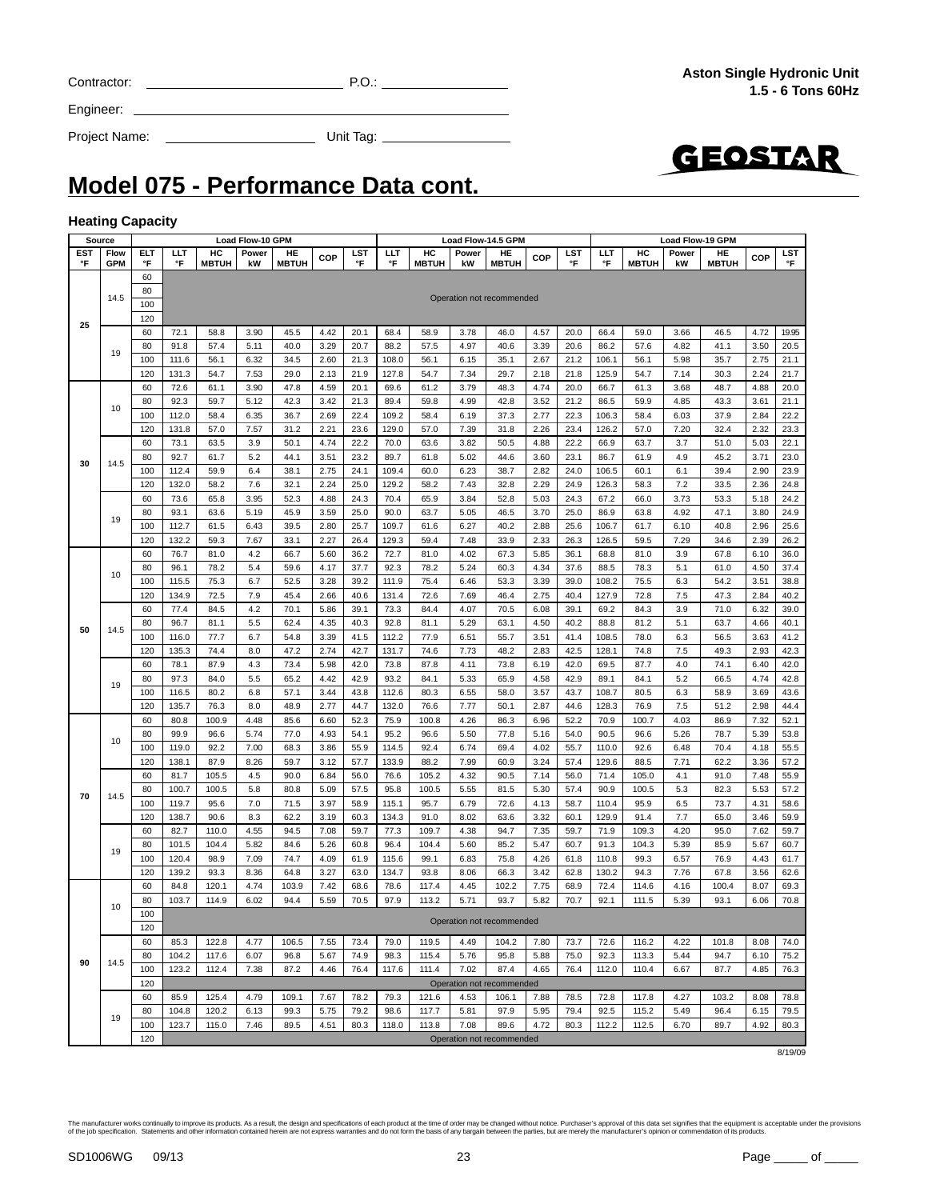Contractor: ____________________ P.O.: ____________

Engineer: ____________________

Project Name: ____________________ Unit Tag: ____________

**Aston Single Hydronic Unit**
**1.5 - 6 Tons 60Hz**

GEOSTAR

# Model 075 - Performance Data cont.

### Heating Capacity

| Source | | | Load Flow-10 GPM | | | | | | Load Flow-14.5 GPM | | | | | | Load Flow-19 GPM | | | | | |
|---|---|---|---|---|---|---|---|---|---|---|---|---|---|---|---|---|---|---|---|---|
| EST °F | Flow GPM | ELT °F | LLT °F | HC MBTUH | Power kW | HE MBTUH | COP | LST °F | LLT °F | HC MBTUH | Power kW | HE MBTUH | COP | LST °F | LLT °F | HC MBTUH | Power kW | HE MBTUH | COP | LST °F |
| 25 | 14.5 | 60 | Operation not recommended | | | | | | | | | | | | | | | | | |
| | | 80 | | | | | | | | | | | | | | | | | | |
| | | 100 | | | | | | | | | | | | | | | | | | |
| | | 120 | | | | | | | | | | | | | | | | | | |
| | 19 | 60 | 72.1 | 58.8 | 3.90 | 45.5 | 4.42 | 20.1 | 68.4 | 58.9 | 3.78 | 46.0 | 4.57 | 20.0 | 66.4 | 59.0 | 3.66 | 46.5 | 4.72 | 19.95 |
| | | 80 | 91.8 | 57.4 | 5.11 | 40.0 | 3.29 | 20.7 | 88.2 | 57.5 | 4.97 | 40.6 | 3.39 | 20.6 | 86.2 | 57.6 | 4.82 | 41.1 | 3.50 | 20.5 |
| | | 100 | 111.6 | 56.1 | 6.32 | 34.5 | 2.60 | 21.3 | 108.0 | 56.1 | 6.15 | 35.1 | 2.67 | 21.2 | 106.1 | 56.1 | 5.98 | 35.7 | 2.75 | 21.1 |
| | | 120 | 131.3 | 54.7 | 7.53 | 29.0 | 2.13 | 21.9 | 127.8 | 54.7 | 7.34 | 29.7 | 2.18 | 21.8 | 125.9 | 54.7 | 7.14 | 30.3 | 2.24 | 21.7 |
| 30 | 10 | 60 | 72.6 | 61.1 | 3.90 | 47.8 | 4.59 | 20.1 | 69.6 | 61.2 | 3.79 | 48.3 | 4.74 | 20.0 | 66.7 | 61.3 | 3.68 | 48.7 | 4.88 | 20.0 |
| | | 80 | 92.3 | 59.7 | 5.12 | 42.3 | 3.42 | 21.3 | 89.4 | 59.8 | 4.99 | 42.8 | 3.52 | 21.2 | 86.5 | 59.9 | 4.85 | 43.3 | 3.61 | 21.1 |
| | | 100 | 112.0 | 58.4 | 6.35 | 36.7 | 2.69 | 22.4 | 109.2 | 58.4 | 6.19 | 37.3 | 2.77 | 22.3 | 106.3 | 58.4 | 6.03 | 37.9 | 2.84 | 22.2 |
| | | 120 | 131.8 | 57.0 | 7.57 | 31.2 | 2.21 | 23.6 | 129.0 | 57.0 | 7.39 | 31.8 | 2.26 | 23.4 | 126.2 | 57.0 | 7.20 | 32.4 | 2.32 | 23.3 |
| | 14.5 | 60 | 73.1 | 63.5 | 3.9 | 50.1 | 4.74 | 22.2 | 70.0 | 63.6 | 3.82 | 50.5 | 4.88 | 22.2 | 66.9 | 63.7 | 3.7 | 51.0 | 5.03 | 22.1 |
| | | 80 | 92.7 | 61.7 | 5.2 | 44.1 | 3.51 | 23.2 | 89.7 | 61.8 | 5.02 | 44.6 | 3.60 | 23.1 | 86.7 | 61.9 | 4.9 | 45.2 | 3.71 | 23.0 |
| | | 100 | 112.4 | 59.9 | 6.4 | 38.1 | 2.75 | 24.1 | 109.4 | 60.0 | 6.23 | 38.7 | 2.82 | 24.0 | 106.5 | 60.1 | 6.1 | 39.4 | 2.90 | 23.9 |
| | | 120 | 132.0 | 58.2 | 7.6 | 32.1 | 2.24 | 25.0 | 129.2 | 58.2 | 7.43 | 32.8 | 2.29 | 24.9 | 126.3 | 58.3 | 7.2 | 33.5 | 2.36 | 24.8 |
| | 19 | 60 | 73.6 | 65.8 | 3.95 | 52.3 | 4.88 | 24.3 | 70.4 | 65.9 | 3.84 | 52.8 | 5.03 | 24.3 | 67.2 | 66.0 | 3.73 | 53.3 | 5.18 | 24.2 |
| | | 80 | 93.1 | 63.6 | 5.19 | 45.9 | 3.59 | 25.0 | 90.0 | 63.7 | 5.05 | 46.5 | 3.70 | 25.0 | 86.9 | 63.8 | 4.92 | 47.1 | 3.80 | 24.9 |
| | | 100 | 112.7 | 61.5 | 6.43 | 39.5 | 2.80 | 25.7 | 109.7 | 61.6 | 6.27 | 40.2 | 2.88 | 25.6 | 106.7 | 61.7 | 6.10 | 40.8 | 2.96 | 25.6 |
| | | 120 | 132.2 | 59.3 | 7.67 | 33.1 | 2.27 | 26.4 | 129.3 | 59.4 | 7.48 | 33.9 | 2.33 | 26.3 | 126.5 | 59.5 | 7.29 | 34.6 | 2.39 | 26.2 |
| 50 | 10 | 60 | 76.7 | 81.0 | 4.2 | 66.7 | 5.60 | 36.2 | 72.7 | 81.0 | 4.02 | 67.3 | 5.85 | 36.1 | 68.8 | 81.0 | 3.9 | 67.8 | 6.10 | 36.0 |
| | | 80 | 96.1 | 78.2 | 5.4 | 59.6 | 4.17 | 37.7 | 92.3 | 78.2 | 5.24 | 60.3 | 4.34 | 37.6 | 88.5 | 78.3 | 5.1 | 61.0 | 4.50 | 37.4 |
| | | 100 | 115.5 | 75.3 | 6.7 | 52.5 | 3.28 | 39.2 | 111.9 | 75.4 | 6.46 | 53.3 | 3.39 | 39.0 | 108.2 | 75.5 | 6.3 | 54.2 | 3.51 | 38.8 |
| | | 120 | 134.9 | 72.5 | 7.9 | 45.4 | 2.66 | 40.6 | 131.4 | 72.6 | 7.69 | 46.4 | 2.75 | 40.4 | 127.9 | 72.8 | 7.5 | 47.3 | 2.84 | 40.2 |
| | 14.5 | 60 | 77.4 | 84.5 | 4.2 | 70.1 | 5.86 | 39.1 | 73.3 | 84.4 | 4.07 | 70.5 | 6.08 | 39.1 | 69.2 | 84.3 | 3.9 | 71.0 | 6.32 | 39.0 |
| | | 80 | 96.7 | 81.1 | 5.5 | 62.4 | 4.35 | 40.3 | 92.8 | 81.1 | 5.29 | 63.1 | 4.50 | 40.2 | 88.8 | 81.2 | 5.1 | 63.7 | 4.66 | 40.1 |
| | | 100 | 116.0 | 77.7 | 6.7 | 54.8 | 3.39 | 41.5 | 112.2 | 77.9 | 6.51 | 55.7 | 3.51 | 41.4 | 108.5 | 78.0 | 6.3 | 56.5 | 3.63 | 41.2 |
| | | 120 | 135.3 | 74.4 | 8.0 | 47.2 | 2.74 | 42.7 | 131.7 | 74.6 | 7.73 | 48.2 | 2.83 | 42.5 | 128.1 | 74.8 | 7.5 | 49.3 | 2.93 | 42.3 |
| | 19 | 60 | 78.1 | 87.9 | 4.3 | 73.4 | 5.98 | 42.0 | 73.8 | 87.8 | 4.11 | 73.8 | 6.19 | 42.0 | 69.5 | 87.7 | 4.0 | 74.1 | 6.40 | 42.0 |
| | | 80 | 97.3 | 84.0 | 5.5 | 65.2 | 4.42 | 42.9 | 93.2 | 84.1 | 5.33 | 65.9 | 4.58 | 42.9 | 89.1 | 84.1 | 5.2 | 66.5 | 4.74 | 42.8 |
| | | 100 | 116.5 | 80.2 | 6.8 | 57.1 | 3.44 | 43.8 | 112.6 | 80.3 | 6.55 | 58.0 | 3.57 | 43.7 | 108.7 | 80.5 | 6.3 | 58.9 | 3.69 | 43.6 |
| | | 120 | 135.7 | 76.3 | 8.0 | 48.9 | 2.77 | 44.7 | 132.0 | 76.6 | 7.77 | 50.1 | 2.87 | 44.6 | 128.3 | 76.9 | 7.5 | 51.2 | 2.98 | 44.4 |
| 70 | 10 | 60 | 80.8 | 100.9 | 4.48 | 85.6 | 6.60 | 52.3 | 75.9 | 100.8 | 4.26 | 86.3 | 6.96 | 52.2 | 70.9 | 100.7 | 4.03 | 86.9 | 7.32 | 52.1 |
| | | 80 | 99.9 | 96.6 | 5.74 | 77.0 | 4.93 | 54.1 | 95.2 | 96.6 | 5.50 | 77.8 | 5.16 | 54.0 | 90.5 | 96.6 | 5.26 | 78.7 | 5.39 | 53.8 |
| | | 100 | 119.0 | 92.2 | 7.00 | 68.3 | 3.86 | 55.9 | 114.5 | 92.4 | 6.74 | 69.4 | 4.02 | 55.7 | 110.0 | 92.6 | 6.48 | 70.4 | 4.18 | 55.5 |
| | | 120 | 138.1 | 87.9 | 8.26 | 59.7 | 3.12 | 57.7 | 133.9 | 88.2 | 7.99 | 60.9 | 3.24 | 57.4 | 129.6 | 88.5 | 7.71 | 62.2 | 3.36 | 57.2 |
| | 14.5 | 60 | 81.7 | 105.5 | 4.5 | 90.0 | 6.84 | 56.0 | 76.6 | 105.2 | 4.32 | 90.5 | 7.14 | 56.0 | 71.4 | 105.0 | 4.1 | 91.0 | 7.48 | 55.9 |
| | | 80 | 100.7 | 100.5 | 5.8 | 80.8 | 5.09 | 57.5 | 95.8 | 100.5 | 5.55 | 81.5 | 5.30 | 57.4 | 90.9 | 100.5 | 5.3 | 82.3 | 5.53 | 57.2 |
| | | 100 | 119.7 | 95.6 | 7.0 | 71.5 | 3.97 | 58.9 | 115.1 | 95.7 | 6.79 | 72.6 | 4.13 | 58.7 | 110.4 | 95.9 | 6.5 | 73.7 | 4.31 | 58.6 |
| | | 120 | 138.7 | 90.6 | 8.3 | 62.2 | 3.19 | 60.3 | 134.3 | 91.0 | 8.02 | 63.6 | 3.32 | 60.1 | 129.9 | 91.4 | 7.7 | 65.0 | 3.46 | 59.9 |
| | 19 | 60 | 82.7 | 110.0 | 4.55 | 94.5 | 7.08 | 59.7 | 77.3 | 109.7 | 4.38 | 94.7 | 7.35 | 59.7 | 71.9 | 109.3 | 4.20 | 95.0 | 7.62 | 59.7 |
| | | 80 | 101.5 | 104.4 | 5.82 | 84.6 | 5.26 | 60.8 | 96.4 | 104.4 | 5.60 | 85.2 | 5.47 | 60.7 | 91.3 | 104.3 | 5.39 | 85.9 | 5.67 | 60.7 |
| | | 100 | 120.4 | 98.9 | 7.09 | 74.7 | 4.09 | 61.9 | 115.6 | 99.1 | 6.83 | 75.8 | 4.26 | 61.8 | 110.8 | 99.3 | 6.57 | 76.9 | 4.43 | 61.7 |
| | | 120 | 139.2 | 93.3 | 8.36 | 64.8 | 3.27 | 63.0 | 134.7 | 93.8 | 8.06 | 66.3 | 3.42 | 62.8 | 130.2 | 94.3 | 7.76 | 67.8 | 3.56 | 62.6 |
| 90 | 10 | 60 | 84.8 | 120.1 | 4.74 | 103.9 | 7.42 | 68.6 | 78.6 | 117.4 | 4.45 | 102.2 | 7.75 | 68.9 | 72.4 | 114.6 | 4.16 | 100.4 | 8.07 | 69.3 |
| | | 80 | 103.7 | 114.9 | 6.02 | 94.4 | 5.59 | 70.5 | 97.9 | 113.2 | 5.71 | 93.7 | 5.82 | 70.7 | 92.1 | 111.5 | 5.39 | 93.1 | 6.06 | 70.8 |
| | | 100 | Operation not recommended | | | | | | | | | | | | | | | | | |
| | | 120 | | | | | | | | | | | | | | | | | | |
| | 14.5 | 60 | 85.3 | 122.8 | 4.77 | 106.5 | 7.55 | 73.4 | 79.0 | 119.5 | 4.49 | 104.2 | 7.80 | 73.7 | 72.6 | 116.2 | 4.22 | 101.8 | 8.08 | 74.0 |
| | | 80 | 104.2 | 117.6 | 6.07 | 96.8 | 5.67 | 74.9 | 98.3 | 115.4 | 5.76 | 95.8 | 5.88 | 75.0 | 92.3 | 113.3 | 5.44 | 94.7 | 6.10 | 75.2 |
| | | 100 | 123.2 | 112.4 | 7.38 | 87.2 | 4.46 | 76.4 | 117.6 | 111.4 | 7.02 | 87.4 | 4.65 | 76.4 | 112.0 | 110.4 | 6.67 | 87.7 | 4.85 | 76.3 |
| | | 120 | Operation not recommended | | | | | | | | | | | | | | | | | |
| | 19 | 60 | 85.9 | 125.4 | 4.79 | 109.1 | 7.67 | 78.2 | 79.3 | 121.6 | 4.53 | 106.1 | 7.88 | 78.5 | 72.8 | 117.8 | 4.27 | 103.2 | 8.08 | 78.8 |
| | | 80 | 104.8 | 120.2 | 6.13 | 99.3 | 5.75 | 79.2 | 98.6 | 117.7 | 5.81 | 97.9 | 5.95 | 79.4 | 92.5 | 115.2 | 5.49 | 96.4 | 6.15 | 79.5 |
| | | 100 | 123.7 | 115.0 | 7.46 | 89.5 | 4.51 | 80.3 | 118.0 | 113.8 | 7.08 | 89.6 | 4.72 | 80.3 | 112.2 | 112.5 | 6.70 | 89.7 | 4.92 | 80.3 |
| | | 120 | Operation not recommended | | | | | | | | | | | | | | | | | |

8/19/09

The manufacturer works continually to improve its products. As a result, the design and specifications of each product at the time of order may be changed without notice. Purchaser's approval of this data set signifies that the equipment is acceptable under the provisions of the job specification. Statements and other information contained herein are not express warranties and do not form the basis of any bargain between the parties, but are merely the manufacturer's opinion or commendation of its products.

SD1006WG 09/13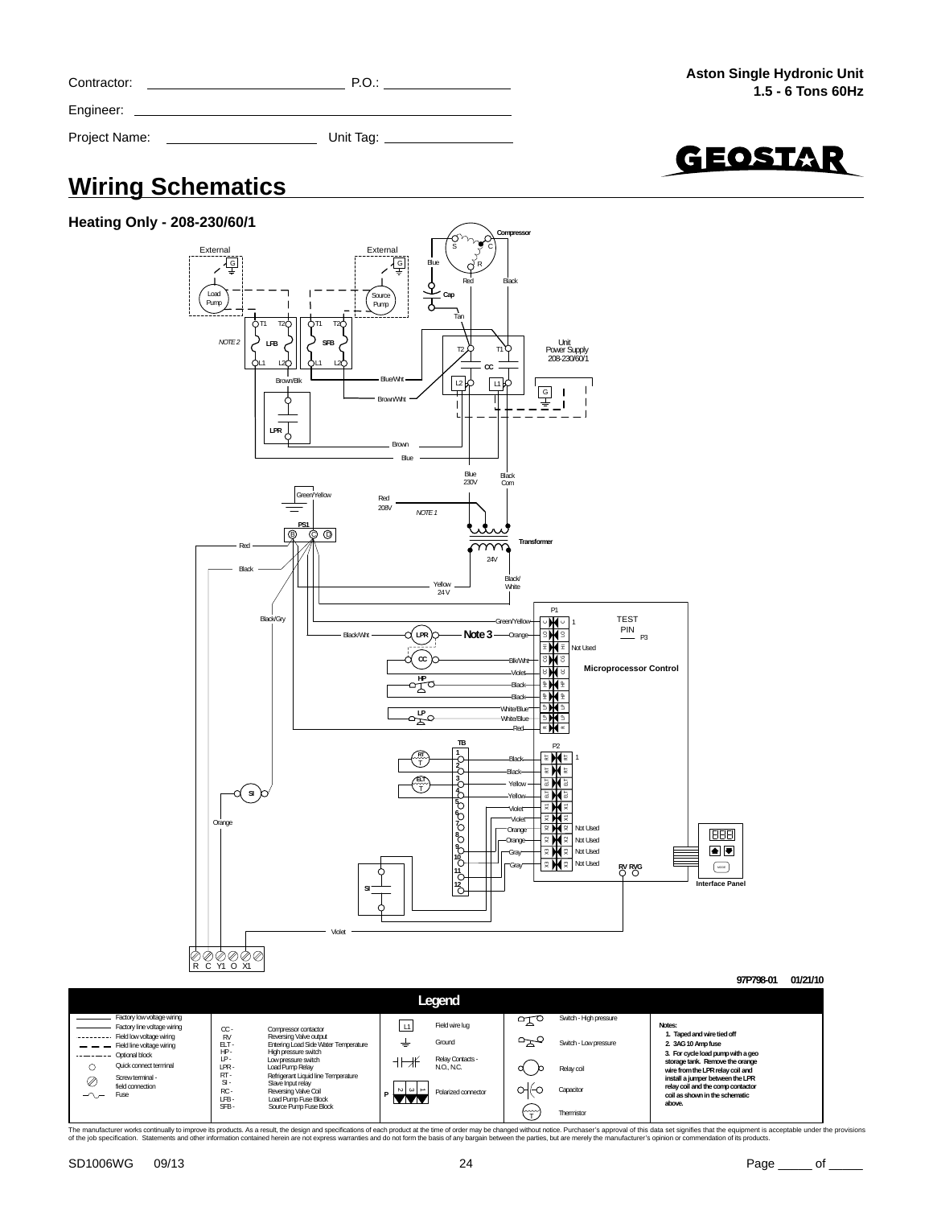Contractor: ______________________ P.O.: ______________

Engineer: ______________________________________

Project Name: ____________________ Unit Tag: ______________

**Aston Single Hydronic Unit**
**1.5 - 6 Tons 60Hz**

# Wiring Schematics

## Heating Only - 208-230/60/1

97P798-01 01/21/10

### Legend

| Symbol | Description |
|---|---|
| ———— | Factory low voltage wiring |
| ———— | Factory line voltage wiring |
| - - - - - | Field low voltage wiring |
| — — — | Field line voltage wiring |
| -·-·-·- | Optional block |
| ○ | Quick connect terminal |
| ⊘ | Screw terminal - field connection |
| ~ | Fuse |

| Abbreviation | Description |
|---|---|
| CC - | Compressor contactor |
| RV | Reversing Valve output |
| ELT - | Entering Load Side Water Temperature |
| HP - | High pressure switch |
| LP - | Low pressure switch |
| LPR - | Load Pump Relay |
| RT - | Refrigerant Liquid line Temperature |
| SI - | Slave Input relay |
| RC - | Reversing Valve Coil |
| LFB - | Load Pump Fuse Block |
| SFB - | Source Pump Fuse Block |

| Symbol | Description |
|---|---|
| L1 | Field wire lug |
| ⏚ | Ground |
| ⊣⊢ ⊣/⊢ | Relay Contacts - N.O., N.C. |
| P | Polarized connector |
| | Switch - High pressure |
| | Switch - Low pressure |
| | Relay coil |
| | Capacitor |
| | Thermistor |

**Notes:**

1. **Taped and wire tied off**
2. **3AG 10 Amp fuse**
3. **For cycle load pump with a geo storage tank. Remove the orange wire from the LPR relay coil and install a jumper between the LPR relay coil and the comp contactor coil as shown in the schematic above.**

The manufacturer works continually to improve its products. As a result, the design and specifications of each product at the time of order may be changed without notice. Purchaser's approval of this data set signifies that the equipment is acceptable under the provisions of the job specification. Statements and other information contained herein are not express warranties and do not form the basis of any bargain between the parties, but are merely the manufacturer's opinion or commendation of its products.

SD1006WG 09/13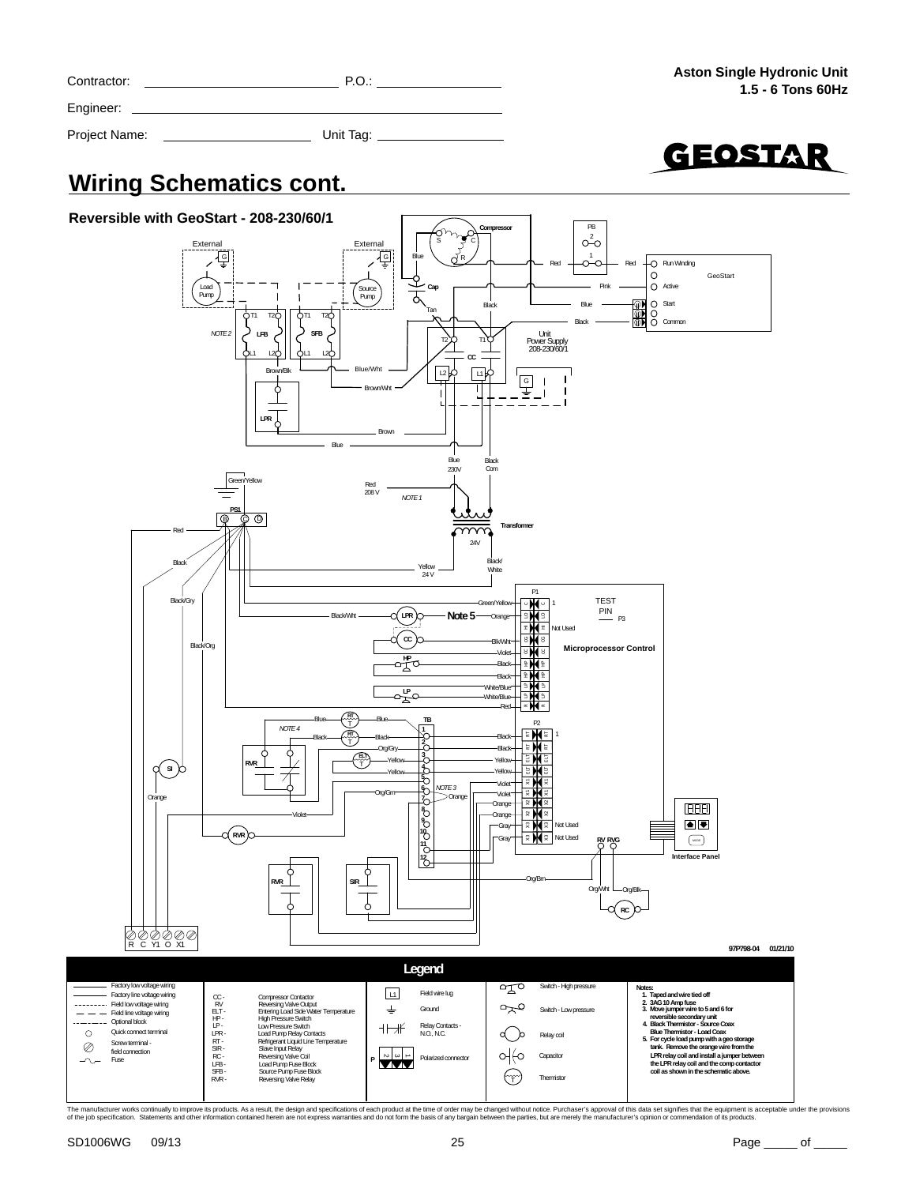Contractor: ______________________ P.O.: ________________

Engineer: ______________________________________________

Project Name: __________________ Unit Tag: ______________

**Aston Single Hydronic Unit**
**1.5 - 6 Tons 60Hz**

# Wiring Schematics cont.

## Reversible with GeoStart - 208-230/60/1

External | External | Compressor | S | C | R | PB | 2 | 1 | Red | Red | Run Winding | GeoStart | Active | Start | Common | Blue | Cap | Pink | Tan | Black | Blue | Black | Load Pump | Source Pump | G | T1 | T2 | LFB | SFB | L1 | L2 | NOTE 2 | T2 | T1 | CC | Unit Power Supply 208-230/60/1 | L2 | L1 | G | Brown/Blk | Blue/Wht | Brown/Wht | LPR | Brown | Blue | Blue 230V | Black Com | Green/Yellow | Red 208 V | NOTE 1 | Transformer | 24V | PS1 | B | C | D | Red | Black | Yellow 24 V | Black/White | Black/Gry | Black/Org | P1 | TEST PIN | P3 | Green/Yellow | Black/Wht | LPR | Note 5 | Orange | Not Used | CC | Blk/Wht | Violet | Microprocessor Control | HP | Black | Black | LP | White/Blue | White/Blue | Red | Blue | RT | Blue | TB | P2 | NOTE 4 | Black | RT | Black | Black | Org/Gry | Black | RVR | ELT | Yellow | Yellow | SI | Yellow | Yellow | Violet | Org/Grn | NOTE 3 | Violet | Orange | Orange | Orange | Violet | Orange | Gray | Not Used | RVR | Gray | Not Used | RV RVG | Interface Panel | Org/Brn | RVR | SIR | Org/Wht | Org/Blk | RC | R C Y1 O X1

97P798-04 01/21/10

### Legend

| Symbol | Description |
|---|---|
| — | Factory low voltage wiring |
| — | Factory line voltage wiring |
| - - - | Field low voltage wiring |
| — — — | Field line voltage wiring |
| -·-·- | Optional block |
| ○ | Quick connect terminal |
| ⊘ | Screw terminal - field connection |
| ~ | Fuse |

CC - Compressor Contactor
RV - Reversing Valve Output
ELT - Entering Load Side Water Temperature
HP - High Pressure Switch
LP - Low Pressure Switch
LPR - Load Pump Relay Contacts
RT - Refrigerant Liquid Line Temperature
SIR - Slave Input Relay
RC - Reversing Valve Coil
LFB - Load Pump Fuse Block
SFB - Source Pump Fuse Block
RVR - Reversing Valve Relay

L1 - Field wire lug
Ground
Relay Contacts - N.O., N.C.
P - Polarized connector
Switch - High pressure
Switch - Low pressure
Relay coil
Capacitor
Thermistor

**Notes:**
1. Taped and wire tied off
2. 3AG 10 Amp fuse
3. Move jumper wire to 5 and 6 for reversible secondary unit
4. Black Thermistor - Source Coax; Blue Thermistor - Load Coax
5. For cycle load pump with a geo storage tank. Remove the orange wire from the LPR relay coil and install a jumper between the LPR relay coil and the comp contactor coil as shown in the schematic above.

The manufacturer works continually to improve its products. As a result, the design and specifications of each product at the time of order may be changed without notice. Purchaser's approval of this data set signifies that the equipment is acceptable under the provisions of the job specification. Statements and other information contained herein are not express warranties and do not form the basis of any bargain between the parties, but are merely the manufacturer's opinion or commendation of its products.

SD1006WG 09/13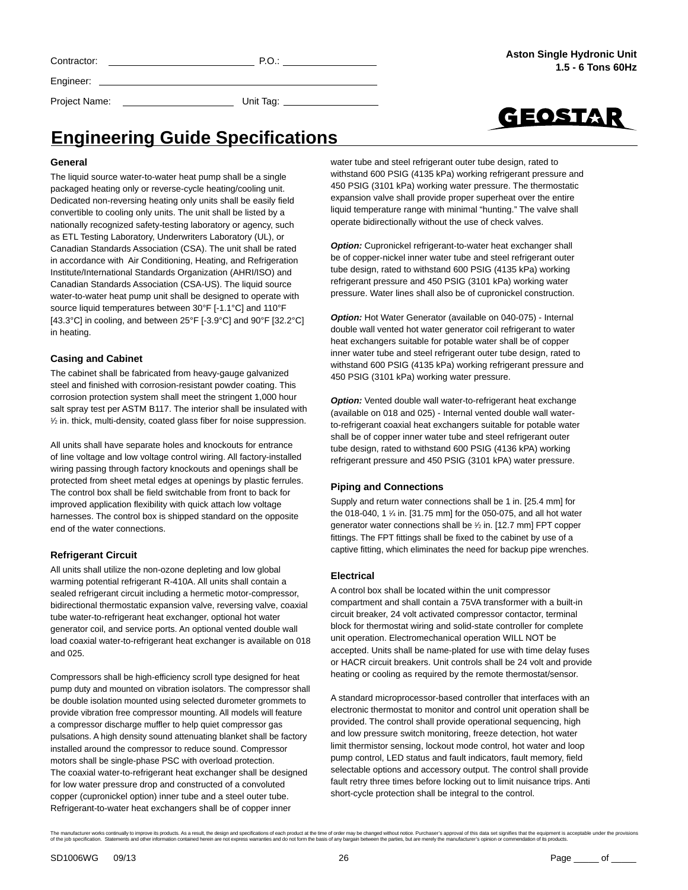Contractor: ____________________ P.O.: ____________________

Engineer: ____________________

Project Name: ____________________ Unit Tag: ____________________

**Aston Single Hydronic Unit**
**1.5 - 6 Tons 60Hz**

# Engineering Guide Specifications

### General

The liquid source water-to-water heat pump shall be a single packaged heating only or reverse-cycle heating/cooling unit. Dedicated non-reversing heating only units shall be easily field convertible to cooling only units. The unit shall be listed by a nationally recognized safety-testing laboratory or agency, such as ETL Testing Laboratory, Underwriters Laboratory (UL), or Canadian Standards Association (CSA). The unit shall be rated in accordance with Air Conditioning, Heating, and Refrigeration Institute/International Standards Organization (AHRI/ISO) and Canadian Standards Association (CSA-US). The liquid source water-to-water heat pump unit shall be designed to operate with source liquid temperatures between 30°F [-1.1°C] and 110°F [43.3°C] in cooling, and between 25°F [-3.9°C] and 90°F [32.2°C] in heating.

### Casing and Cabinet

The cabinet shall be fabricated from heavy-gauge galvanized steel and finished with corrosion-resistant powder coating. This corrosion protection system shall meet the stringent 1,000 hour salt spray test per ASTM B117. The interior shall be insulated with ½ in. thick, multi-density, coated glass fiber for noise suppression.

All units shall have separate holes and knockouts for entrance of line voltage and low voltage control wiring. All factory-installed wiring passing through factory knockouts and openings shall be protected from sheet metal edges at openings by plastic ferrules. The control box shall be field switchable from front to back for improved application flexibility with quick attach low voltage harnesses. The control box is shipped standard on the opposite end of the water connections.

### Refrigerant Circuit

All units shall utilize the non-ozone depleting and low global warming potential refrigerant R-410A. All units shall contain a sealed refrigerant circuit including a hermetic motor-compressor, bidirectional thermostatic expansion valve, reversing valve, coaxial tube water-to-refrigerant heat exchanger, optional hot water generator coil, and service ports. An optional vented double wall load coaxial water-to-refrigerant heat exchanger is available on 018 and 025.

Compressors shall be high-efficiency scroll type designed for heat pump duty and mounted on vibration isolators. The compressor shall be double isolation mounted using selected durometer grommets to provide vibration free compressor mounting. All models will feature a compressor discharge muffler to help quiet compressor gas pulsations. A high density sound attenuating blanket shall be factory installed around the compressor to reduce sound. Compressor motors shall be single-phase PSC with overload protection. The coaxial water-to-refrigerant heat exchanger shall be designed for low water pressure drop and constructed of a convoluted copper (cupronickel option) inner tube and a steel outer tube. Refrigerant-to-water heat exchangers shall be of copper inner water tube and steel refrigerant outer tube design, rated to withstand 600 PSIG (4135 kPa) working refrigerant pressure and 450 PSIG (3101 kPa) working water pressure. The thermostatic expansion valve shall provide proper superheat over the entire liquid temperature range with minimal "hunting." The valve shall operate bidirectionally without the use of check valves.

***Option:*** Cupronickel refrigerant-to-water heat exchanger shall be of copper-nickel inner water tube and steel refrigerant outer tube design, rated to withstand 600 PSIG (4135 kPa) working refrigerant pressure and 450 PSIG (3101 kPa) working water pressure. Water lines shall also be of cupronickel construction.

***Option:*** Hot Water Generator (available on 040-075) - Internal double wall vented hot water generator coil refrigerant to water heat exchangers suitable for potable water shall be of copper inner water tube and steel refrigerant outer tube design, rated to withstand 600 PSIG (4135 kPa) working refrigerant pressure and 450 PSIG (3101 kPa) working water pressure.

***Option:*** Vented double wall water-to-refrigerant heat exchange (available on 018 and 025) - Internal vented double wall water-to-refrigerant coaxial heat exchangers suitable for potable water shall be of copper inner water tube and steel refrigerant outer tube design, rated to withstand 600 PSIG (4136 kPA) working refrigerant pressure and 450 PSIG (3101 kPA) water pressure.

### Piping and Connections

Supply and return water connections shall be 1 in. [25.4 mm] for the 018-040, 1 ¼ in. [31.75 mm] for the 050-075, and all hot water generator water connections shall be ½ in. [12.7 mm] FPT copper fittings. The FPT fittings shall be fixed to the cabinet by use of a captive fitting, which eliminates the need for backup pipe wrenches.

### Electrical

A control box shall be located within the unit compressor compartment and shall contain a 75VA transformer with a built-in circuit breaker, 24 volt activated compressor contactor, terminal block for thermostat wiring and solid-state controller for complete unit operation. Electromechanical operation WILL NOT be accepted. Units shall be name-plated for use with time delay fuses or HACR circuit breakers. Unit controls shall be 24 volt and provide heating or cooling as required by the remote thermostat/sensor.

A standard microprocessor-based controller that interfaces with an electronic thermostat to monitor and control unit operation shall be provided. The control shall provide operational sequencing, high and low pressure switch monitoring, freeze detection, hot water limit thermistor sensing, lockout mode control, hot water and loop pump control, LED status and fault indicators, fault memory, field selectable options and accessory output. The control shall provide fault retry three times before locking out to limit nuisance trips. Anti short-cycle protection shall be integral to the control.

The manufacturer works continually to improve its products. As a result, the design and specifications of each product at the time of order may be changed without notice. Purchaser's approval of this data set signifies that the equipment is acceptable under the provisions of the job specification. Statements and other information contained herein are not express warranties and do not form the basis of any bargain between the parties, but are merely the manufacturer's opinion or commendation of its products.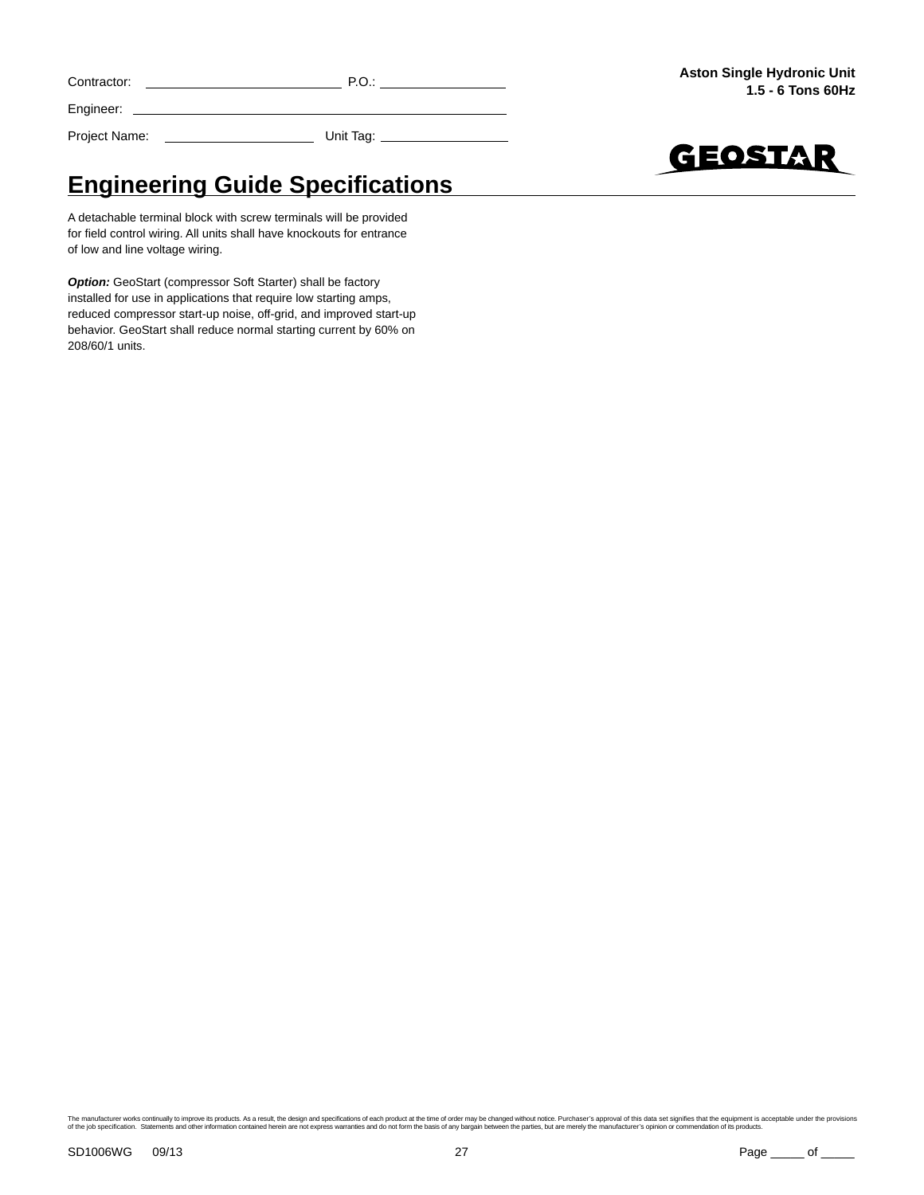Contractor: ____________________ P.O.: ______________

Engineer: ________________________________________

Project Name: ________________ Unit Tag: ______________

**Aston Single Hydronic Unit**
**1.5 - 6 Tons 60Hz**

## Engineering Guide Specifications

A detachable terminal block with screw terminals will be provided for field control wiring. All units shall have knockouts for entrance of low and line voltage wiring.

***Option:*** GeoStart (compressor Soft Starter) shall be factory installed for use in applications that require low starting amps, reduced compressor start-up noise, off-grid, and improved start-up behavior. GeoStart shall reduce normal starting current by 60% on 208/60/1 units.

The manufacturer works continually to improve its products. As a result, the design and specifications of each product at the time of order may be changed without notice. Purchaser's approval of this data set signifies that the equipment is acceptable under the provisions of the job specification. Statements and other information contained herein are not express warranties and do not form the basis of any bargain between the parties, but are merely the manufacturer's opinion or commendation of its products.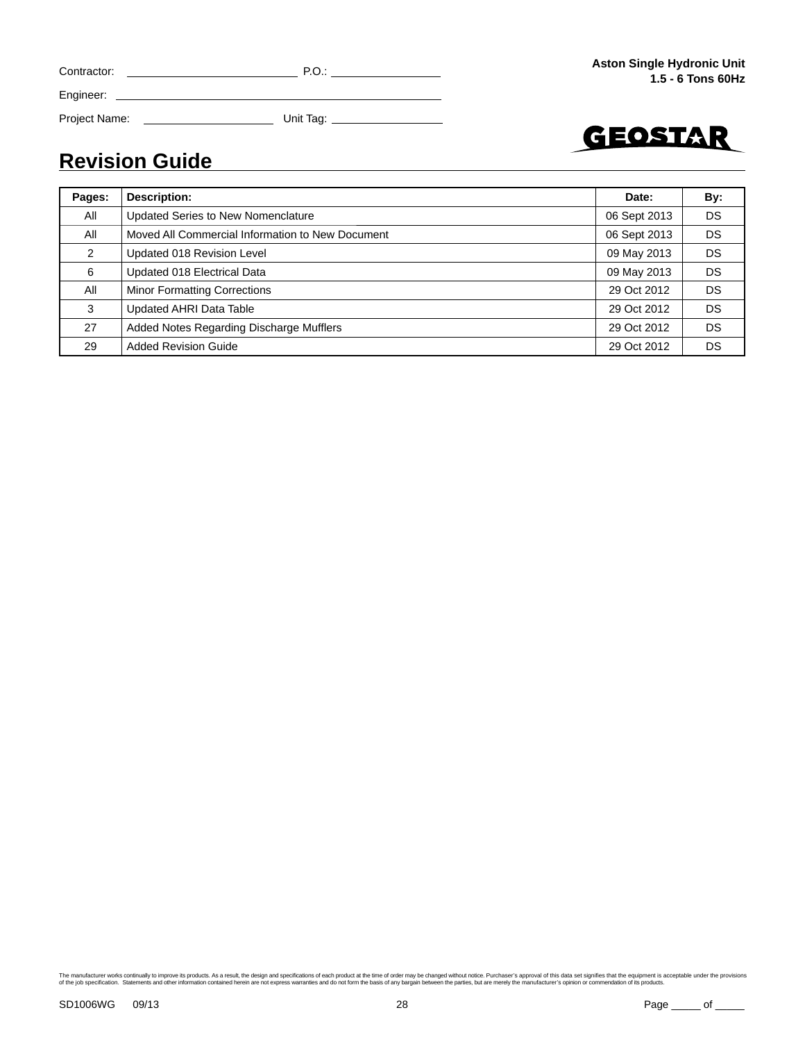Contractor: ____________________ P.O.: ____________

Engineer: ________________________________

Project Name: ________________ Unit Tag: ____________

**Aston Single Hydronic Unit**
**1.5 - 6 Tons 60Hz**

## Revision Guide

| Pages: | Description: | Date: | By: |
|---|---|---|---|
| All | Updated Series to New Nomenclature | 06 Sept 2013 | DS |
| All | Moved All Commercial Information to New Document | 06 Sept 2013 | DS |
| 2 | Updated 018 Revision Level | 09 May 2013 | DS |
| 6 | Updated 018 Electrical Data | 09 May 2013 | DS |
| All | Minor Formatting Corrections | 29 Oct 2012 | DS |
| 3 | Updated AHRI Data Table | 29 Oct 2012 | DS |
| 27 | Added Notes Regarding Discharge Mufflers | 29 Oct 2012 | DS |
| 29 | Added Revision Guide | 29 Oct 2012 | DS |

The manufacturer works continually to improve its products. As a result, the design and specifications of each product at the time of order may be changed without notice. Purchaser's approval of this data set signifies that the equipment is acceptable under the provisions of the job specification. Statements and other information contained herein are not express warranties and do not form the basis of any bargain between the parties, but are merely the manufacturer's opinion or commendation of its products.

SD1006WG 09/13